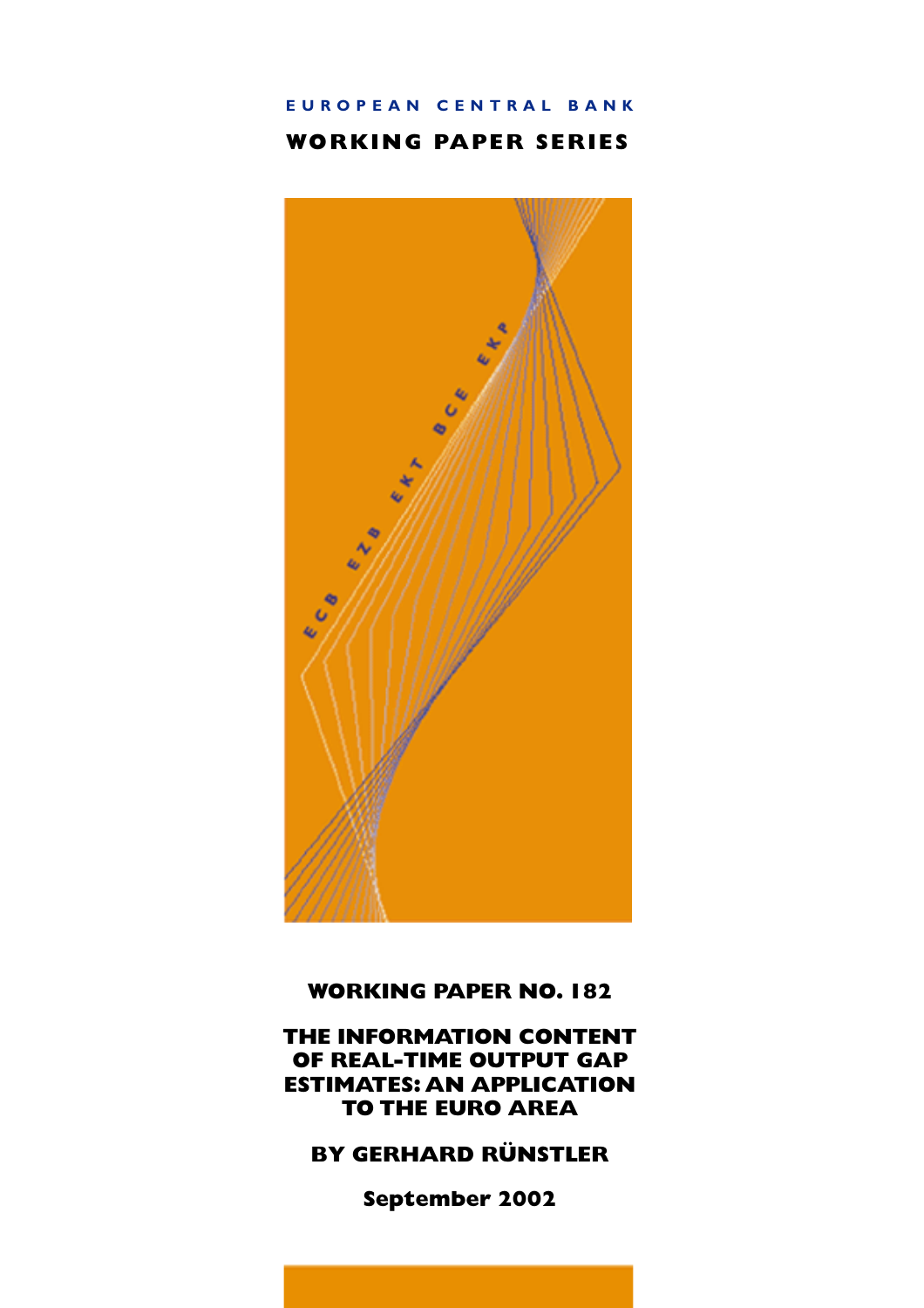**EUROPEAN CENTRAL BANK**

**WORKING PAPER SERIES**

ECB EZB EKT BCE EKP

**WORKING PAPER NO. 182**

# THE INFORMATION CONTENT OF REAL-TIME OUTPUT GAP ESTIMATES: AN APPLICATION TO THE EURO AREA

**BY GERHARD RÜNSTLER**

**September 2002**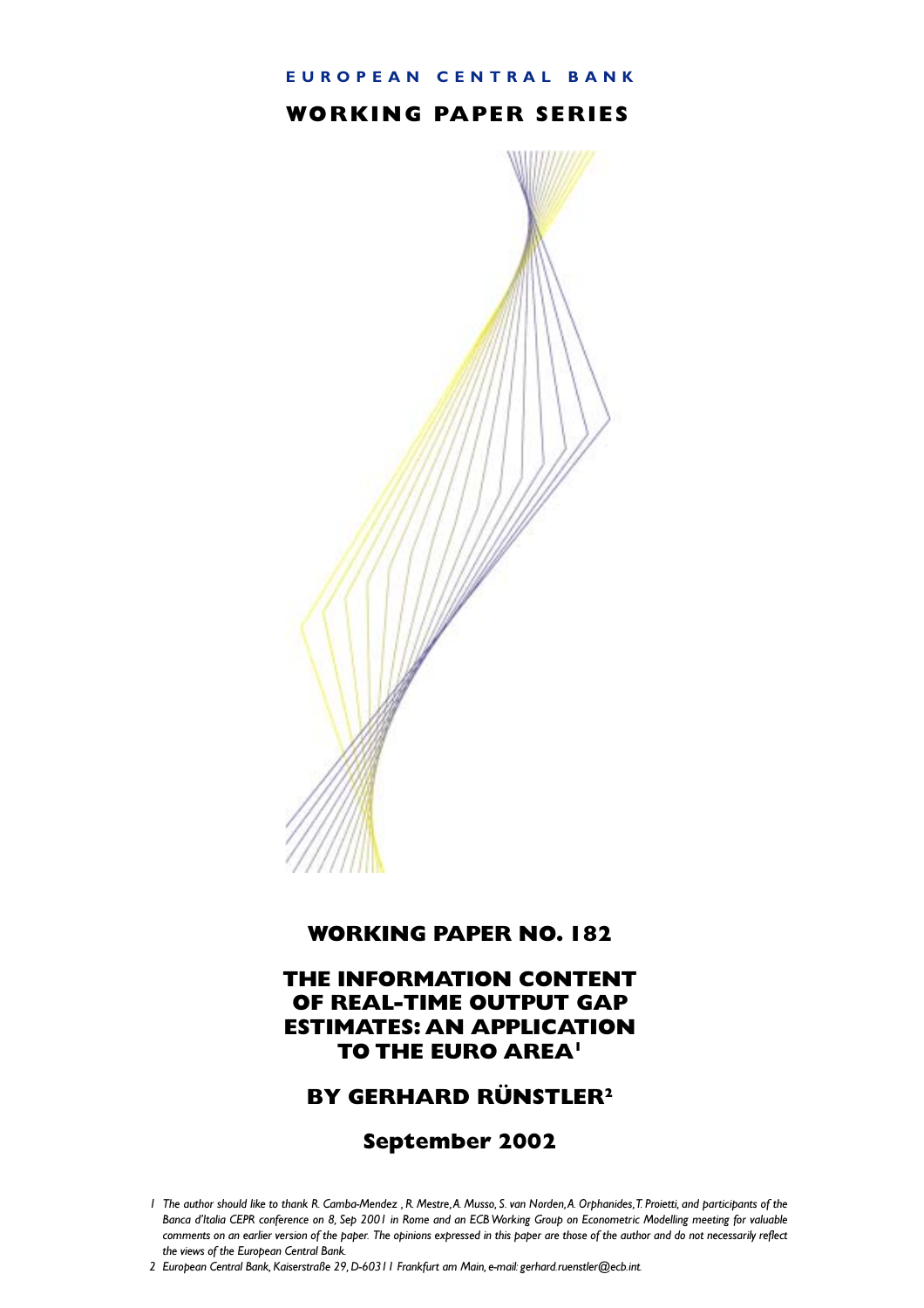**EUROPEAN CENTRAL BANK**

# WORKING PAPER SERIES

## WORKING PAPER NO. 182

# THE INFORMATION CONTENT OF REAL-TIME OUTPUT GAP ESTIMATES: AN APPLICATION TO THE EURO AREA[1]

## BY GERHARD RÜNSTLER[2]

**September 2002**

1 *The author should like to thank R. Camba-Mendez , R. Mestre, A. Musso, S. van Norden, A. Orphanides, T. Proietti, and participants of the Banca d'Italia CEPR conference on 8, Sep 2001 in Rome and an ECB Working Group on Econometric Modelling meeting for valuable comments on an earlier version of the paper. The opinions expressed in this paper are those of the author and do not necessarily reflect the views of the European Central Bank.*

2 *European Central Bank, Kaiserstraße 29, D-60311 Frankfurt am Main, e-mail: gerhard.ruenstler@ecb.int.*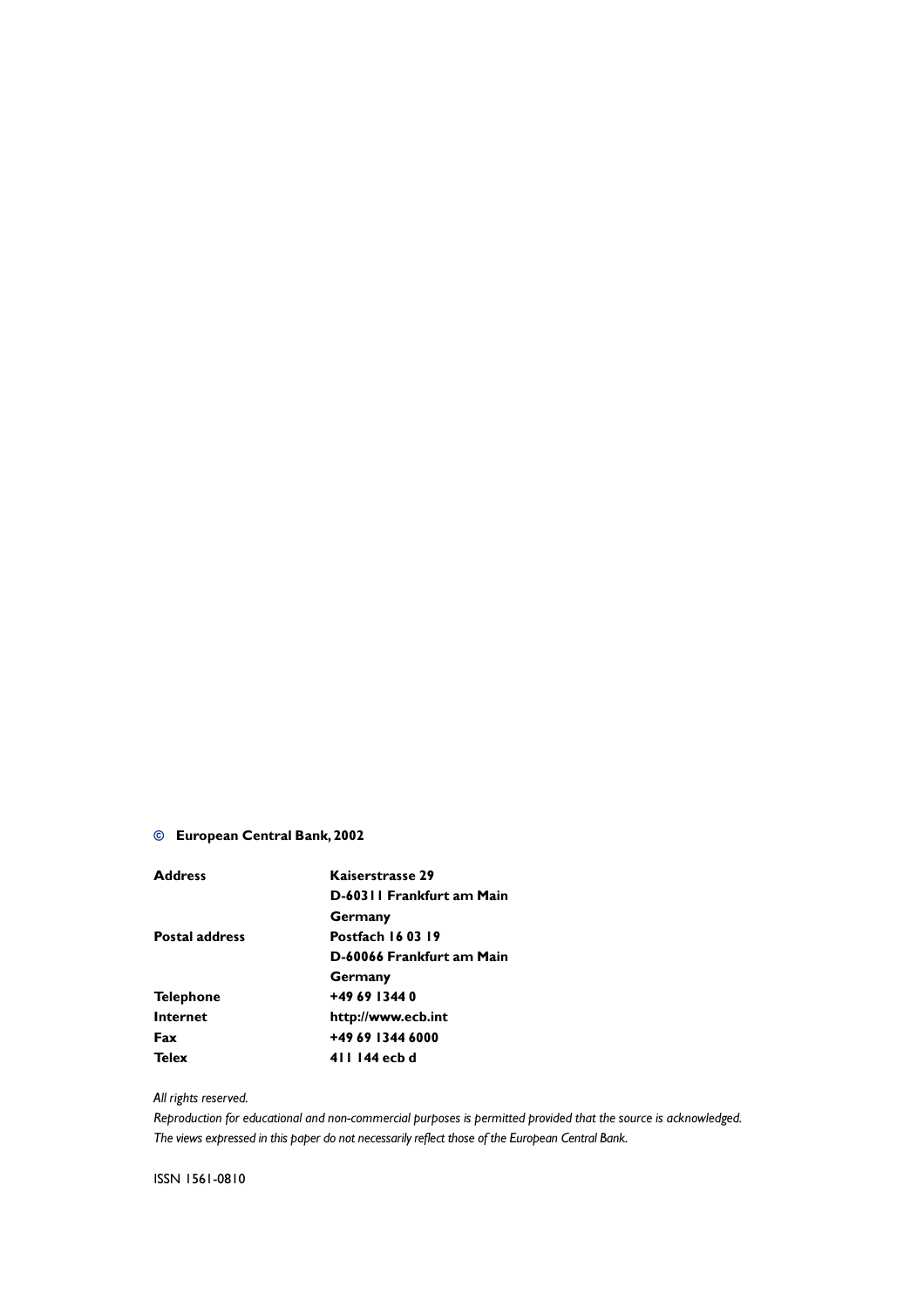**© European Central Bank, 2002**

| | |
|---|---|
| **Address** | **Kaiserstrasse 29** |
| | **D-60311 Frankfurt am Main** |
| | **Germany** |
| **Postal address** | **Postfach 16 03 19** |
| | **D-60066 Frankfurt am Main** |
| | **Germany** |
| **Telephone** | **+49 69 1344 0** |
| **Internet** | **http://www.ecb.int** |
| **Fax** | **+49 69 1344 6000** |
| **Telex** | **411 144 ecb d** |

*All rights reserved.*
*Reproduction for educational and non-commercial purposes is permitted provided that the source is acknowledged.*
*The views expressed in this paper do not necessarily reflect those of the European Central Bank.*

ISSN 1561-0810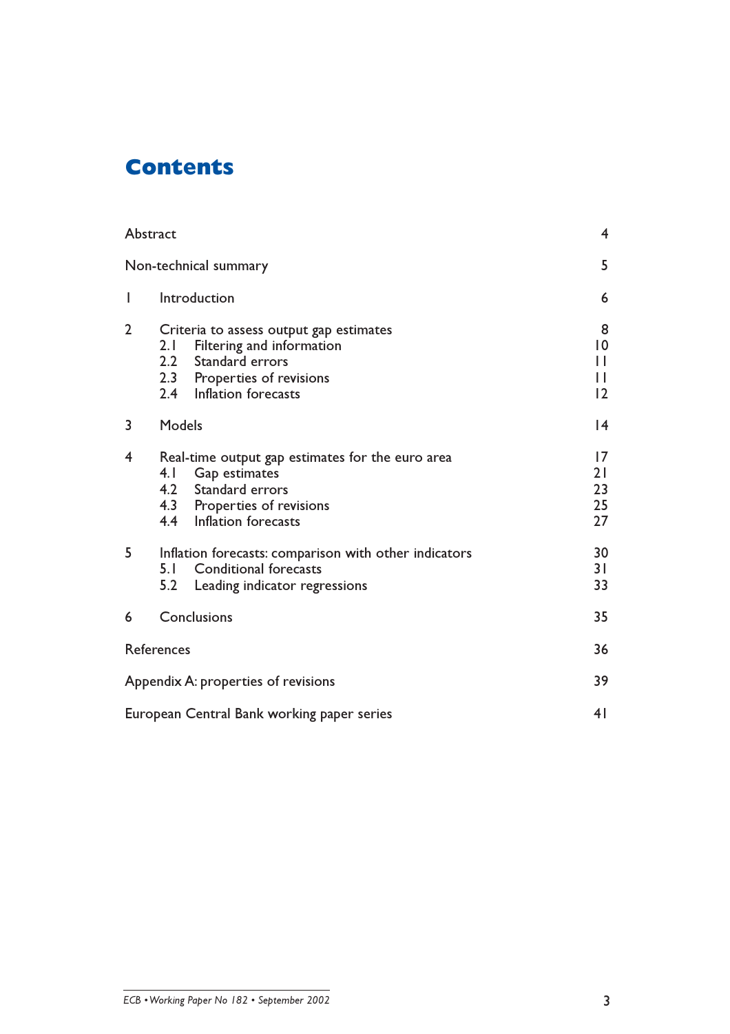# Contents

| | | |
|---|---|---|
| Abstract | | 4 |
| Non-technical summary | | 5 |
| 1 | Introduction | 6 |
| 2 | Criteria to assess output gap estimates | 8 |
| | 2.1 Filtering and information | 10 |
| | 2.2 Standard errors | 11 |
| | 2.3 Properties of revisions | 11 |
| | 2.4 Inflation forecasts | 12 |
| 3 | Models | 14 |
| 4 | Real-time output gap estimates for the euro area | 17 |
| | 4.1 Gap estimates | 21 |
| | 4.2 Standard errors | 23 |
| | 4.3 Properties of revisions | 25 |
| | 4.4 Inflation forecasts | 27 |
| 5 | Inflation forecasts: comparison with other indicators | 30 |
| | 5.1 Conditional forecasts | 31 |
| | 5.2 Leading indicator regressions | 33 |
| 6 | Conclusions | 35 |
| References | | 36 |
| Appendix A: properties of revisions | | 39 |
| European Central Bank working paper series | | 41 |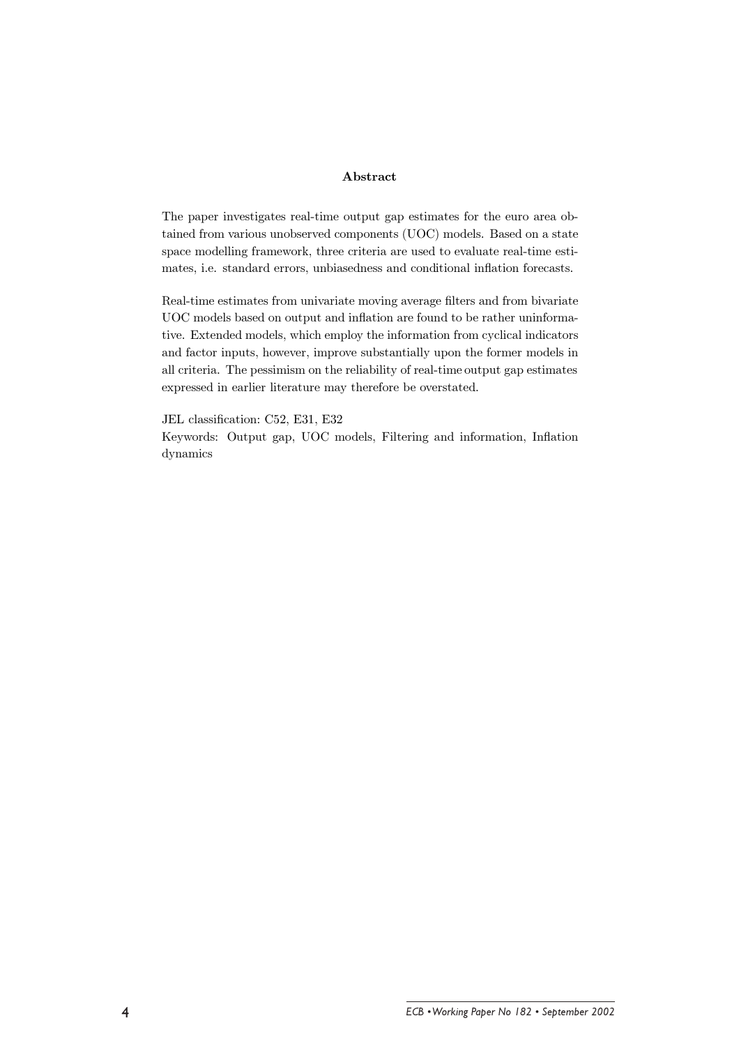## Abstract

The paper investigates real-time output gap estimates for the euro area obtained from various unobserved components (UOC) models. Based on a state space modelling framework, three criteria are used to evaluate real-time estimates, i.e. standard errors, unbiasedness and conditional inflation forecasts.

Real-time estimates from univariate moving average filters and from bivariate UOC models based on output and inflation are found to be rather uninformative. Extended models, which employ the information from cyclical indicators and factor inputs, however, improve substantially upon the former models in all criteria. The pessimism on the reliability of real-time output gap estimates expressed in earlier literature may therefore be overstated.

JEL classification: C52, E31, E32

Keywords: Output gap, UOC models, Filtering and information, Inflation dynamics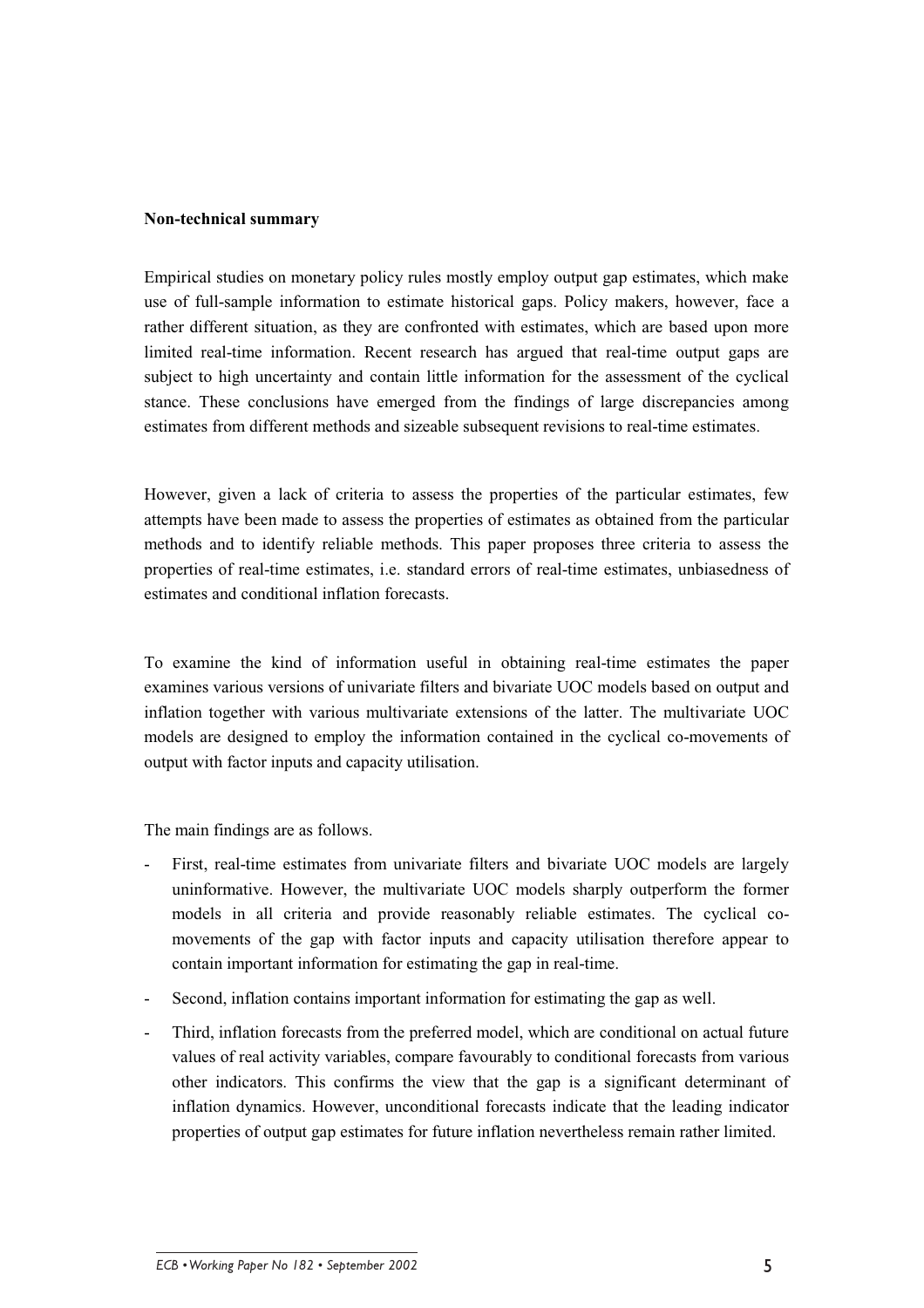**Non-technical summary**

Empirical studies on monetary policy rules mostly employ output gap estimates, which make use of full-sample information to estimate historical gaps. Policy makers, however, face a rather different situation, as they are confronted with estimates, which are based upon more limited real-time information. Recent research has argued that real-time output gaps are subject to high uncertainty and contain little information for the assessment of the cyclical stance. These conclusions have emerged from the findings of large discrepancies among estimates from different methods and sizeable subsequent revisions to real-time estimates.

However, given a lack of criteria to assess the properties of the particular estimates, few attempts have been made to assess the properties of estimates as obtained from the particular methods and to identify reliable methods. This paper proposes three criteria to assess the properties of real-time estimates, i.e. standard errors of real-time estimates, unbiasedness of estimates and conditional inflation forecasts.

To examine the kind of information useful in obtaining real-time estimates the paper examines various versions of univariate filters and bivariate UOC models based on output and inflation together with various multivariate extensions of the latter. The multivariate UOC models are designed to employ the information contained in the cyclical co-movements of output with factor inputs and capacity utilisation.

The main findings are as follows.

- First, real-time estimates from univariate filters and bivariate UOC models are largely uninformative. However, the multivariate UOC models sharply outperform the former models in all criteria and provide reasonably reliable estimates. The cyclical co-movements of the gap with factor inputs and capacity utilisation therefore appear to contain important information for estimating the gap in real-time.
- Second, inflation contains important information for estimating the gap as well.
- Third, inflation forecasts from the preferred model, which are conditional on actual future values of real activity variables, compare favourably to conditional forecasts from various other indicators. This confirms the view that the gap is a significant determinant of inflation dynamics. However, unconditional forecasts indicate that the leading indicator properties of output gap estimates for future inflation nevertheless remain rather limited.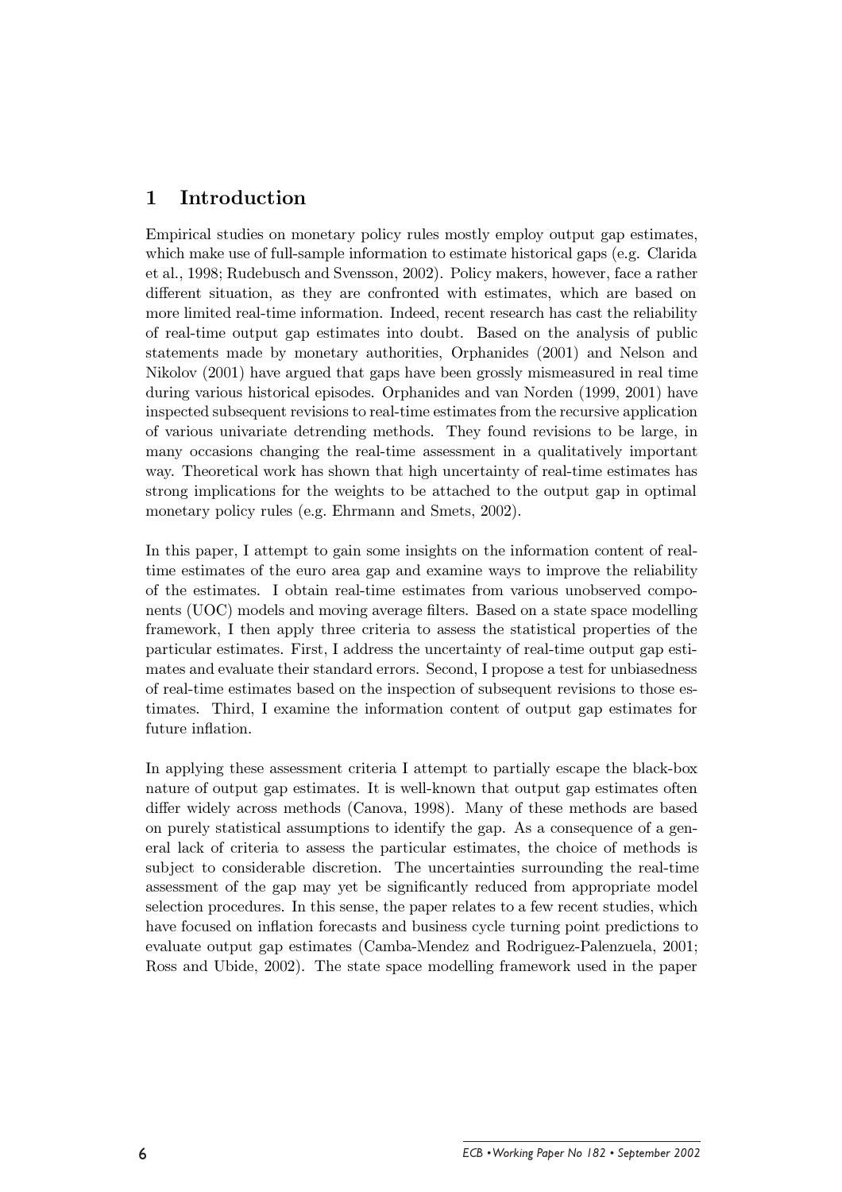# 1 Introduction

Empirical studies on monetary policy rules mostly employ output gap estimates, which make use of full-sample information to estimate historical gaps (e.g. Clarida et al., 1998; Rudebusch and Svensson, 2002). Policy makers, however, face a rather different situation, as they are confronted with estimates, which are based on more limited real-time information. Indeed, recent research has cast the reliability of real-time output gap estimates into doubt. Based on the analysis of public statements made by monetary authorities, Orphanides (2001) and Nelson and Nikolov (2001) have argued that gaps have been grossly mismeasured in real time during various historical episodes. Orphanides and van Norden (1999, 2001) have inspected subsequent revisions to real-time estimates from the recursive application of various univariate detrending methods. They found revisions to be large, in many occasions changing the real-time assessment in a qualitatively important way. Theoretical work has shown that high uncertainty of real-time estimates has strong implications for the weights to be attached to the output gap in optimal monetary policy rules (e.g. Ehrmann and Smets, 2002).

In this paper, I attempt to gain some insights on the information content of real-time estimates of the euro area gap and examine ways to improve the reliability of the estimates. I obtain real-time estimates from various unobserved components (UOC) models and moving average filters. Based on a state space modelling framework, I then apply three criteria to assess the statistical properties of the particular estimates. First, I address the uncertainty of real-time output gap estimates and evaluate their standard errors. Second, I propose a test for unbiasedness of real-time estimates based on the inspection of subsequent revisions to those estimates. Third, I examine the information content of output gap estimates for future inflation.

In applying these assessment criteria I attempt to partially escape the black-box nature of output gap estimates. It is well-known that output gap estimates often differ widely across methods (Canova, 1998). Many of these methods are based on purely statistical assumptions to identify the gap. As a consequence of a general lack of criteria to assess the particular estimates, the choice of methods is subject to considerable discretion. The uncertainties surrounding the real-time assessment of the gap may yet be significantly reduced from appropriate model selection procedures. In this sense, the paper relates to a few recent studies, which have focused on inflation forecasts and business cycle turning point predictions to evaluate output gap estimates (Camba-Mendez and Rodriguez-Palenzuela, 2001; Ross and Ubide, 2002). The state space modelling framework used in the paper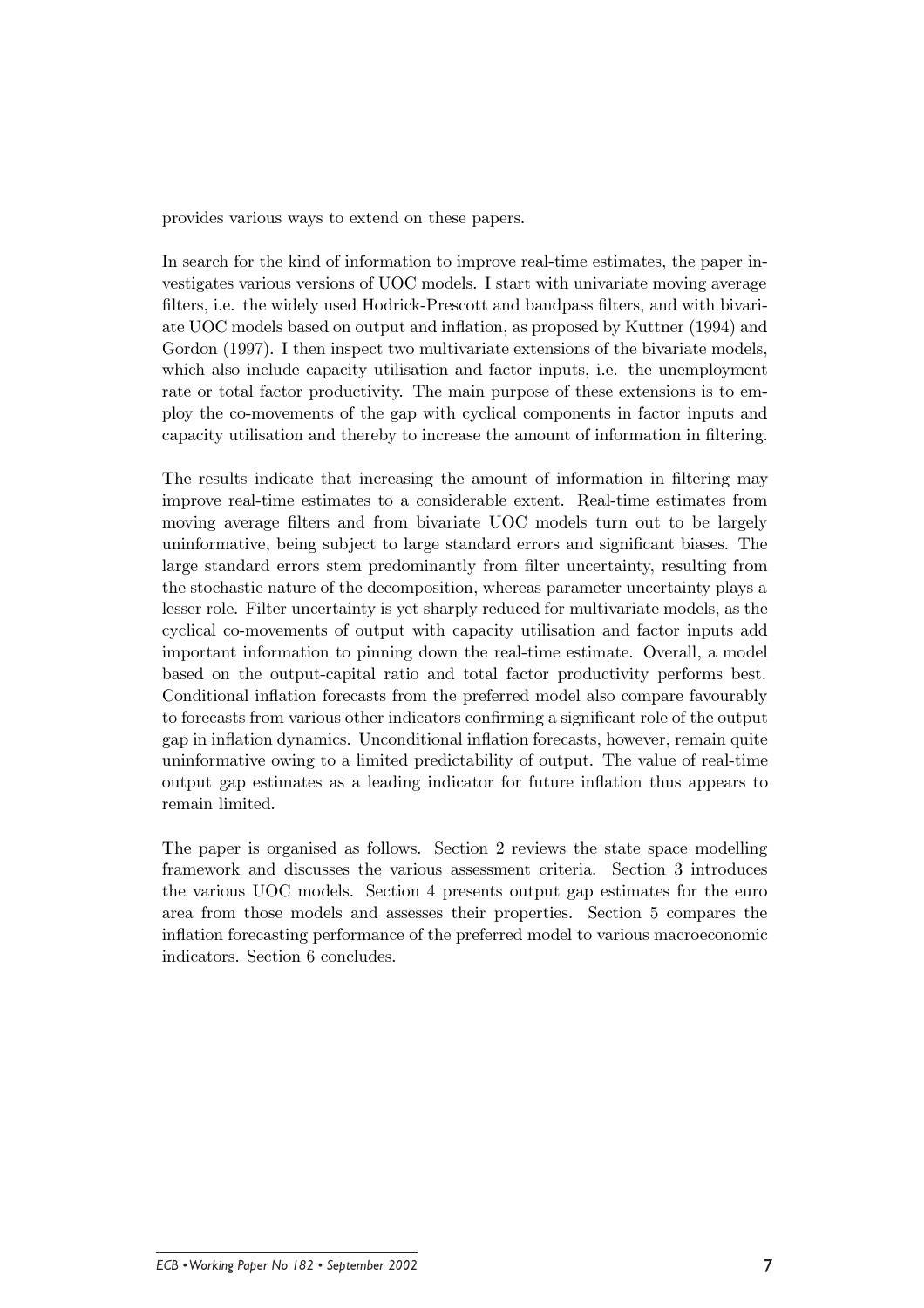provides various ways to extend on these papers.

In search for the kind of information to improve real-time estimates, the paper investigates various versions of UOC models. I start with univariate moving average filters, i.e. the widely used Hodrick-Prescott and bandpass filters, and with bivariate UOC models based on output and inflation, as proposed by Kuttner (1994) and Gordon (1997). I then inspect two multivariate extensions of the bivariate models, which also include capacity utilisation and factor inputs, i.e. the unemployment rate or total factor productivity. The main purpose of these extensions is to employ the co-movements of the gap with cyclical components in factor inputs and capacity utilisation and thereby to increase the amount of information in filtering.

The results indicate that increasing the amount of information in filtering may improve real-time estimates to a considerable extent. Real-time estimates from moving average filters and from bivariate UOC models turn out to be largely uninformative, being subject to large standard errors and significant biases. The large standard errors stem predominantly from filter uncertainty, resulting from the stochastic nature of the decomposition, whereas parameter uncertainty plays a lesser role. Filter uncertainty is yet sharply reduced for multivariate models, as the cyclical co-movements of output with capacity utilisation and factor inputs add important information to pinning down the real-time estimate. Overall, a model based on the output-capital ratio and total factor productivity performs best. Conditional inflation forecasts from the preferred model also compare favourably to forecasts from various other indicators confirming a significant role of the output gap in inflation dynamics. Unconditional inflation forecasts, however, remain quite uninformative owing to a limited predictability of output. The value of real-time output gap estimates as a leading indicator for future inflation thus appears to remain limited.

The paper is organised as follows. Section 2 reviews the state space modelling framework and discusses the various assessment criteria. Section 3 introduces the various UOC models. Section 4 presents output gap estimates for the euro area from those models and assesses their properties. Section 5 compares the inflation forecasting performance of the preferred model to various macroeconomic indicators. Section 6 concludes.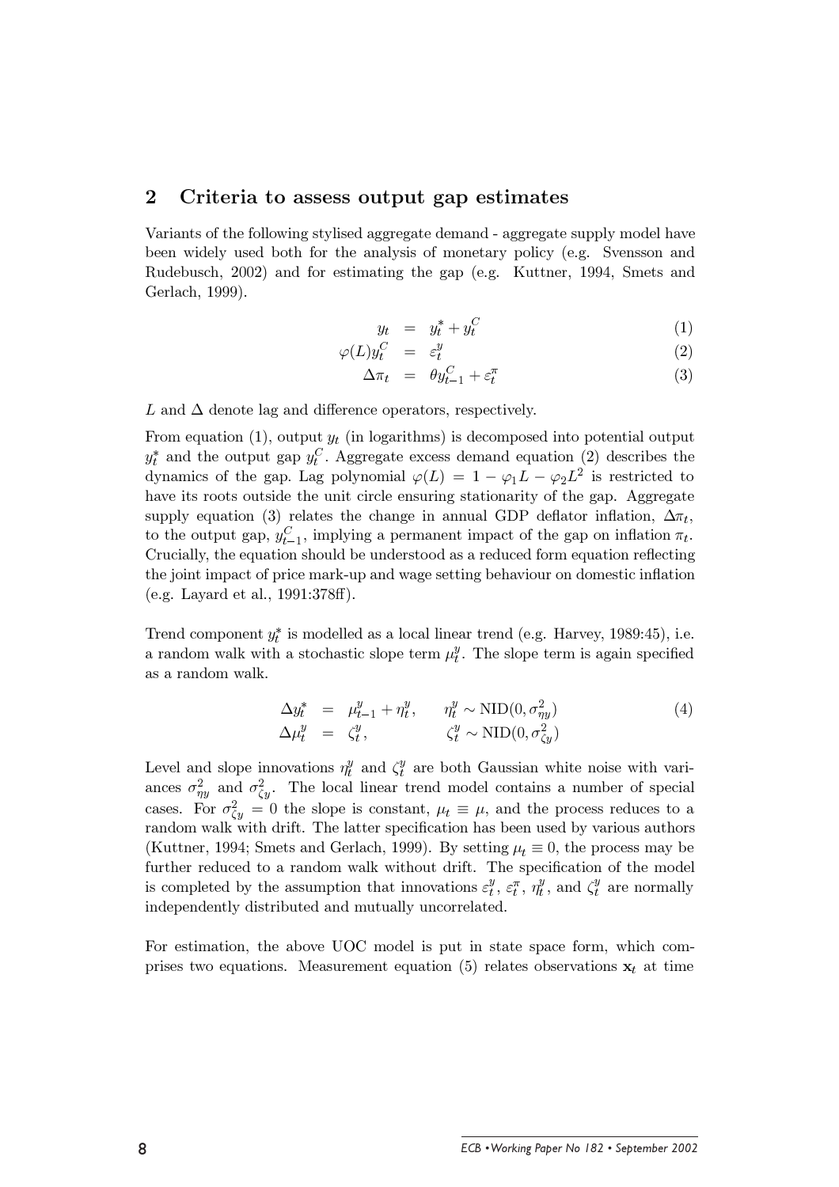## 2 Criteria to assess output gap estimates

Variants of the following stylised aggregate demand - aggregate supply model have been widely used both for the analysis of monetary policy (e.g. Svensson and Rudebusch, 2002) and for estimating the gap (e.g. Kuttner, 1994, Smets and Gerlach, 1999).

$$
\begin{aligned}
y_t &= y_t^* + y_t^C &(1)\\
\varphi(L) y_t^C &= \varepsilon_t^y &(2)\\
\Delta \pi_t &= \theta y_{t-1}^C + \varepsilon_t^\pi &(3)
\end{aligned}
$$

$L$ and $\Delta$ denote lag and difference operators, respectively.

From equation (1), output $y_t$ (in logarithms) is decomposed into potential output $y_t^*$ and the output gap $y_t^C$. Aggregate excess demand equation (2) describes the dynamics of the gap. Lag polynomial $\varphi(L) = 1 - \varphi_1 L - \varphi_2 L^2$ is restricted to have its roots outside the unit circle ensuring stationarity of the gap. Aggregate supply equation (3) relates the change in annual GDP deflator inflation, $\Delta \pi_t$, to the output gap, $y_{t-1}^C$, implying a permanent impact of the gap on inflation $\pi_t$. Crucially, the equation should be understood as a reduced form equation reflecting the joint impact of price mark-up and wage setting behaviour on domestic inflation (e.g. Layard et al., 1991:378ff).

Trend component $y_t^*$ is modelled as a local linear trend (e.g. Harvey, 1989:45), i.e. a random walk with a stochastic slope term $\mu_t^y$. The slope term is again specified as a random walk.

$$
\begin{aligned}
\Delta y_t^* &= \mu_{t-1}^y + \eta_t^y, \qquad \eta_t^y \sim \text{NID}(0, \sigma_{\eta y}^2) \\
\Delta \mu_t^y &= \zeta_t^y, \qquad\qquad\; \zeta_t^y \sim \text{NID}(0, \sigma_{\zeta y}^2)
\end{aligned} \qquad (4)
$$

Level and slope innovations $\eta_t^y$ and $\zeta_t^y$ are both Gaussian white noise with variances $\sigma_{\eta y}^2$ and $\sigma_{\zeta y}^2$. The local linear trend model contains a number of special cases. For $\sigma_{\zeta y}^2 = 0$ the slope is constant, $\mu_t \equiv \mu$, and the process reduces to a random walk with drift. The latter specification has been used by various authors (Kuttner, 1994; Smets and Gerlach, 1999). By setting $\mu_t \equiv 0$, the process may be further reduced to a random walk without drift. The specification of the model is completed by the assumption that innovations $\varepsilon_t^y$, $\varepsilon_t^\pi$, $\eta_t^y$, and $\zeta_t^y$ are normally independently distributed and mutually uncorrelated.

For estimation, the above UOC model is put in state space form, which comprises two equations. Measurement equation (5) relates observations $\mathbf{x}_t$ at time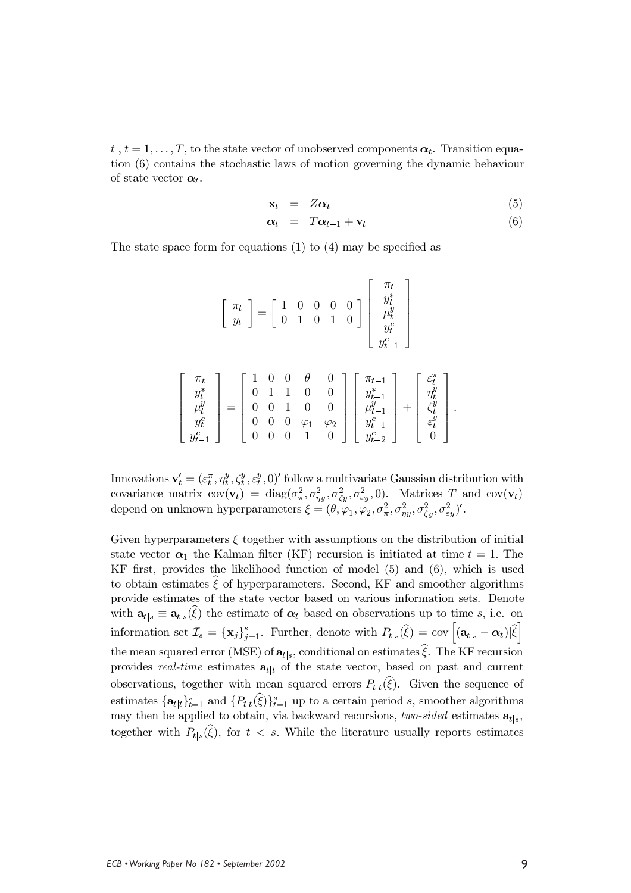$t$ , $t = 1, \ldots, T$, to the state vector of unobserved components $\boldsymbol{\alpha}_t$. Transition equation (6) contains the stochastic laws of motion governing the dynamic behaviour of state vector $\boldsymbol{\alpha}_t$.

$$\mathbf{x}_t = Z\boldsymbol{\alpha}_t \tag{5}$$

$$\boldsymbol{\alpha}_t = T\boldsymbol{\alpha}_{t-1} + \mathbf{v}_t \tag{6}$$

The state space form for equations (1) to (4) may be specified as

$$\begin{bmatrix} \pi_t \\ y_t \end{bmatrix} = \begin{bmatrix} 1 & 0 & 0 & 0 & 0 \\ 0 & 1 & 0 & 1 & 0 \end{bmatrix} \begin{bmatrix} \pi_t \\ y_t^* \\ \mu_t^y \\ y_t^c \\ y_{t-1}^c \end{bmatrix}$$

$$\begin{bmatrix} \pi_t \\ y_t^* \\ \mu_t^y \\ y_t^c \\ y_{t-1}^c \end{bmatrix} = \begin{bmatrix} 1 & 0 & 0 & \theta & 0 \\ 0 & 1 & 1 & 0 & 0 \\ 0 & 0 & 1 & 0 & 0 \\ 0 & 0 & 0 & \varphi_1 & \varphi_2 \\ 0 & 0 & 0 & 1 & 0 \end{bmatrix} \begin{bmatrix} \pi_{t-1} \\ y_{t-1}^* \\ \mu_{t-1}^y \\ y_{t-1}^c \\ y_{t-2}^c \end{bmatrix} + \begin{bmatrix} \varepsilon_t^\pi \\ \eta_t^y \\ \zeta_t^y \\ \varepsilon_t^y \\ 0 \end{bmatrix}.$$

Innovations $\mathbf{v}_t' = (\varepsilon_t^\pi, \eta_t^y, \zeta_t^y, \varepsilon_t^y, 0)'$ follow a multivariate Gaussian distribution with covariance matrix $\text{cov}(\mathbf{v}_t) = \text{diag}(\sigma_\pi^2, \sigma_{\eta y}^2, \sigma_{\zeta y}^2, \sigma_{\varepsilon y}^2, 0)$. Matrices $T$ and $\text{cov}(\mathbf{v}_t)$ depend on unknown hyperparameters $\xi = (\theta, \varphi_1, \varphi_2, \sigma_\pi^2, \sigma_{\eta y}^2, \sigma_{\zeta y}^2, \sigma_{\varepsilon y}^2)'$.

Given hyperparameters $\xi$ together with assumptions on the distribution of initial state vector $\boldsymbol{\alpha}_1$ the Kalman filter (KF) recursion is initiated at time $t = 1$. The KF first, provides the likelihood function of model (5) and (6), which is used to obtain estimates $\widehat{\xi}$ of hyperparameters. Second, KF and smoother algorithms provide estimates of the state vector based on various information sets. Denote with $\mathbf{a}_{t|s} \equiv \mathbf{a}_{t|s}(\widehat{\xi})$ the estimate of $\boldsymbol{\alpha}_t$ based on observations up to time $s$, i.e. on information set $\mathcal{I}_s = \{\mathbf{x}_j\}_{j=1}^s$. Further, denote with $P_{t|s}(\widehat{\xi}) = \text{cov}\left[(\mathbf{a}_{t|s} - \boldsymbol{\alpha}_t)|\widehat{\xi}\right]$ the mean squared error (MSE) of $\mathbf{a}_{t|s}$, conditional on estimates $\widehat{\xi}$. The KF recursion provides *real-time* estimates $\mathbf{a}_{t|t}$ of the state vector, based on past and current observations, together with mean squared errors $P_{t|t}(\widehat{\xi})$. Given the sequence of estimates $\{\mathbf{a}_{t|t}\}_{t=1}^s$ and $\{P_{t|t}(\widehat{\xi})\}_{t=1}^s$ up to a certain period $s$, smoother algorithms may then be applied to obtain, via backward recursions, *two-sided* estimates $\mathbf{a}_{t|s}$, together with $P_{t|s}(\widehat{\xi})$, for $t < s$. While the literature usually reports estimates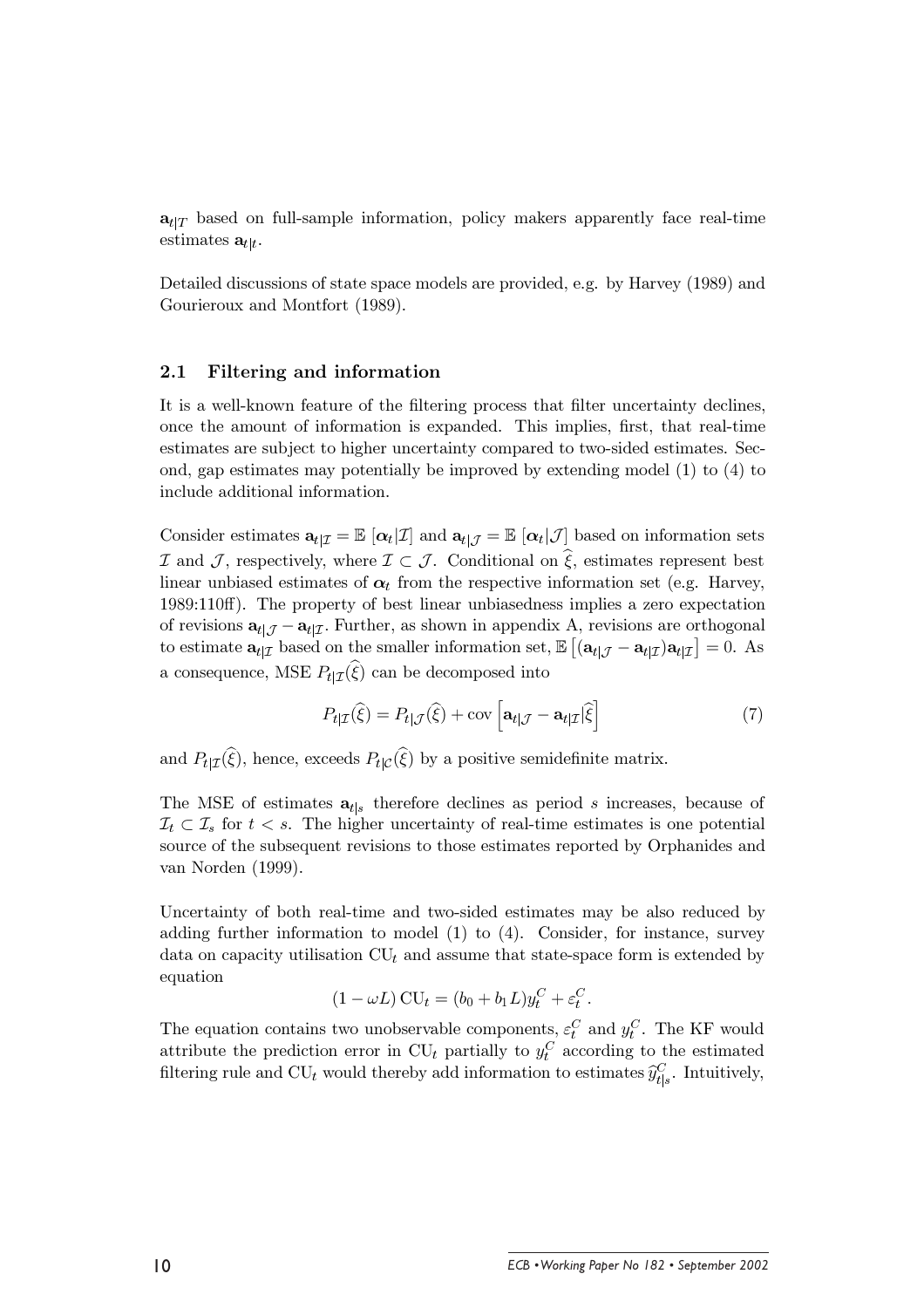$\mathbf{a}_{t|T}$ based on full-sample information, policy makers apparently face real-time estimates $\mathbf{a}_{t|t}$.

Detailed discussions of state space models are provided, e.g. by Harvey (1989) and Gourieroux and Montfort (1989).

### 2.1 Filtering and information

It is a well-known feature of the filtering process that filter uncertainty declines, once the amount of information is expanded. This implies, first, that real-time estimates are subject to higher uncertainty compared to two-sided estimates. Second, gap estimates may potentially be improved by extending model (1) to (4) to include additional information.

Consider estimates $\mathbf{a}_{t|\mathcal{I}} = \mathbb{E}\left[\boldsymbol{\alpha}_t|\mathcal{I}\right]$ and $\mathbf{a}_{t|\mathcal{J}} = \mathbb{E}\left[\boldsymbol{\alpha}_t|\mathcal{J}\right]$ based on information sets $\mathcal{I}$ and $\mathcal{J}$, respectively, where $\mathcal{I} \subset \mathcal{J}$. Conditional on $\widehat{\xi}$, estimates represent best linear unbiased estimates of $\boldsymbol{\alpha}_t$ from the respective information set (e.g. Harvey, 1989:110ff). The property of best linear unbiasedness implies a zero expectation of revisions $\mathbf{a}_{t|\mathcal{J}} - \mathbf{a}_{t|\mathcal{I}}$. Further, as shown in appendix A, revisions are orthogonal to estimate $\mathbf{a}_{t|\mathcal{I}}$ based on the smaller information set, $\mathbb{E}\left[(\mathbf{a}_{t|\mathcal{J}} - \mathbf{a}_{t|\mathcal{I}})\mathbf{a}_{t|\mathcal{I}}\right] = 0$. As a consequence, MSE $P_{t|\mathcal{I}}(\widehat{\xi})$ can be decomposed into

$$P_{t|\mathcal{I}}(\widehat{\xi}) = P_{t|\mathcal{J}}(\widehat{\xi}) + \operatorname{cov}\left[\mathbf{a}_{t|\mathcal{J}} - \mathbf{a}_{t|\mathcal{I}}|\widehat{\xi}\right] \tag{7}$$

and $P_{t|\mathcal{I}}(\widehat{\xi})$, hence, exceeds $P_{t|\mathcal{C}}(\widehat{\xi})$ by a positive semidefinite matrix.

The MSE of estimates $\mathbf{a}_{t|s}$ therefore declines as period $s$ increases, because of $\mathcal{I}_t \subset \mathcal{I}_s$ for $t < s$. The higher uncertainty of real-time estimates is one potential source of the subsequent revisions to those estimates reported by Orphanides and van Norden (1999).

Uncertainty of both real-time and two-sided estimates may be also reduced by adding further information to model (1) to (4). Consider, for instance, survey data on capacity utilisation $\mathrm{CU}_t$ and assume that state-space form is extended by equation

$$(1 - \omega L)\,\mathrm{CU}_t = (b_0 + b_1 L) y_t^C + \varepsilon_t^C .$$

The equation contains two unobservable components, $\varepsilon_t^C$ and $y_t^C$. The KF would attribute the prediction error in $\mathrm{CU}_t$ partially to $y_t^C$ according to the estimated filtering rule and $\mathrm{CU}_t$ would thereby add information to estimates $\widehat{y}_{t|s}^C$. Intuitively,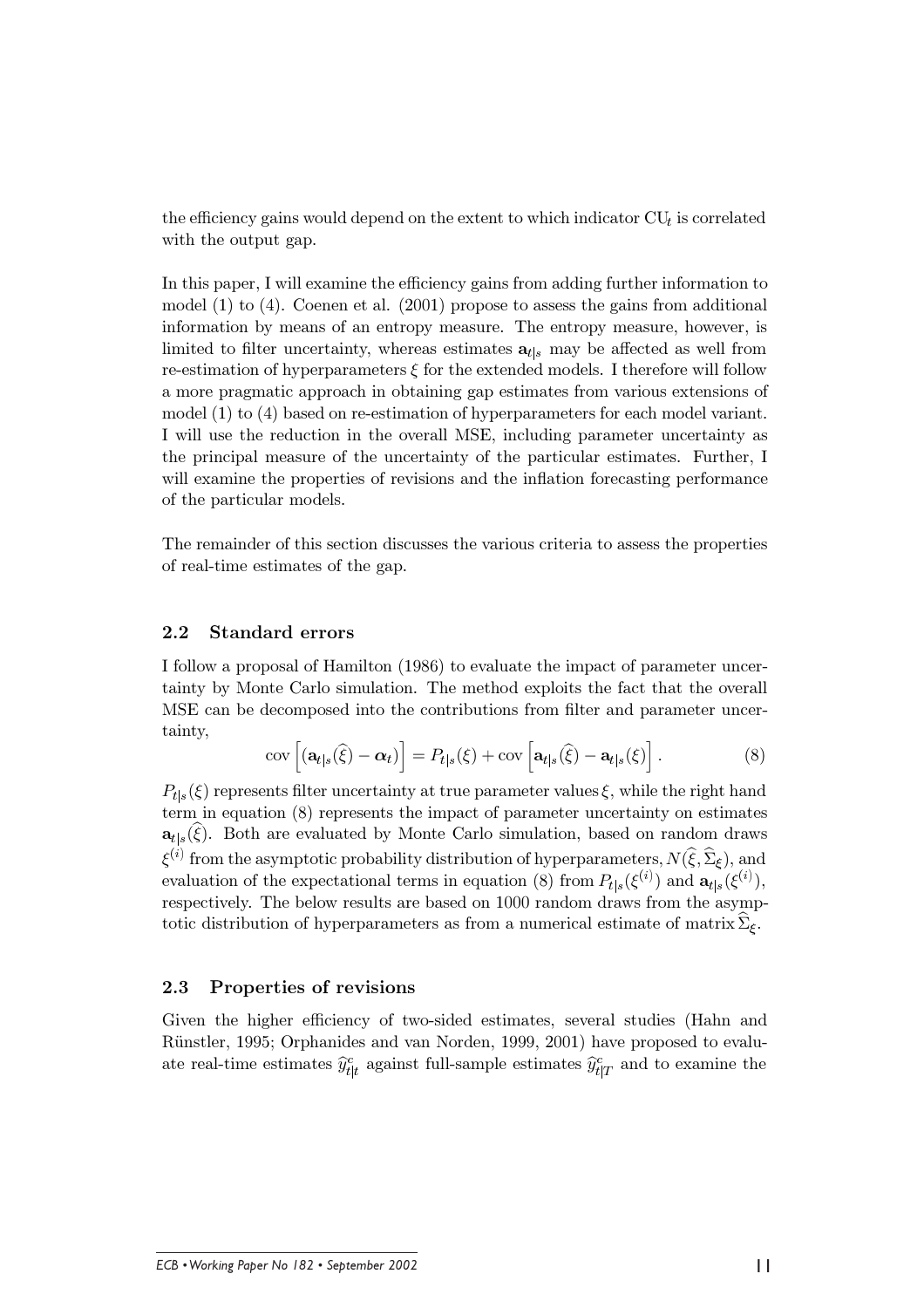the efficiency gains would depend on the extent to which indicator $\mathrm{CU}_t$ is correlated with the output gap.

In this paper, I will examine the efficiency gains from adding further information to model (1) to (4). Coenen et al. (2001) propose to assess the gains from additional information by means of an entropy measure. The entropy measure, however, is limited to filter uncertainty, whereas estimates $\mathbf{a}_{t|s}$ may be affected as well from re-estimation of hyperparameters $\xi$ for the extended models. I therefore will follow a more pragmatic approach in obtaining gap estimates from various extensions of model (1) to (4) based on re-estimation of hyperparameters for each model variant. I will use the reduction in the overall MSE, including parameter uncertainty as the principal measure of the uncertainty of the particular estimates. Further, I will examine the properties of revisions and the inflation forecasting performance of the particular models.

The remainder of this section discusses the various criteria to assess the properties of real-time estimates of the gap.

## 2.2 Standard errors

I follow a proposal of Hamilton (1986) to evaluate the impact of parameter uncertainty by Monte Carlo simulation. The method exploits the fact that the overall MSE can be decomposed into the contributions from filter and parameter uncertainty,

$$\operatorname{cov}\left[(\mathbf{a}_{t|s}(\widehat{\xi}) - \boldsymbol{\alpha}_t)\right] = P_{t|s}(\xi) + \operatorname{cov}\left[\mathbf{a}_{t|s}(\widehat{\xi}) - \mathbf{a}_{t|s}(\xi)\right]. \tag{8}$$

$P_{t|s}(\xi)$ represents filter uncertainty at true parameter values $\xi$, while the right hand term in equation (8) represents the impact of parameter uncertainty on estimates $\mathbf{a}_{t|s}(\widehat{\xi})$. Both are evaluated by Monte Carlo simulation, based on random draws $\xi^{(i)}$ from the asymptotic probability distribution of hyperparameters, $N(\widehat{\xi}, \widehat{\Sigma}_{\xi})$, and evaluation of the expectational terms in equation (8) from $P_{t|s}(\xi^{(i)})$ and $\mathbf{a}_{t|s}(\xi^{(i)})$, respectively. The below results are based on 1000 random draws from the asymptotic distribution of hyperparameters as from a numerical estimate of matrix $\widehat{\Sigma}_{\xi}$.

## 2.3 Properties of revisions

Given the higher efficiency of two-sided estimates, several studies (Hahn and Rünstler, 1995; Orphanides and van Norden, 1999, 2001) have proposed to evaluate real-time estimates $\widehat{y}^c_{t|t}$ against full-sample estimates $\widehat{y}^c_{t|T}$ and to examine the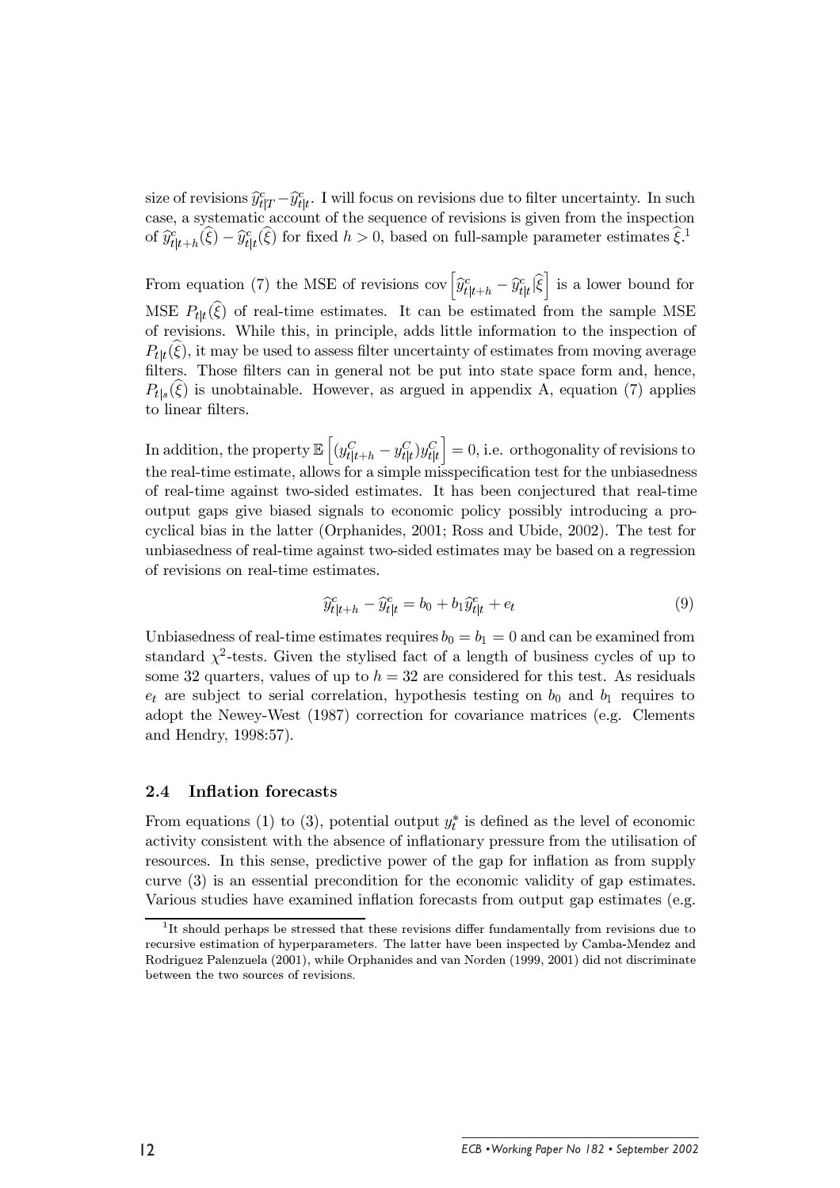size of revisions $\widehat{y}^c_{t|T} - \widehat{y}^c_{t|t}$. I will focus on revisions due to filter uncertainty. In such case, a systematic account of the sequence of revisions is given from the inspection of $\widehat{y}^c_{t|t+h}(\widehat{\xi}) - \widehat{y}^c_{t|t}(\widehat{\xi})$ for fixed $h > 0$, based on full-sample parameter estimates $\widehat{\xi}$.[1]

From equation (7) the MSE of revisions $\text{cov}\left[\widehat{y}^c_{t|t+h} - \widehat{y}^c_{t|t}|\widehat{\xi}\right]$ is a lower bound for MSE $P_{t|t}(\widehat{\xi})$ of real-time estimates. It can be estimated from the sample MSE of revisions. While this, in principle, adds little information to the inspection of $P_{t|t}(\widehat{\xi})$, it may be used to assess filter uncertainty of estimates from moving average filters. Those filters can in general not be put into state space form and, hence, $P_{t|s}(\widehat{\xi})$ is unobtainable. However, as argued in appendix A, equation (7) applies to linear filters.

In addition, the property $\mathbb{E}\left[(y^C_{t|t+h} - y^C_{t|t})y^C_{t|t}\right] = 0$, i.e. orthogonality of revisions to the real-time estimate, allows for a simple misspecification test for the unbiasedness of real-time against two-sided estimates. It has been conjectured that real-time output gaps give biased signals to economic policy possibly introducing a procyclical bias in the latter (Orphanides, 2001; Ross and Ubide, 2002). The test for unbiasedness of real-time against two-sided estimates may be based on a regression of revisions on real-time estimates.

$$\widehat{y}^c_{t|t+h} - \widehat{y}^c_{t|t} = b_0 + b_1 \widehat{y}^c_{t|t} + e_t \tag{9}$$

Unbiasedness of real-time estimates requires $b_0 = b_1 = 0$ and can be examined from standard $\chi^2$-tests. Given the stylised fact of a length of business cycles of up to some 32 quarters, values of up to $h = 32$ are considered for this test. As residuals $e_t$ are subject to serial correlation, hypothesis testing on $b_0$ and $b_1$ requires to adopt the Newey-West (1987) correction for covariance matrices (e.g. Clements and Hendry, 1998:57).

### 2.4 Inflation forecasts

From equations (1) to (3), potential output $y^*_t$ is defined as the level of economic activity consistent with the absence of inflationary pressure from the utilisation of resources. In this sense, predictive power of the gap for inflation as from supply curve (3) is an essential precondition for the economic validity of gap estimates. Various studies have examined inflation forecasts from output gap estimates (e.g.

[1] It should perhaps be stressed that these revisions differ fundamentally from revisions due to recursive estimation of hyperparameters. The latter have been inspected by Camba-Mendez and Rodriguez Palenzuela (2001), while Orphanides and van Norden (1999, 2001) did not discriminate between the two sources of revisions.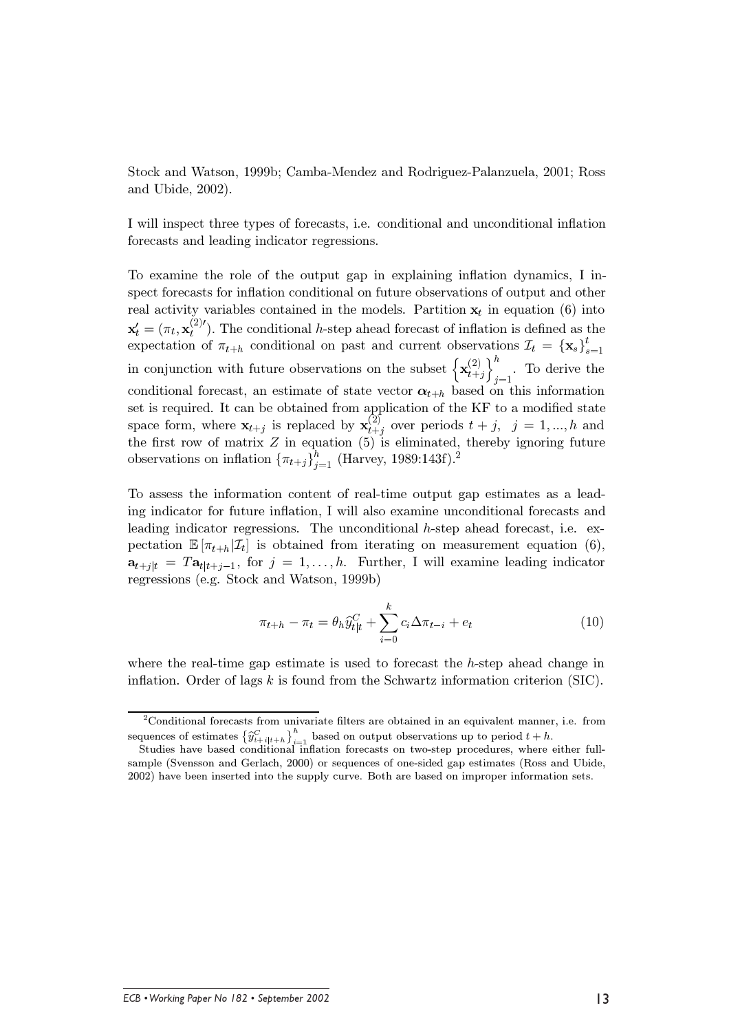Stock and Watson, 1999b; Camba-Mendez and Rodriguez-Palanzuela, 2001; Ross and Ubide, 2002).

I will inspect three types of forecasts, i.e. conditional and unconditional inflation forecasts and leading indicator regressions.

To examine the role of the output gap in explaining inflation dynamics, I inspect forecasts for inflation conditional on future observations of output and other real activity variables contained in the models. Partition $\mathbf{x}_t$ in equation (6) into $\mathbf{x}_t' = (\pi_t, \mathbf{x}_t^{(2)\prime})$. The conditional $h$-step ahead forecast of inflation is defined as the expectation of $\pi_{t+h}$ conditional on past and current observations $\mathcal{I}_t = \{\mathbf{x}_s\}_{s=1}^t$ in conjunction with future observations on the subset $\left\{\mathbf{x}_{t+j}^{(2)}\right\}_{j=1}^h$. To derive the conditional forecast, an estimate of state vector $\boldsymbol{\alpha}_{t+h}$ based on this information set is required. It can be obtained from application of the KF to a modified state space form, where $\mathbf{x}_{t+j}$ is replaced by $\mathbf{x}_{t+j}^{(2)}$ over periods $t+j, \;\; j = 1, ..., h$ and the first row of matrix $Z$ in equation (5) is eliminated, thereby ignoring future observations on inflation $\{\pi_{t+j}\}_{j=1}^h$ (Harvey, 1989:143f).[2]

To assess the information content of real-time output gap estimates as a leading indicator for future inflation, I will also examine unconditional forecasts and leading indicator regressions. The unconditional $h$-step ahead forecast, i.e. expectation $\mathbb{E}\left[\pi_{t+h}|\mathcal{I}_t\right]$ is obtained from iterating on measurement equation (6), $\mathbf{a}_{t+j|t} = T\mathbf{a}_{t|t+j-1}$, for $j = 1, \ldots, h$. Further, I will examine leading indicator regressions (e.g. Stock and Watson, 1999b)

$$\pi_{t+h} - \pi_t = \theta_h \widehat{y}_{t|t}^C + \sum_{i=0}^{k} c_i \Delta\pi_{t-i} + e_t \tag{10}$$

where the real-time gap estimate is used to forecast the $h$-step ahead change in inflation. Order of lags $k$ is found from the Schwartz information criterion (SIC).

---

[2]Conditional forecasts from univariate filters are obtained in an equivalent manner, i.e. from sequences of estimates $\{\widehat{y}_{t+i|t+h}^C\}_{i=1}^h$ based on output observations up to period $t+h$.

Studies have based conditional inflation forecasts on two-step procedures, where either full-sample (Svensson and Gerlach, 2000) or sequences of one-sided gap estimates (Ross and Ubide, 2002) have been inserted into the supply curve. Both are based on improper information sets.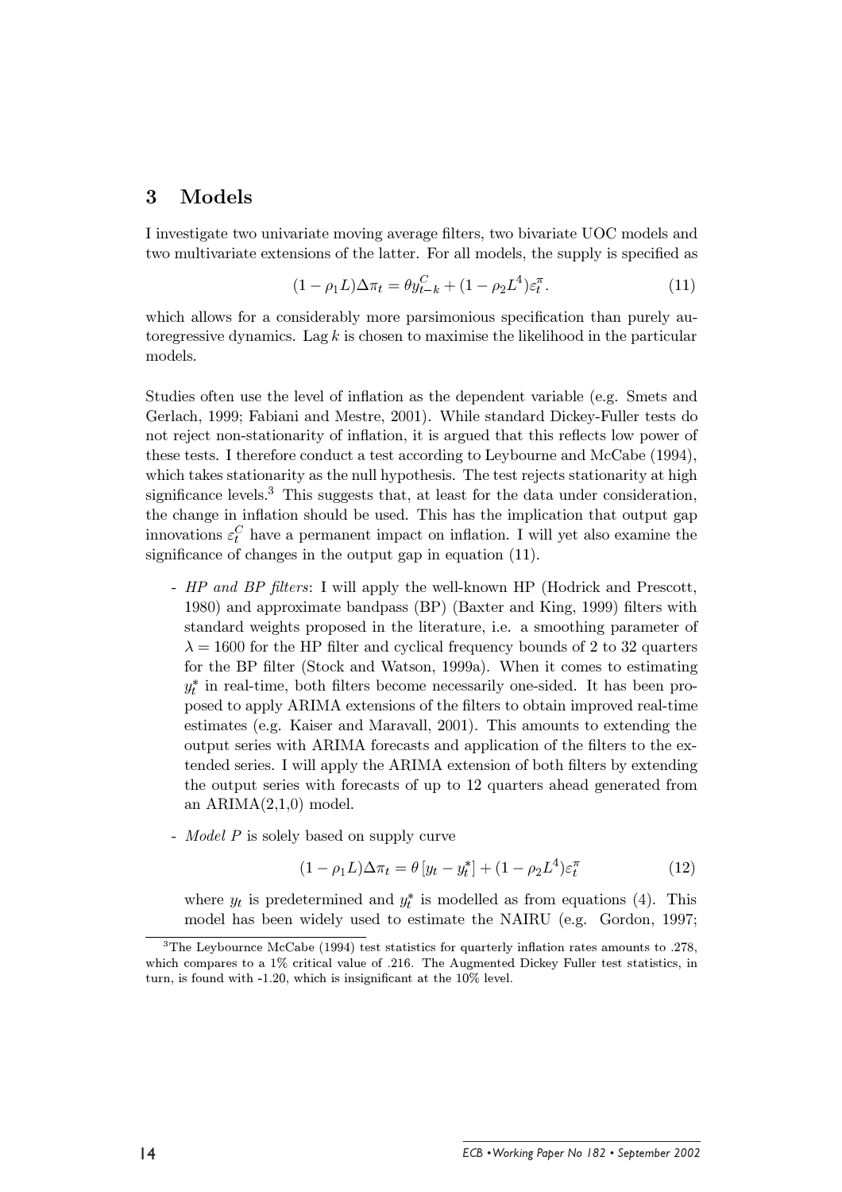## 3 Models

I investigate two univariate moving average filters, two bivariate UOC models and two multivariate extensions of the latter. For all models, the supply is specified as

$$(1-\rho_1 L)\Delta\pi_t = \theta y^C_{t-k} + (1-\rho_2 L^4)\varepsilon^\pi_t. \tag{11}$$

which allows for a considerably more parsimonious specification than purely autoregressive dynamics. Lag $k$ is chosen to maximise the likelihood in the particular models.

Studies often use the level of inflation as the dependent variable (e.g. Smets and Gerlach, 1999; Fabiani and Mestre, 2001). While standard Dickey-Fuller tests do not reject non-stationarity of inflation, it is argued that this reflects low power of these tests. I therefore conduct a test according to Leybourne and McCabe (1994), which takes stationarity as the null hypothesis. The test rejects stationarity at high significance levels.[3] This suggests that, at least for the data under consideration, the change in inflation should be used. This has the implication that output gap innovations $\varepsilon^C_t$ have a permanent impact on inflation. I will yet also examine the significance of changes in the output gap in equation (11).

- *HP and BP filters*: I will apply the well-known HP (Hodrick and Prescott, 1980) and approximate bandpass (BP) (Baxter and King, 1999) filters with standard weights proposed in the literature, i.e. a smoothing parameter of $\lambda = 1600$ for the HP filter and cyclical frequency bounds of 2 to 32 quarters for the BP filter (Stock and Watson, 1999a). When it comes to estimating $y^*_t$ in real-time, both filters become necessarily one-sided. It has been proposed to apply ARIMA extensions of the filters to obtain improved real-time estimates (e.g. Kaiser and Maravall, 2001). This amounts to extending the output series with ARIMA forecasts and application of the filters to the extended series. I will apply the ARIMA extension of both filters by extending the output series with forecasts of up to 12 quarters ahead generated from an ARIMA(2,1,0) model.

- *Model P* is solely based on supply curve

$$(1-\rho_1 L)\Delta\pi_t = \theta\left[y_t - y^*_t\right] + (1-\rho_2 L^4)\varepsilon^\pi_t \tag{12}$$

  where $y_t$ is predetermined and $y^*_t$ is modelled as from equations (4). This model has been widely used to estimate the NAIRU (e.g. Gordon, 1997;

[3] The Leybournce McCabe (1994) test statistics for quarterly inflation rates amounts to .278, which compares to a 1% critical value of .216. The Augmented Dickey Fuller test statistics, in turn, is found with -1.20, which is insignificant at the 10% level.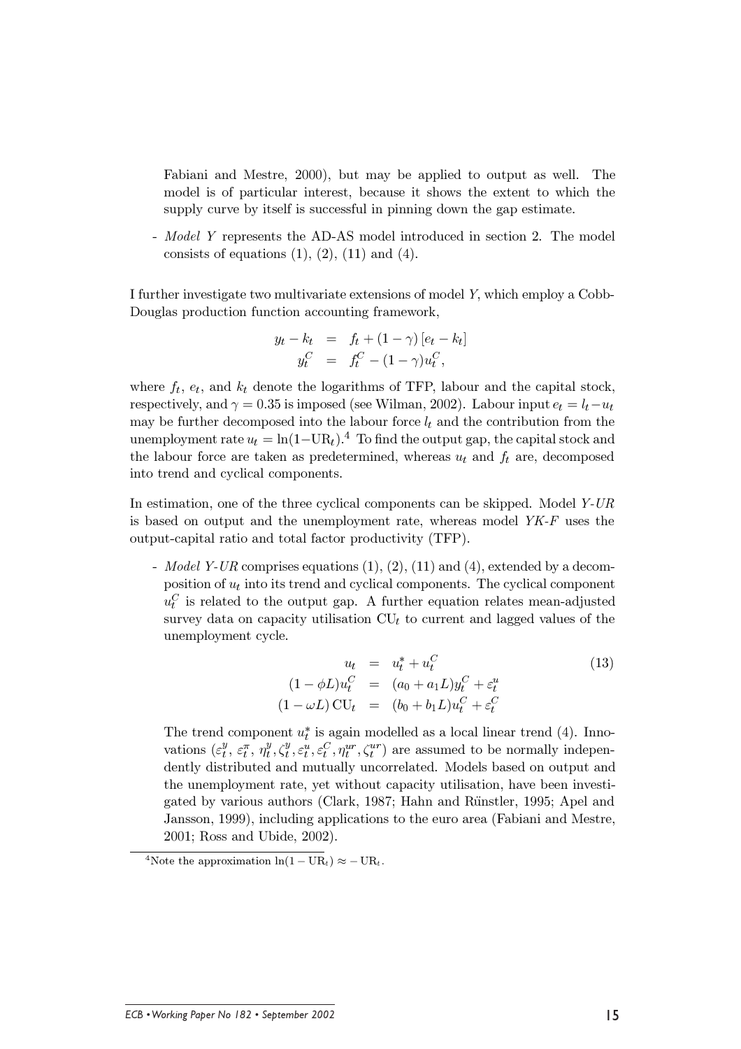Fabiani and Mestre, 2000), but may be applied to output as well. The model is of particular interest, because it shows the extent to which the supply curve by itself is successful in pinning down the gap estimate.

- *Model Y* represents the AD-AS model introduced in section 2. The model consists of equations (1), (2), (11) and (4).

I further investigate two multivariate extensions of model *Y*, which employ a Cobb-Douglas production function accounting framework,

$$
\begin{aligned}
y_t - k_t &= f_t + (1-\gamma)\left[e_t - k_t\right] \\
y_t^C &= f_t^C - (1-\gamma)u_t^C,
\end{aligned}
$$

where $f_t$, $e_t$, and $k_t$ denote the logarithms of TFP, labour and the capital stock, respectively, and $\gamma = 0.35$ is imposed (see Wilman, 2002). Labour input $e_t = l_t - u_t$ may be further decomposed into the labour force $l_t$ and the contribution from the unemployment rate $u_t = \ln(1-\mathrm{UR}_t)$.[4] To find the output gap, the capital stock and the labour force are taken as predetermined, whereas $u_t$ and $f_t$ are, decomposed into trend and cyclical components.

In estimation, one of the three cyclical components can be skipped. Model *Y-UR* is based on output and the unemployment rate, whereas model *YK-F* uses the output-capital ratio and total factor productivity (TFP).

- *Model Y-UR* comprises equations (1), (2), (11) and (4), extended by a decomposition of $u_t$ into its trend and cyclical components. The cyclical component $u_t^C$ is related to the output gap. A further equation relates mean-adjusted survey data on capacity utilisation $\mathrm{CU}_t$ to current and lagged values of the unemployment cycle.

$$
\begin{aligned}
u_t &= u_t^* + u_t^C \\
(1-\phi L)u_t^C &= (a_0 + a_1 L)y_t^C + \varepsilon_t^u \\
(1-\omega L)\,\mathrm{CU}_t &= (b_0 + b_1 L)u_t^C + \varepsilon_t^C
\end{aligned}
\tag{13}
$$

The trend component $u_t^*$ is again modelled as a local linear trend (4). Innovations ($\varepsilon_t^y$, $\varepsilon_t^\pi$, $\eta_t^y, \zeta_t^y, \varepsilon_t^u, \varepsilon_t^C, \eta_t^{ur}, \zeta_t^{ur}$) are assumed to be normally independently distributed and mutually uncorrelated. Models based on output and the unemployment rate, yet without capacity utilisation, have been investigated by various authors (Clark, 1987; Hahn and Rünstler, 1995; Apel and Jansson, 1999), including applications to the euro area (Fabiani and Mestre, 2001; Ross and Ubide, 2002).

[4] Note the approximation $\ln(1-\mathrm{UR}_t) \approx -\mathrm{UR}_t$.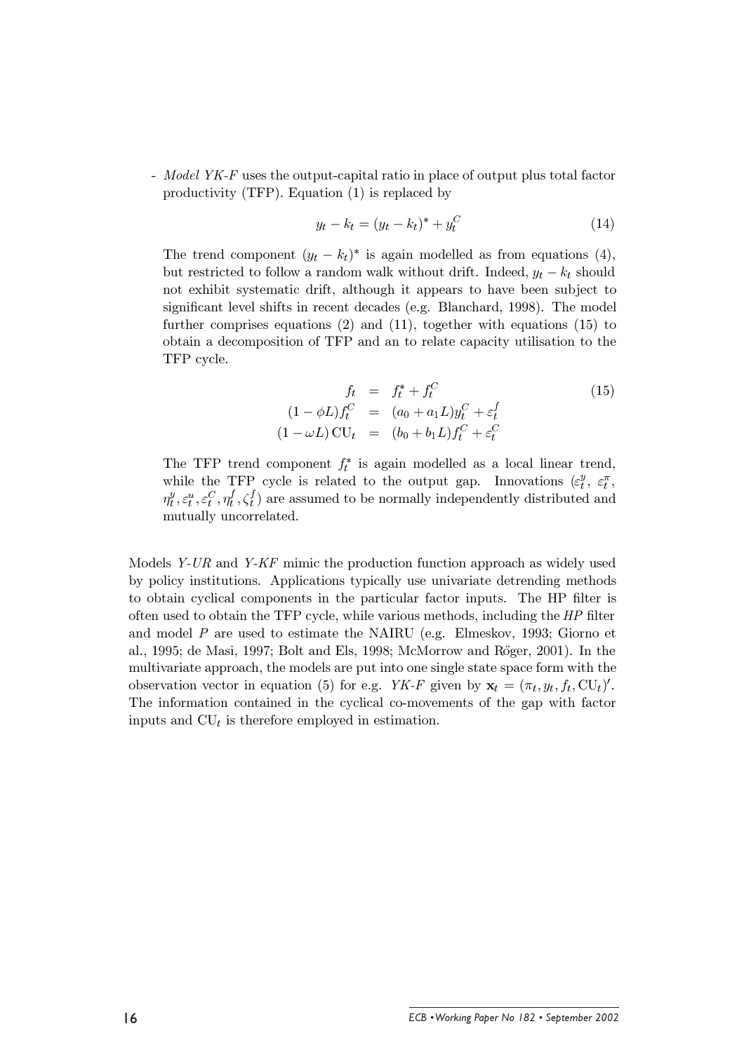- *Model YK-F* uses the output-capital ratio in place of output plus total factor productivity (TFP). Equation (1) is replaced by

$$y_t - k_t = (y_t - k_t)^* + y_t^C \tag{14}$$

The trend component $(y_t - k_t)^*$ is again modelled as from equations (4), but restricted to follow a random walk without drift. Indeed, $y_t - k_t$ should not exhibit systematic drift, although it appears to have been subject to significant level shifts in recent decades (e.g. Blanchard, 1998). The model further comprises equations (2) and (11), together with equations (15) to obtain a decomposition of TFP and an to relate capacity utilisation to the TFP cycle.

$$\begin{aligned} f_t &= f_t^* + f_t^C \\ (1 - \phi L) f_t^C &= (a_0 + a_1 L) y_t^C + \varepsilon_t^f \\ (1 - \omega L)\,\mathrm{CU}_t &= (b_0 + b_1 L) f_t^C + \varepsilon_t^C \end{aligned} \tag{15}$$

The TFP trend component $f_t^*$ is again modelled as a local linear trend, while the TFP cycle is related to the output gap. Innovations ($\varepsilon_t^y$, $\varepsilon_t^\pi$, $\eta_t^y, \varepsilon_t^u, \varepsilon_t^C, \eta_t^f, \zeta_t^f$) are assumed to be normally independently distributed and mutually uncorrelated.

Models *Y-UR* and *Y-KF* mimic the production function approach as widely used by policy institutions. Applications typically use univariate detrending methods to obtain cyclical components in the particular factor inputs. The HP filter is often used to obtain the TFP cycle, while various methods, including the *HP* filter and model *P* are used to estimate the NAIRU (e.g. Elmeskov, 1993; Giorno et al., 1995; de Masi, 1997; Bolt and Els, 1998; McMorrow and Röger, 2001). In the multivariate approach, the models are put into one single state space form with the observation vector in equation (5) for e.g. *YK-F* given by $\mathbf{x}_t = (\pi_t, y_t, f_t, \mathrm{CU}_t)'$. The information contained in the cyclical co-movements of the gap with factor inputs and $\mathrm{CU}_t$ is therefore employed in estimation.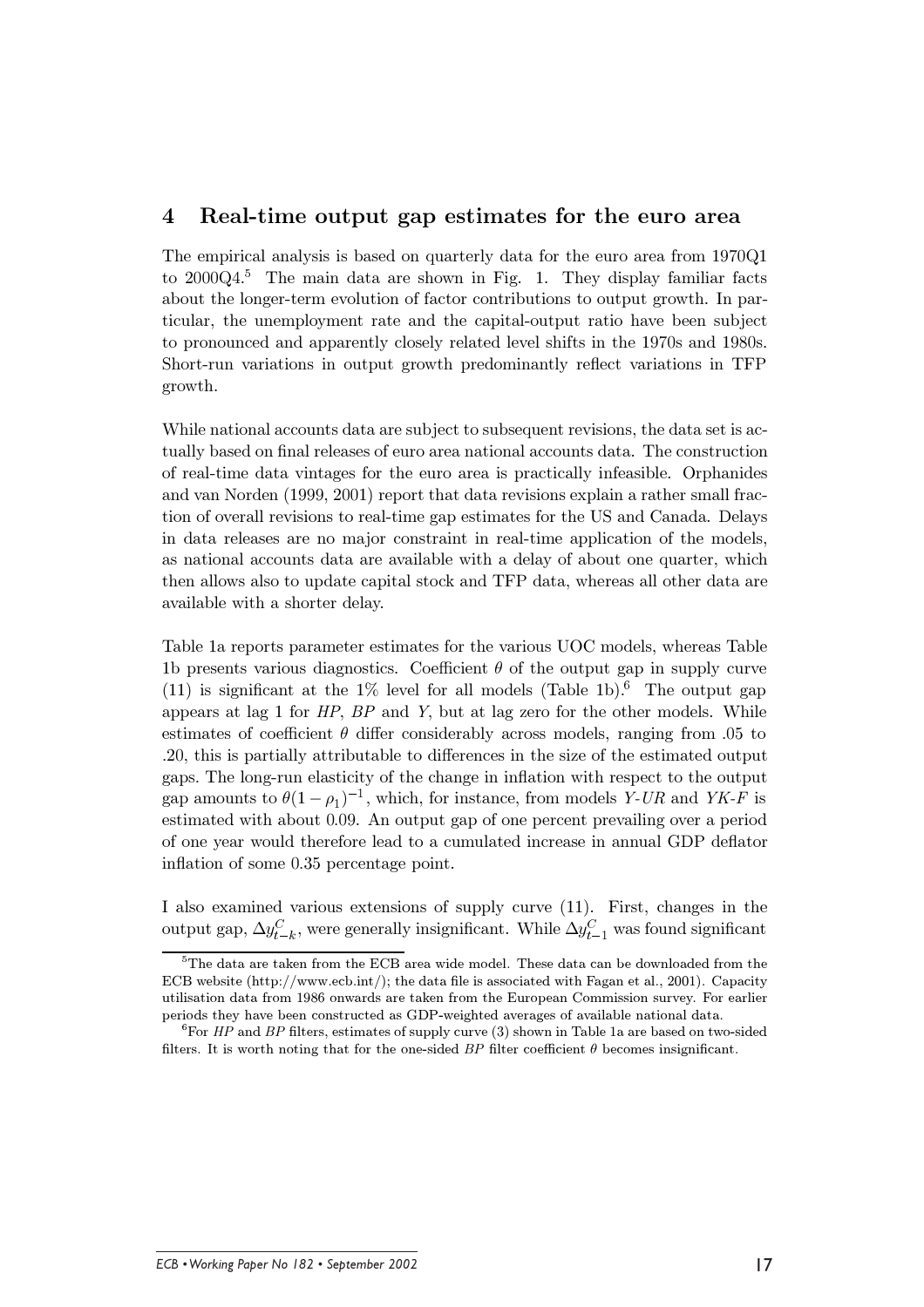## 4 Real-time output gap estimates for the euro area

The empirical analysis is based on quarterly data for the euro area from 1970Q1 to 2000Q4.[5] The main data are shown in Fig. 1. They display familiar facts about the longer-term evolution of factor contributions to output growth. In particular, the unemployment rate and the capital-output ratio have been subject to pronounced and apparently closely related level shifts in the 1970s and 1980s. Short-run variations in output growth predominantly reflect variations in TFP growth.

While national accounts data are subject to subsequent revisions, the data set is actually based on final releases of euro area national accounts data. The construction of real-time data vintages for the euro area is practically infeasible. Orphanides and van Norden (1999, 2001) report that data revisions explain a rather small fraction of overall revisions to real-time gap estimates for the US and Canada. Delays in data releases are no major constraint in real-time application of the models, as national accounts data are available with a delay of about one quarter, which then allows also to update capital stock and TFP data, whereas all other data are available with a shorter delay.

Table 1a reports parameter estimates for the various UOC models, whereas Table 1b presents various diagnostics. Coefficient $\theta$ of the output gap in supply curve (11) is significant at the 1% level for all models (Table 1b).[6] The output gap appears at lag 1 for *HP*, *BP* and *Y*, but at lag zero for the other models. While estimates of coefficient $\theta$ differ considerably across models, ranging from .05 to .20, this is partially attributable to differences in the size of the estimated output gaps. The long-run elasticity of the change in inflation with respect to the output gap amounts to $\theta(1-\rho_1)^{-1}$, which, for instance, from models *Y-UR* and *YK-F* is estimated with about 0.09. An output gap of one percent prevailing over a period of one year would therefore lead to a cumulated increase in annual GDP deflator inflation of some 0.35 percentage point.

I also examined various extensions of supply curve (11). First, changes in the output gap, $\Delta y^C_{t-k}$, were generally insignificant. While $\Delta y^C_{t-1}$ was found significant

[5] The data are taken from the ECB area wide model. These data can be downloaded from the ECB website (http://www.ecb.int/); the data file is associated with Fagan et al., 2001). Capacity utilisation data from 1986 onwards are taken from the European Commission survey. For earlier periods they have been constructed as GDP-weighted averages of available national data.

[6] For *HP* and *BP* filters, estimates of supply curve (3) shown in Table 1a are based on two-sided filters. It is worth noting that for the one-sided *BP* filter coefficient $\theta$ becomes insignificant.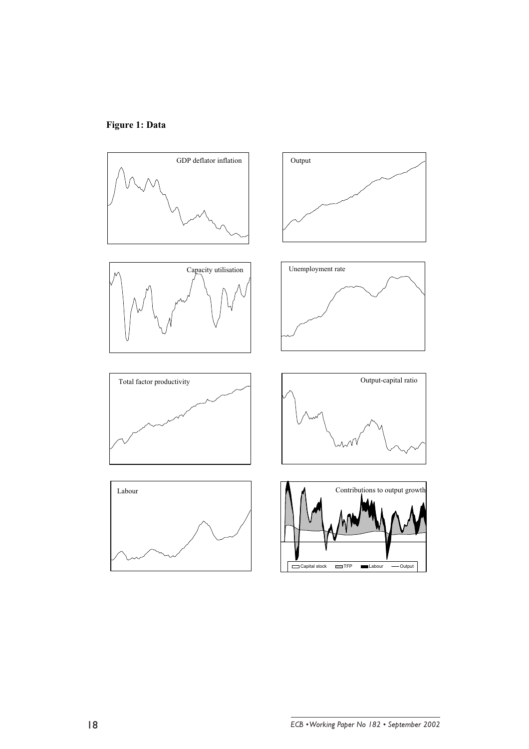**Figure 1: Data**

GDP deflator inflation

Output

Capacity utilisation

Unemployment rate

Total factor productivity

Output-capital ratio

Labour

Contributions to output growth

Capital stock TFP Labour Output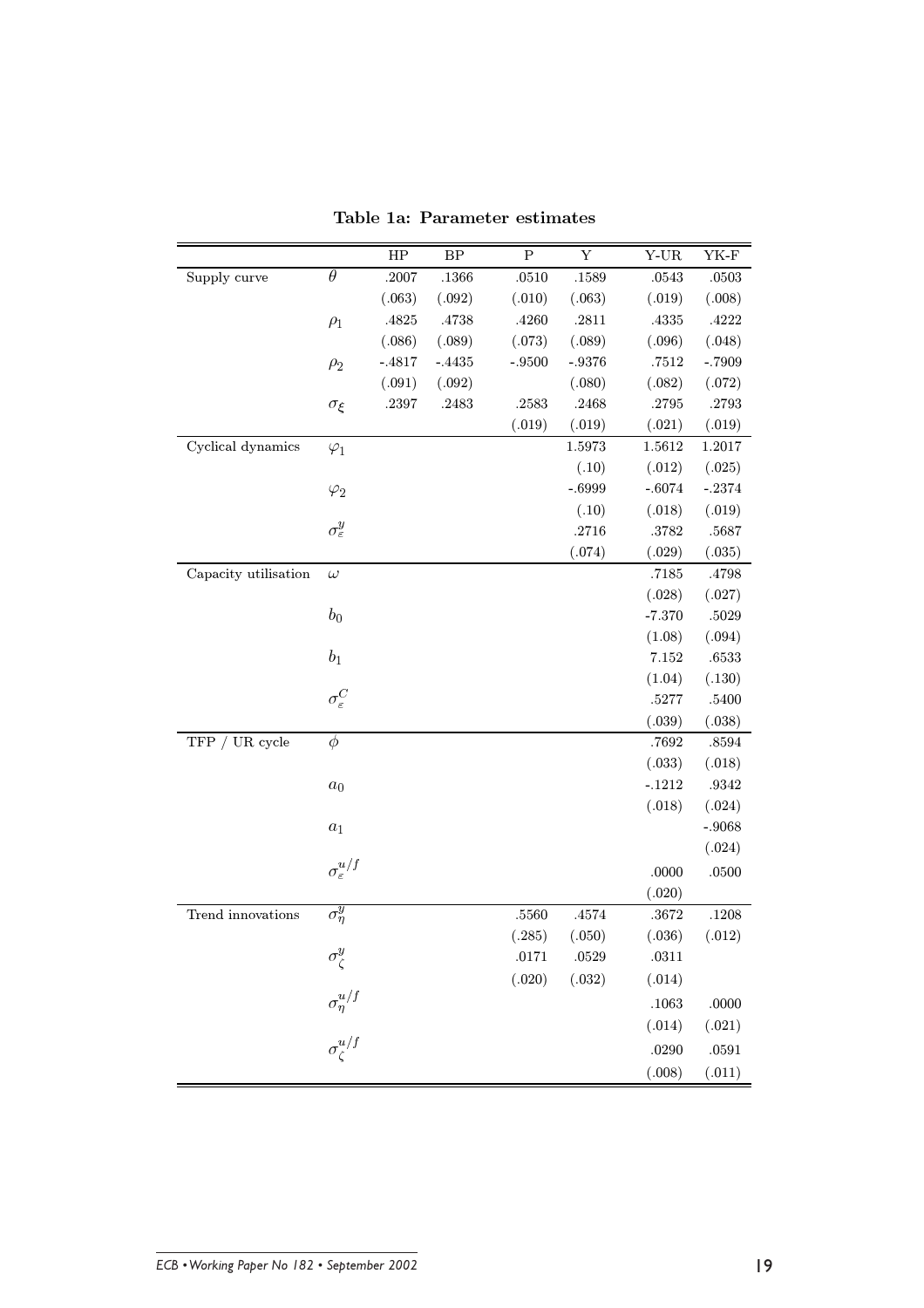**Table 1a: Parameter estimates**

| | | HP | BP | P | Y | Y-UR | YK-F |
|---|---|---|---|---|---|---|---|
| Supply curve | $\theta$ | .2007 | .1366 | .0510 | .1589 | .0543 | .0503 |
| | | (.063) | (.092) | (.010) | (.063) | (.019) | (.008) |
| | $\rho_1$ | .4825 | .4738 | .4260 | .2811 | .4335 | .4222 |
| | | (.086) | (.089) | (.073) | (.089) | (.096) | (.048) |
| | $\rho_2$ | -.4817 | -.4435 | -.9500 | -.9376 | .7512 | -.7909 |
| | | (.091) | (.092) | | (.080) | (.082) | (.072) |
| | $\sigma_\xi$ | .2397 | .2483 | .2583 | .2468 | .2795 | .2793 |
| | | | | (.019) | (.019) | (.021) | (.019) |
| Cyclical dynamics | $\varphi_1$ | | | | 1.5973 | 1.5612 | 1.2017 |
| | | | | | (.10) | (.012) | (.025) |
| | $\varphi_2$ | | | | -.6999 | -.6074 | -.2374 |
| | | | | | (.10) | (.018) | (.019) |
| | $\sigma_\varepsilon^y$ | | | | .2716 | .3782 | .5687 |
| | | | | | (.074) | (.029) | (.035) |
| Capacity utilisation | $\omega$ | | | | | .7185 | .4798 |
| | | | | | | (.028) | (.027) |
| | $b_0$ | | | | | -7.370 | .5029 |
| | | | | | | (1.08) | (.094) |
| | $b_1$ | | | | | 7.152 | .6533 |
| | | | | | | (1.04) | (.130) |
| | $\sigma_\varepsilon^C$ | | | | | .5277 | .5400 |
| | | | | | | (.039) | (.038) |
| TFP / UR cycle | $\phi$ | | | | | .7692 | .8594 |
| | | | | | | (.033) | (.018) |
| | $a_0$ | | | | | -.1212 | .9342 |
| | | | | | | (.018) | (.024) |
| | $a_1$ | | | | | | -.9068 |
| | | | | | | | (.024) |
| | $\sigma_\varepsilon^{u/f}$ | | | | | .0000 | .0500 |
| | | | | | | (.020) | |
| Trend innovations | $\sigma_\eta^y$ | | | .5560 | .4574 | .3672 | .1208 |
| | | | | (.285) | (.050) | (.036) | (.012) |
| | $\sigma_\zeta^y$ | | | .0171 | .0529 | .0311 | |
| | | | | (.020) | (.032) | (.014) | |
| | $\sigma_\eta^{u/f}$ | | | | | .1063 | .0000 |
| | | | | | | (.014) | (.021) |
| | $\sigma_\zeta^{u/f}$ | | | | | .0290 | .0591 |
| | | | | | | (.008) | (.011) |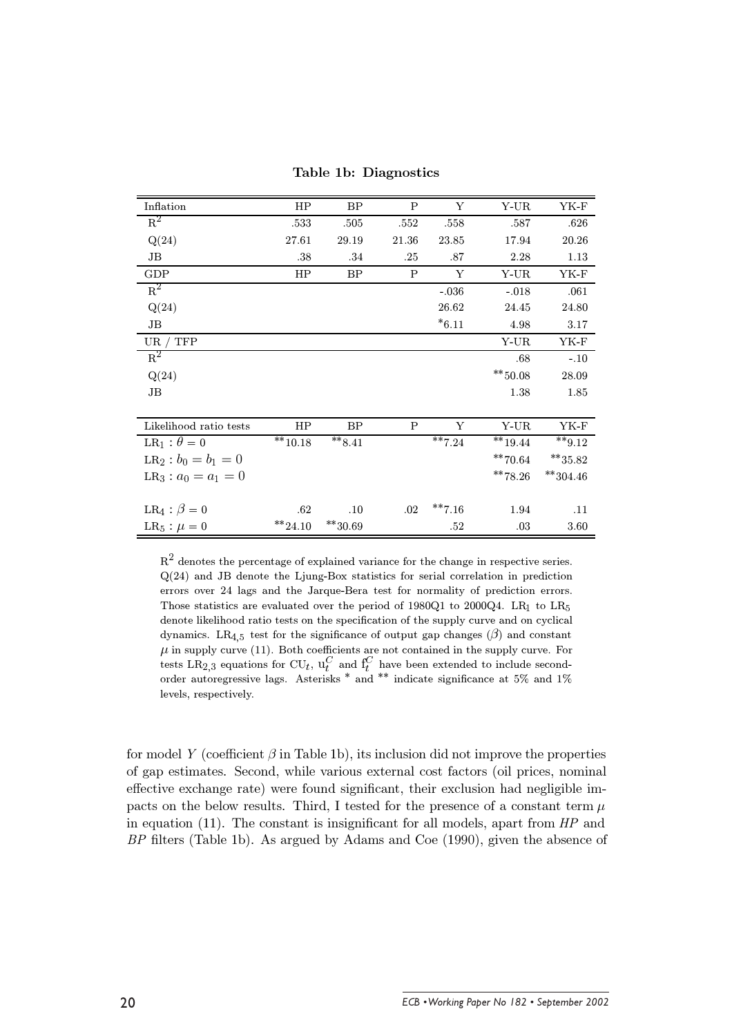**Table 1b: Diagnostics**

| Inflation | HP | BP | P | Y | Y-UR | YK-F |
|---|---|---|---|---|---|---|
| $R^2$ | .533 | .505 | .552 | .558 | .587 | .626 |
| Q(24) | 27.61 | 29.19 | 21.36 | 23.85 | 17.94 | 20.26 |
| JB | .38 | .34 | .25 | .87 | 2.28 | 1.13 |
| **GDP** | **HP** | **BP** | **P** | **Y** | **Y-UR** | **YK-F** |
| $R^2$ | | | | -.036 | -.018 | .061 |
| Q(24) | | | | 26.62 | 24.45 | 24.80 |
| JB | | | | $^{*}$6.11 | 4.98 | 3.17 |
| **UR / TFP** | | | | | **Y-UR** | **YK-F** |
| $R^2$ | | | | | .68 | -.10 |
| Q(24) | | | | | $^{**}$50.08 | 28.09 |
| JB | | | | | 1.38 | 1.85 |

| Likelihood ratio tests | HP | BP | P | Y | Y-UR | YK-F |
|---|---|---|---|---|---|---|
| $LR_1 : \theta = 0$ | $^{**}$10.18 | $^{**}$8.41 | | $^{**}$7.24 | $^{**}$19.44 | $^{**}$9.12 |
| $LR_2 : b_0 = b_1 = 0$ | | | | | $^{**}$70.64 | $^{**}$35.82 |
| $LR_3 : a_0 = a_1 = 0$ | | | | | $^{**}$78.26 | $^{**}$304.46 |
| $LR_4 : \beta = 0$ | .62 | .10 | .02 | $^{**}$7.16 | 1.94 | .11 |
| $LR_5 : \mu = 0$ | $^{**}$24.10 | $^{**}$30.69 | | .52 | .03 | 3.60 |

$R^2$ denotes the percentage of explained variance for the change in respective series. Q(24) and JB denote the Ljung-Box statistics for serial correlation in prediction errors over 24 lags and the Jarque-Bera test for normality of prediction errors. Those statistics are evaluated over the period of 1980Q1 to 2000Q4. $LR_1$ to $LR_5$ denote likelihood ratio tests on the specification of the supply curve and on cyclical dynamics. $LR_{4,5}$ test for the significance of output gap changes ($\beta$) and constant $\mu$ in supply curve (11). Both coefficients are not contained in the supply curve. For tests $LR_{2,3}$ equations for $CU_t$, $u_t^C$ and $f_t^C$ have been extended to include second-order autoregressive lags. Asterisks * and ** indicate significance at 5% and 1% levels, respectively.

for model $Y$ (coefficient $\beta$ in Table 1b), its inclusion did not improve the properties of gap estimates. Second, while various external cost factors (oil prices, nominal effective exchange rate) were found significant, their exclusion had negligible impacts on the below results. Third, I tested for the presence of a constant term $\mu$ in equation (11). The constant is insignificant for all models, apart from *HP* and *BP* filters (Table 1b). As argued by Adams and Coe (1990), given the absence of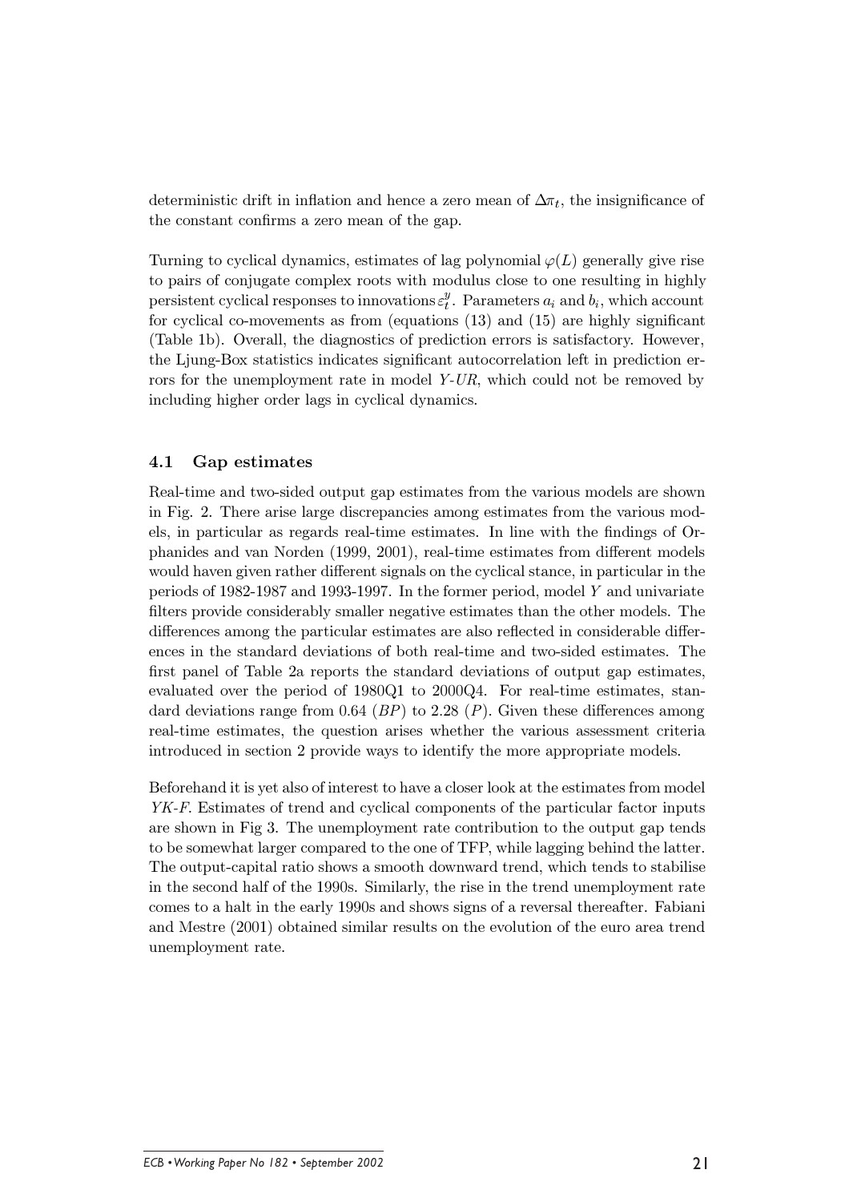deterministic drift in inflation and hence a zero mean of $\Delta\pi_t$, the insignificance of the constant confirms a zero mean of the gap.

Turning to cyclical dynamics, estimates of lag polynomial $\varphi(L)$ generally give rise to pairs of conjugate complex roots with modulus close to one resulting in highly persistent cyclical responses to innovations $\varepsilon_t^y$. Parameters $a_i$ and $b_i$, which account for cyclical co-movements as from (equations (13) and (15) are highly significant (Table 1b). Overall, the diagnostics of prediction errors is satisfactory. However, the Ljung-Box statistics indicates significant autocorrelation left in prediction errors for the unemployment rate in model *Y-UR*, which could not be removed by including higher order lags in cyclical dynamics.

### 4.1 Gap estimates

Real-time and two-sided output gap estimates from the various models are shown in Fig. 2. There arise large discrepancies among estimates from the various models, in particular as regards real-time estimates. In line with the findings of Orphanides and van Norden (1999, 2001), real-time estimates from different models would haven given rather different signals on the cyclical stance, in particular in the periods of 1982-1987 and 1993-1997. In the former period, model *Y* and univariate filters provide considerably smaller negative estimates than the other models. The differences among the particular estimates are also reflected in considerable differences in the standard deviations of both real-time and two-sided estimates. The first panel of Table 2a reports the standard deviations of output gap estimates, evaluated over the period of 1980Q1 to 2000Q4. For real-time estimates, standard deviations range from 0.64 (*BP*) to 2.28 (*P*). Given these differences among real-time estimates, the question arises whether the various assessment criteria introduced in section 2 provide ways to identify the more appropriate models.

Beforehand it is yet also of interest to have a closer look at the estimates from model *YK-F*. Estimates of trend and cyclical components of the particular factor inputs are shown in Fig 3. The unemployment rate contribution to the output gap tends to be somewhat larger compared to the one of TFP, while lagging behind the latter. The output-capital ratio shows a smooth downward trend, which tends to stabilise in the second half of the 1990s. Similarly, the rise in the trend unemployment rate comes to a halt in the early 1990s and shows signs of a reversal thereafter. Fabiani and Mestre (2001) obtained similar results on the evolution of the euro area trend unemployment rate.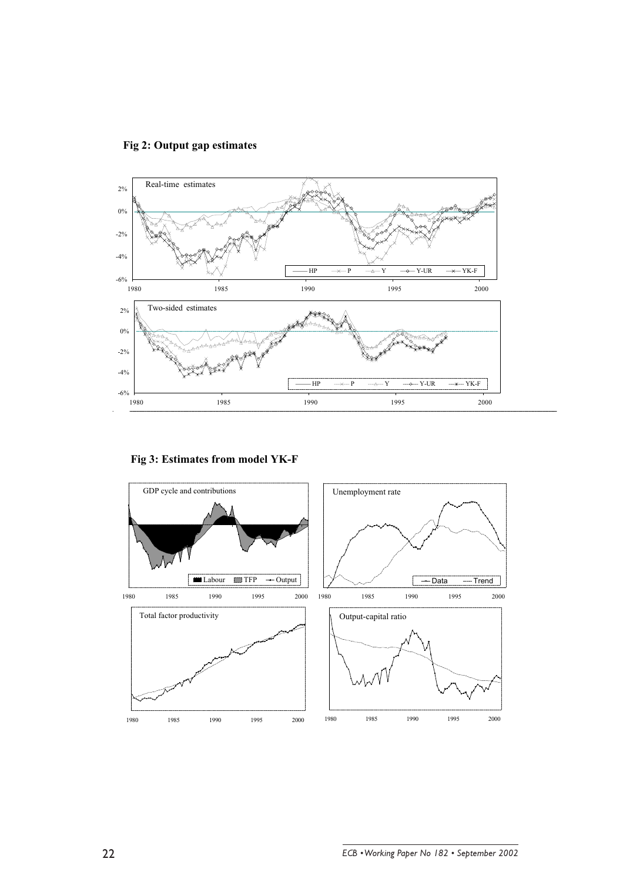**Fig 2: Output gap estimates**

**Fig 3: Estimates from model YK-F**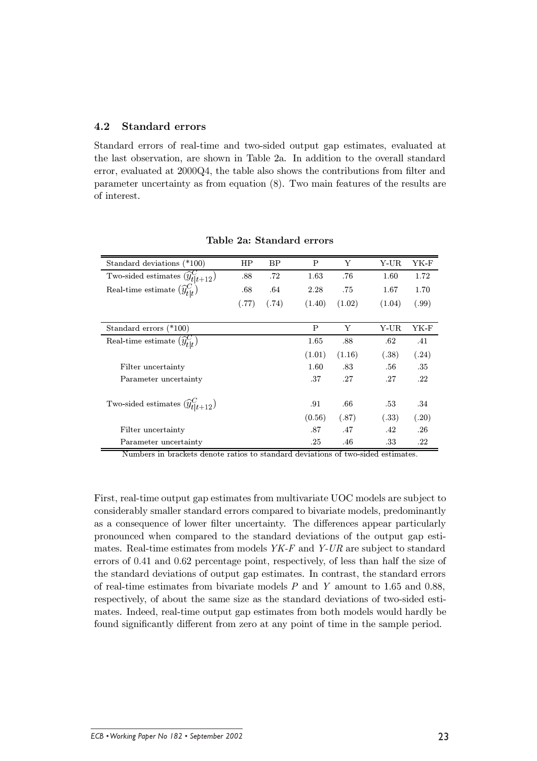## 4.2 Standard errors

Standard errors of real-time and two-sided output gap estimates, evaluated at the last observation, are shown in Table 2a. In addition to the overall standard error, evaluated at 2000Q4, the table also shows the contributions from filter and parameter uncertainty as from equation (8). Two main features of the results are of interest.

**Table 2a: Standard errors**

| Standard deviations (*100) | HP | BP | P | Y | Y-UR | YK-F |
|---|---|---|---|---|---|---|
| Two-sided estimates $(\widehat{y}^{C}_{t\|t+12})$ | .88 | .72 | 1.63 | .76 | 1.60 | 1.72 |
| Real-time estimate $(\widehat{y}^{C}_{t\|t})$ | .68 | .64 | 2.28 | .75 | 1.67 | 1.70 |
| | (.77) | (.74) | (1.40) | (1.02) | (1.04) | (.99) |
| Standard errors (*100) | | | P | Y | Y-UR | YK-F |
| Real-time estimate $(\widehat{y}^{C}_{t\|t})$ | | | 1.65 | .88 | .62 | .41 |
| | | | (1.01) | (1.16) | (.38) | (.24) |
| Filter uncertainty | | | 1.60 | .83 | .56 | .35 |
| Parameter uncertainty | | | .37 | .27 | .27 | .22 |
| Two-sided estimates $(\widehat{y}^{C}_{t\|t+12})$ | | | .91 | .66 | .53 | .34 |
| | | | (0.56) | (.87) | (.33) | (.20) |
| Filter uncertainty | | | .87 | .47 | .42 | .26 |
| Parameter uncertainty | | | .25 | .46 | .33 | .22 |

Numbers in brackets denote ratios to standard deviations of two-sided estimates.

First, real-time output gap estimates from multivariate UOC models are subject to considerably smaller standard errors compared to bivariate models, predominantly as a consequence of lower filter uncertainty. The differences appear particularly pronounced when compared to the standard deviations of the output gap estimates. Real-time estimates from models *YK-F* and *Y-UR* are subject to standard errors of 0.41 and 0.62 percentage point, respectively, of less than half the size of the standard deviations of output gap estimates. In contrast, the standard errors of real-time estimates from bivariate models $P$ and $Y$ amount to 1.65 and 0.88, respectively, of about the same size as the standard deviations of two-sided estimates. Indeed, real-time output gap estimates from both models would hardly be found significantly different from zero at any point of time in the sample period.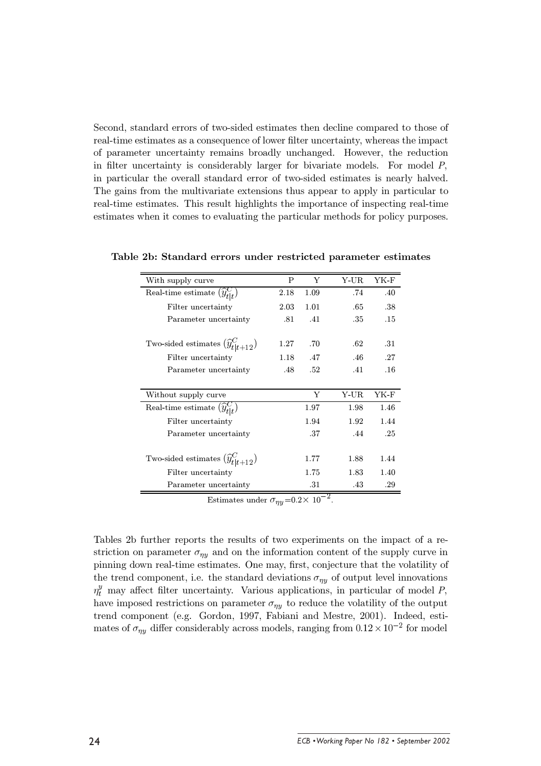Second, standard errors of two-sided estimates then decline compared to those of real-time estimates as a consequence of lower filter uncertainty, whereas the impact of parameter uncertainty remains broadly unchanged. However, the reduction in filter uncertainty is considerably larger for bivariate models. For model $P$, in particular the overall standard error of two-sided estimates is nearly halved. The gains from the multivariate extensions thus appear to apply in particular to real-time estimates. This result highlights the importance of inspecting real-time estimates when it comes to evaluating the particular methods for policy purposes.

**Table 2b: Standard errors under restricted parameter estimates**

| With supply curve | P | Y | Y-UR | YK-F |
|---|---|---|---|---|
| Real-time estimate $(\widehat{y}^C_{t\|t})$ | 2.18 | 1.09 | .74 | .40 |
| Filter uncertainty | 2.03 | 1.01 | .65 | .38 |
| Parameter uncertainty | .81 | .41 | .35 | .15 |
| Two-sided estimates $(\widehat{y}^C_{t\|t+12})$ | 1.27 | .70 | .62 | .31 |
| Filter uncertainty | 1.18 | .47 | .46 | .27 |
| Parameter uncertainty | .48 | .52 | .41 | .16 |
| **Without supply curve** | | **Y** | **Y-UR** | **YK-F** |
| Real-time estimate $(\widehat{y}^C_{t\|t})$ | | 1.97 | 1.98 | 1.46 |
| Filter uncertainty | | 1.94 | 1.92 | 1.44 |
| Parameter uncertainty | | .37 | .44 | .25 |
| Two-sided estimates $(\widehat{y}^C_{t\|t+12})$ | | 1.77 | 1.88 | 1.44 |
| Filter uncertainty | | 1.75 | 1.83 | 1.40 |
| Parameter uncertainty | | .31 | .43 | .29 |

Estimates under $\sigma_{\eta y}$=0.2$\times$ $10^{-2}$.

Tables 2b further reports the results of two experiments on the impact of a restriction on parameter $\sigma_{\eta y}$ and on the information content of the supply curve in pinning down real-time estimates. One may, first, conjecture that the volatility of the trend component, i.e. the standard deviations $\sigma_{\eta y}$ of output level innovations $\eta^y_t$ may affect filter uncertainty. Various applications, in particular of model $P$, have imposed restrictions on parameter $\sigma_{\eta y}$ to reduce the volatility of the output trend component (e.g. Gordon, 1997, Fabiani and Mestre, 2001). Indeed, estimates of $\sigma_{\eta y}$ differ considerably across models, ranging from $0.12 \times 10^{-2}$ for model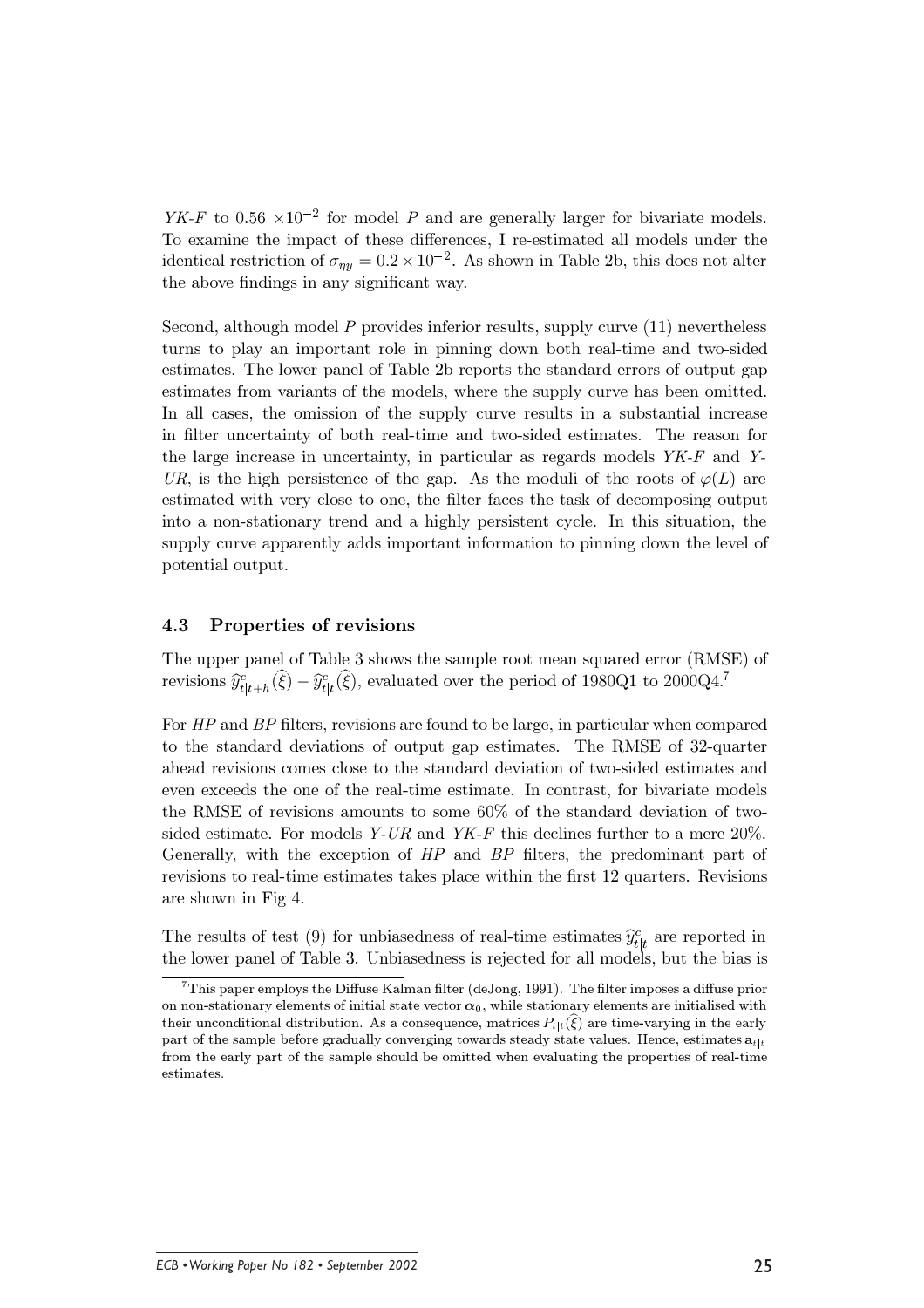*YK-F* to 0.56 $\times 10^{-2}$ for model *P* and are generally larger for bivariate models. To examine the impact of these differences, I re-estimated all models under the identical restriction of $\sigma_{\eta y} = 0.2 \times 10^{-2}$. As shown in Table 2b, this does not alter the above findings in any significant way.

Second, although model *P* provides inferior results, supply curve (11) nevertheless turns to play an important role in pinning down both real-time and two-sided estimates. The lower panel of Table 2b reports the standard errors of output gap estimates from variants of the models, where the supply curve has been omitted. In all cases, the omission of the supply curve results in a substantial increase in filter uncertainty of both real-time and two-sided estimates. The reason for the large increase in uncertainty, in particular as regards models *YK-F* and *Y-UR*, is the high persistence of the gap. As the moduli of the roots of $\varphi(L)$ are estimated with very close to one, the filter faces the task of decomposing output into a non-stationary trend and a highly persistent cycle. In this situation, the supply curve apparently adds important information to pinning down the level of potential output.

### 4.3 Properties of revisions

The upper panel of Table 3 shows the sample root mean squared error (RMSE) of revisions $\widehat{y}^c_{t|t+h}(\widehat{\xi}) - \widehat{y}^c_{t|t}(\widehat{\xi})$, evaluated over the period of 1980Q1 to 2000Q4.[7]

For *HP* and *BP* filters, revisions are found to be large, in particular when compared to the standard deviations of output gap estimates. The RMSE of 32-quarter ahead revisions comes close to the standard deviation of two-sided estimates and even exceeds the one of the real-time estimate. In contrast, for bivariate models the RMSE of revisions amounts to some 60% of the standard deviation of two-sided estimate. For models *Y-UR* and *YK-F* this declines further to a mere 20%. Generally, with the exception of *HP* and *BP* filters, the predominant part of revisions to real-time estimates takes place within the first 12 quarters. Revisions are shown in Fig 4.

The results of test (9) for unbiasedness of real-time estimates $\widehat{y}^c_{t|t}$ are reported in the lower panel of Table 3. Unbiasedness is rejected for all models, but the bias is

[7] This paper employs the Diffuse Kalman filter (deJong, 1991). The filter imposes a diffuse prior on non-stationary elements of initial state vector $\boldsymbol{\alpha}_0$, while stationary elements are initialised with their unconditional distribution. As a consequence, matrices $P_{t|t}(\widehat{\xi})$ are time-varying in the early part of the sample before gradually converging towards steady state values. Hence, estimates $\mathbf{a}_{t|t}$ from the early part of the sample should be omitted when evaluating the properties of real-time estimates.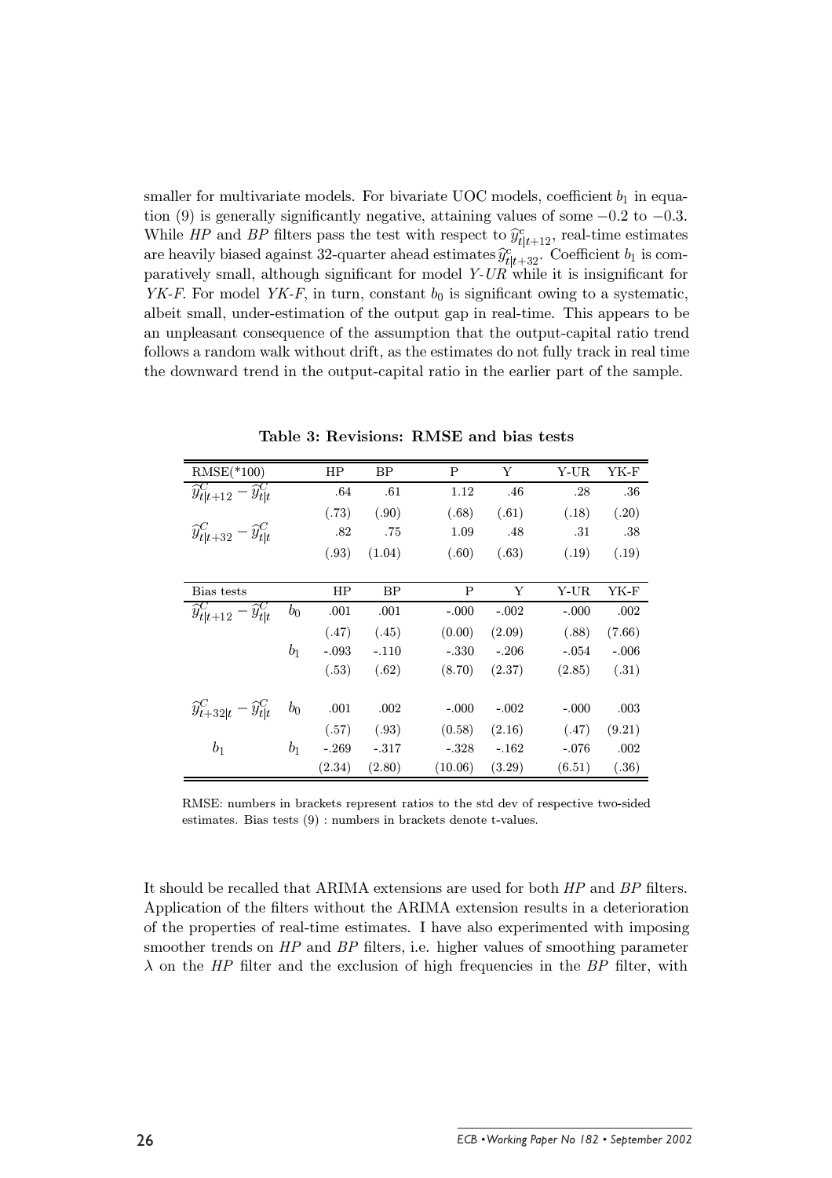smaller for multivariate models. For bivariate UOC models, coefficient $b_1$ in equation (9) is generally significantly negative, attaining values of some $-0.2$ to $-0.3$. While *HP* and *BP* filters pass the test with respect to $\widehat{y}^c_{t|t+12}$, real-time estimates are heavily biased against 32-quarter ahead estimates $\widehat{y}^c_{t|t+32}$. Coefficient $b_1$ is comparatively small, although significant for model *Y-UR* while it is insignificant for *YK-F*. For model *YK-F*, in turn, constant $b_0$ is significant owing to a systematic, albeit small, under-estimation of the output gap in real-time. This appears to be an unpleasant consequence of the assumption that the output-capital ratio trend follows a random walk without drift, as the estimates do not fully track in real time the downward trend in the output-capital ratio in the earlier part of the sample.

**Table 3: Revisions: RMSE and bias tests**

| RMSE(*100) | | HP | BP | P | Y | Y-UR | YK-F |
|---|---|---|---|---|---|---|---|
| $\widehat{y}^C_{t\|t+12} - \widehat{y}^C_{t\|t}$ | | .64 | .61 | 1.12 | .46 | .28 | .36 |
| | | (.73) | (.90) | (.68) | (.61) | (.18) | (.20) |
| $\widehat{y}^C_{t\|t+32} - \widehat{y}^C_{t\|t}$ | | .82 | .75 | 1.09 | .48 | .31 | .38 |
| | | (.93) | (1.04) | (.60) | (.63) | (.19) | (.19) |
| **Bias tests** | | **HP** | **BP** | **P** | **Y** | **Y-UR** | **YK-F** |
| $\widehat{y}^C_{t\|t+12} - \widehat{y}^C_{t\|t}$ | $b_0$ | .001 | .001 | -.000 | -.002 | -.000 | .002 |
| | | (.47) | (.45) | (0.00) | (2.09) | (.88) | (7.66) |
| | $b_1$ | -.093 | -.110 | -.330 | -.206 | -.054 | -.006 |
| | | (.53) | (.62) | (8.70) | (2.37) | (2.85) | (.31) |
| $\widehat{y}^C_{t+32\|t} - \widehat{y}^C_{t\|t}$ | $b_0$ | .001 | .002 | -.000 | -.002 | -.000 | .003 |
| | | (.57) | (.93) | (0.58) | (2.16) | (.47) | (9.21) |
| $b_1$ | $b_1$ | -.269 | -.317 | -.328 | -.162 | -.076 | .002 |
| | | (2.34) | (2.80) | (10.06) | (3.29) | (6.51) | (.36) |

RMSE: numbers in brackets represent ratios to the std dev of respective two-sided estimates. Bias tests (9) : numbers in brackets denote t-values.

It should be recalled that ARIMA extensions are used for both *HP* and *BP* filters. Application of the filters without the ARIMA extension results in a deterioration of the properties of real-time estimates. I have also experimented with imposing smoother trends on *HP* and *BP* filters, i.e. higher values of smoothing parameter $\lambda$ on the *HP* filter and the exclusion of high frequencies in the *BP* filter, with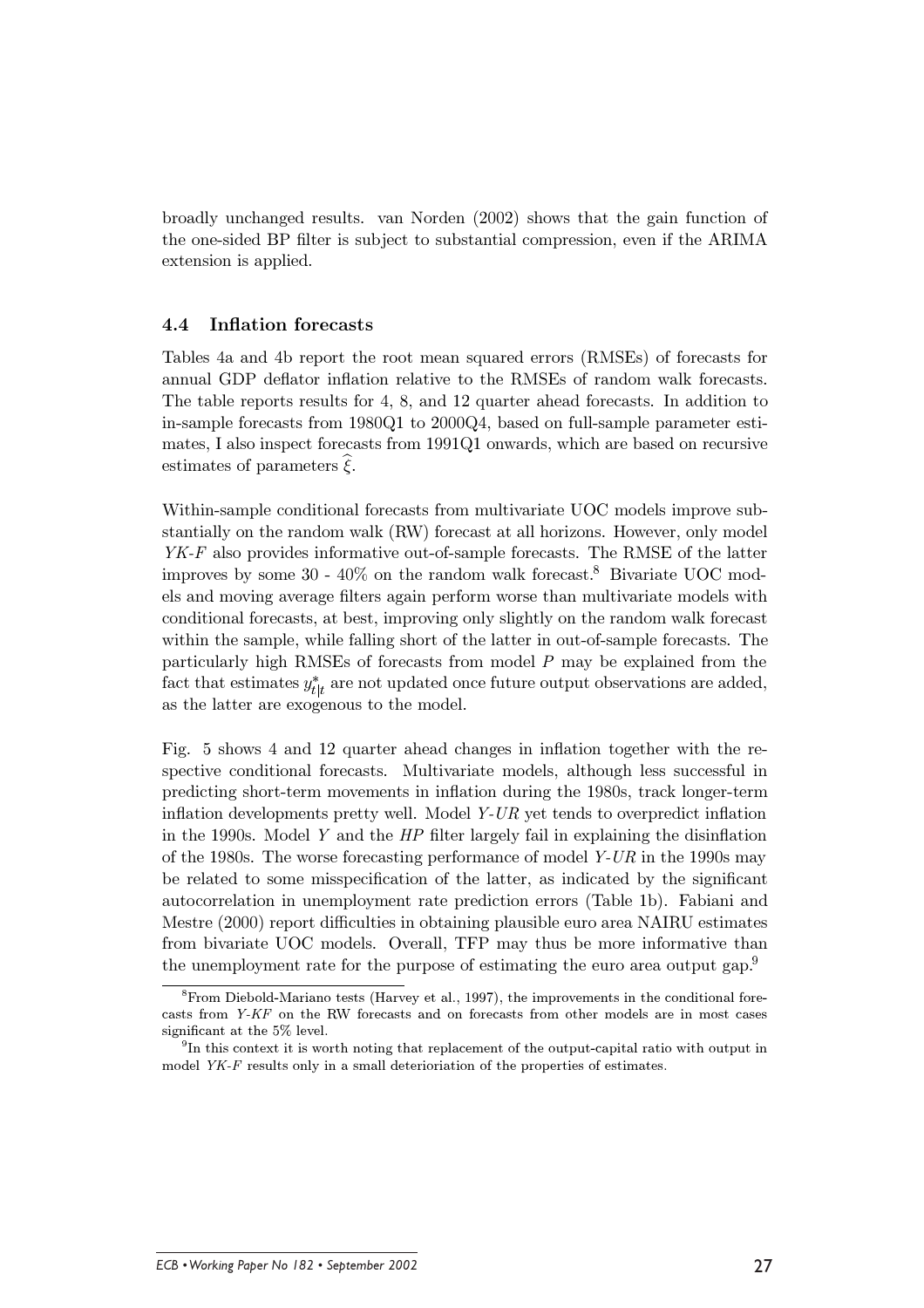broadly unchanged results. van Norden (2002) shows that the gain function of the one-sided BP filter is subject to substantial compression, even if the ARIMA extension is applied.

### 4.4 Inflation forecasts

Tables 4a and 4b report the root mean squared errors (RMSEs) of forecasts for annual GDP deflator inflation relative to the RMSEs of random walk forecasts. The table reports results for 4, 8, and 12 quarter ahead forecasts. In addition to in-sample forecasts from 1980Q1 to 2000Q4, based on full-sample parameter estimates, I also inspect forecasts from 1991Q1 onwards, which are based on recursive estimates of parameters $\widehat{\xi}$.

Within-sample conditional forecasts from multivariate UOC models improve substantially on the random walk (RW) forecast at all horizons. However, only model *YK-F* also provides informative out-of-sample forecasts. The RMSE of the latter improves by some 30 - 40% on the random walk forecast.[8] Bivariate UOC models and moving average filters again perform worse than multivariate models with conditional forecasts, at best, improving only slightly on the random walk forecast within the sample, while falling short of the latter in out-of-sample forecasts. The particularly high RMSEs of forecasts from model *P* may be explained from the fact that estimates $y^{*}_{t|t}$ are not updated once future output observations are added, as the latter are exogenous to the model.

Fig. 5 shows 4 and 12 quarter ahead changes in inflation together with the respective conditional forecasts. Multivariate models, although less successful in predicting short-term movements in inflation during the 1980s, track longer-term inflation developments pretty well. Model *Y-UR* yet tends to overpredict inflation in the 1990s. Model *Y* and the *HP* filter largely fail in explaining the disinflation of the 1980s. The worse forecasting performance of model *Y-UR* in the 1990s may be related to some misspecification of the latter, as indicated by the significant autocorrelation in unemployment rate prediction errors (Table 1b). Fabiani and Mestre (2000) report difficulties in obtaining plausible euro area NAIRU estimates from bivariate UOC models. Overall, TFP may thus be more informative than the unemployment rate for the purpose of estimating the euro area output gap.[9]

---

[8] From Diebold-Mariano tests (Harvey et al., 1997), the improvements in the conditional forecasts from *Y-KF* on the RW forecasts and on forecasts from other models are in most cases significant at the 5% level.

[9] In this context it is worth noting that replacement of the output-capital ratio with output in model *YK-F* results only in a small deterioriation of the properties of estimates.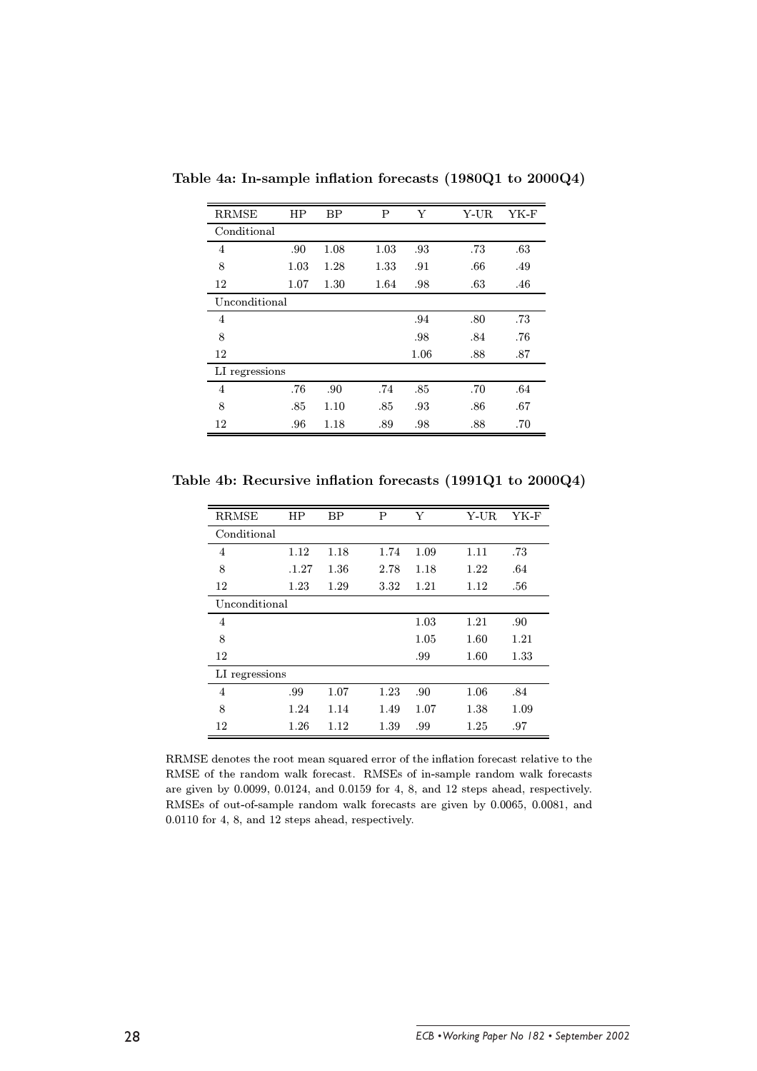**Table 4a: In-sample inflation forecasts (1980Q1 to 2000Q4)**

| RRMSE | HP | BP | P | Y | Y-UR | YK-F |
|---|---|---|---|---|---|---|
| Conditional | | | | | | |
| 4 | .90 | 1.08 | 1.03 | .93 | .73 | .63 |
| 8 | 1.03 | 1.28 | 1.33 | .91 | .66 | .49 |
| 12 | 1.07 | 1.30 | 1.64 | .98 | .63 | .46 |
| Unconditional | | | | | | |
| 4 | | | | .94 | .80 | .73 |
| 8 | | | | .98 | .84 | .76 |
| 12 | | | | 1.06 | .88 | .87 |
| LI regressions | | | | | | |
| 4 | .76 | .90 | .74 | .85 | .70 | .64 |
| 8 | .85 | 1.10 | .85 | .93 | .86 | .67 |
| 12 | .96 | 1.18 | .89 | .98 | .88 | .70 |

**Table 4b: Recursive inflation forecasts (1991Q1 to 2000Q4)**

| RRMSE | HP | BP | P | Y | Y-UR | YK-F |
|---|---|---|---|---|---|---|
| Conditional | | | | | | |
| 4 | 1.12 | 1.18 | 1.74 | 1.09 | 1.11 | .73 |
| 8 | .1.27 | 1.36 | 2.78 | 1.18 | 1.22 | .64 |
| 12 | 1.23 | 1.29 | 3.32 | 1.21 | 1.12 | .56 |
| Unconditional | | | | | | |
| 4 | | | | 1.03 | 1.21 | .90 |
| 8 | | | | 1.05 | 1.60 | 1.21 |
| 12 | | | | .99 | 1.60 | 1.33 |
| LI regressions | | | | | | |
| 4 | .99 | 1.07 | 1.23 | .90 | 1.06 | .84 |
| 8 | 1.24 | 1.14 | 1.49 | 1.07 | 1.38 | 1.09 |
| 12 | 1.26 | 1.12 | 1.39 | .99 | 1.25 | .97 |

RRMSE denotes the root mean squared error of the inflation forecast relative to the RMSE of the random walk forecast. RMSEs of in-sample random walk forecasts are given by 0.0099, 0.0124, and 0.0159 for 4, 8, and 12 steps ahead, respectively. RMSEs of out-of-sample random walk forecasts are given by 0.0065, 0.0081, and 0.0110 for 4, 8, and 12 steps ahead, respectively.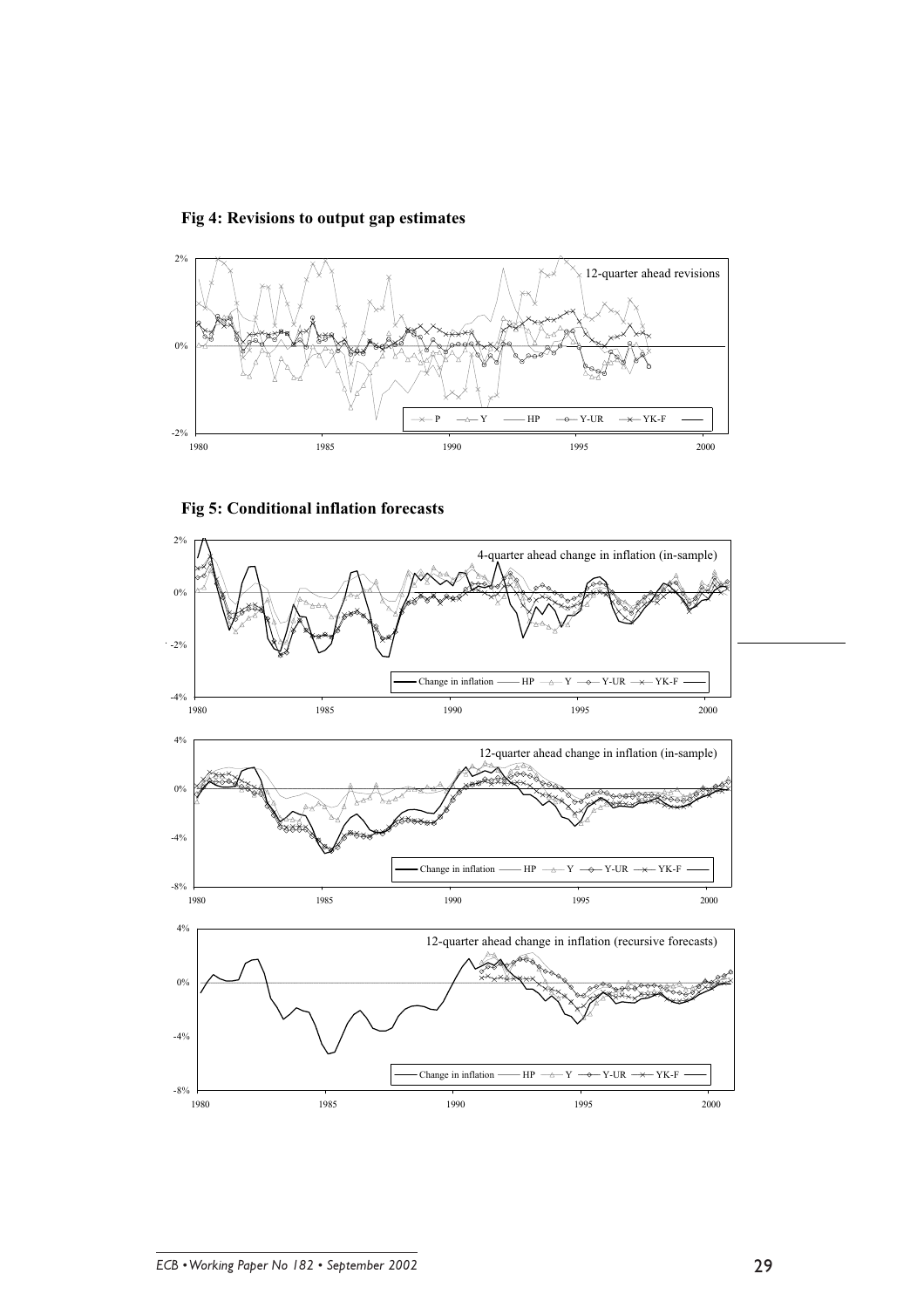**Fig 4: Revisions to output gap estimates**

**Fig 5: Conditional inflation forecasts**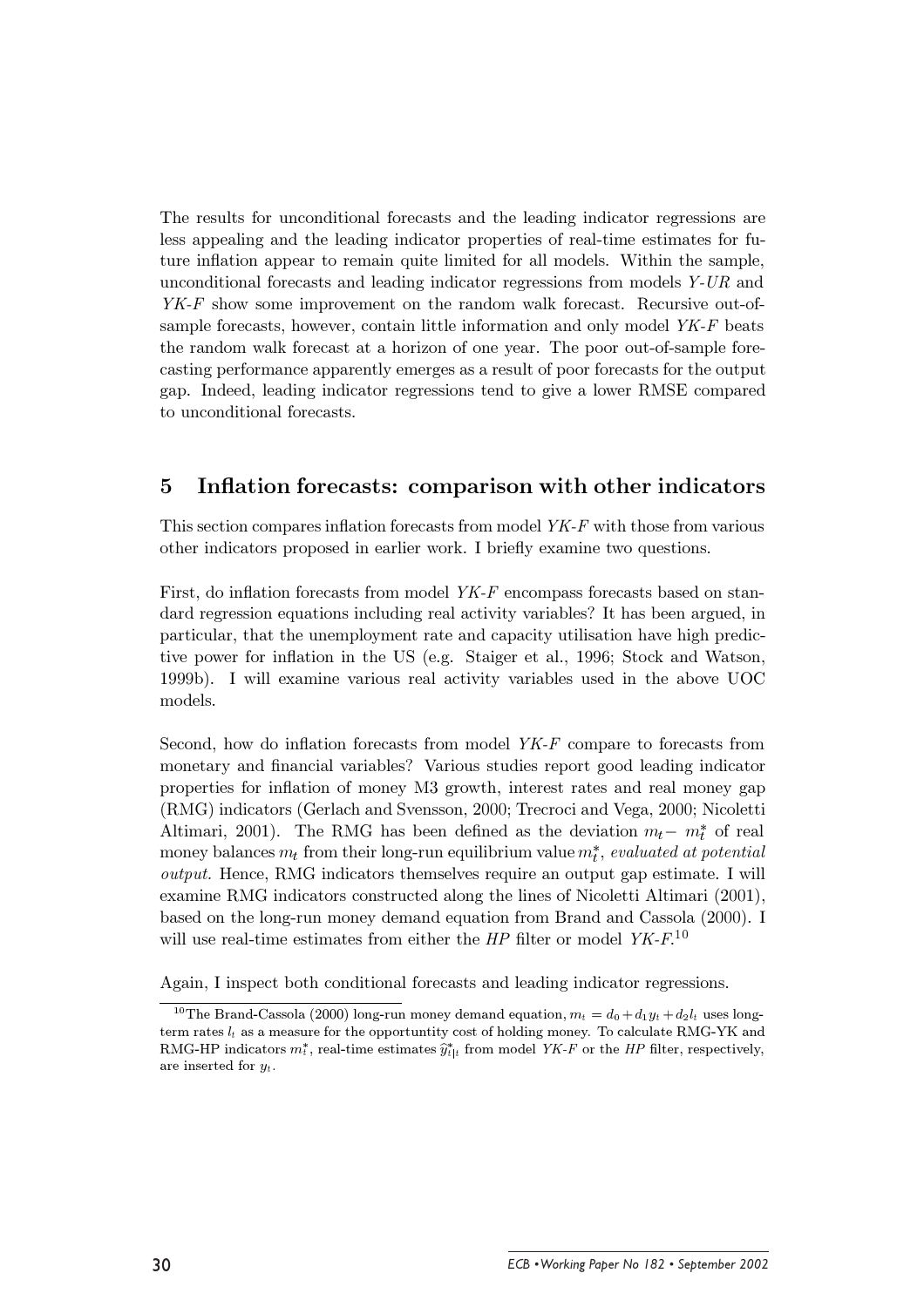The results for unconditional forecasts and the leading indicator regressions are less appealing and the leading indicator properties of real-time estimates for future inflation appear to remain quite limited for all models. Within the sample, unconditional forecasts and leading indicator regressions from models *Y-UR* and *YK-F* show some improvement on the random walk forecast. Recursive out-of-sample forecasts, however, contain little information and only model *YK-F* beats the random walk forecast at a horizon of one year. The poor out-of-sample forecasting performance apparently emerges as a result of poor forecasts for the output gap. Indeed, leading indicator regressions tend to give a lower RMSE compared to unconditional forecasts.

## 5 Inflation forecasts: comparison with other indicators

This section compares inflation forecasts from model *YK-F* with those from various other indicators proposed in earlier work. I briefly examine two questions.

First, do inflation forecasts from model *YK-F* encompass forecasts based on standard regression equations including real activity variables? It has been argued, in particular, that the unemployment rate and capacity utilisation have high predictive power for inflation in the US (e.g. Staiger et al., 1996; Stock and Watson, 1999b). I will examine various real activity variables used in the above UOC models.

Second, how do inflation forecasts from model *YK-F* compare to forecasts from monetary and financial variables? Various studies report good leading indicator properties for inflation of money M3 growth, interest rates and real money gap (RMG) indicators (Gerlach and Svensson, 2000; Trecroci and Vega, 2000; Nicoletti Altimari, 2001). The RMG has been defined as the deviation $m_t - m_t^*$ of real money balances $m_t$ from their long-run equilibrium value $m_t^*$, *evaluated at potential output.* Hence, RMG indicators themselves require an output gap estimate. I will examine RMG indicators constructed along the lines of Nicoletti Altimari (2001), based on the long-run money demand equation from Brand and Cassola (2000). I will use real-time estimates from either the *HP* filter or model *YK-F*.[10]

Again, I inspect both conditional forecasts and leading indicator regressions.

[10] The Brand-Cassola (2000) long-run money demand equation, $m_t = d_0 + d_1 y_t + d_2 l_t$ uses long-term rates $l_t$ as a measure for the opportuntity cost of holding money. To calculate RMG-YK and RMG-HP indicators $m_t^*$, real-time estimates $\widehat{y}^*_{t|t}$ from model *YK-F* or the *HP* filter, respectively, are inserted for $y_t$.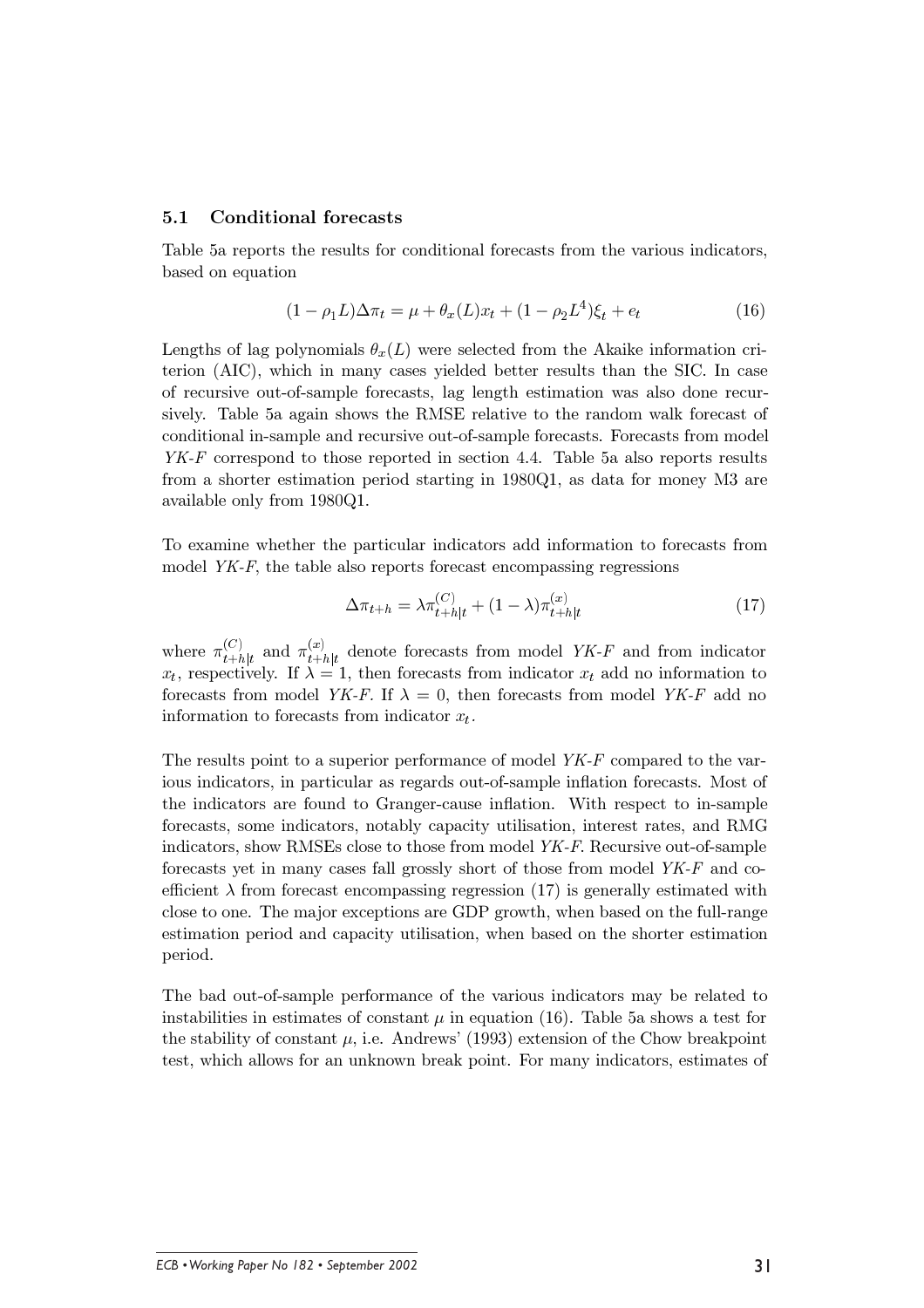### 5.1 Conditional forecasts

Table 5a reports the results for conditional forecasts from the various indicators, based on equation

$$(1 - \rho_1 L)\Delta\pi_t = \mu + \theta_x(L)x_t + (1 - \rho_2 L^4)\xi_t + e_t \tag{16}$$

Lengths of lag polynomials $\theta_x(L)$ were selected from the Akaike information criterion (AIC), which in many cases yielded better results than the SIC. In case of recursive out-of-sample forecasts, lag length estimation was also done recursively. Table 5a again shows the RMSE relative to the random walk forecast of conditional in-sample and recursive out-of-sample forecasts. Forecasts from model *YK-F* correspond to those reported in section 4.4. Table 5a also reports results from a shorter estimation period starting in 1980Q1, as data for money M3 are available only from 1980Q1.

To examine whether the particular indicators add information to forecasts from model *YK-F*, the table also reports forecast encompassing regressions

$$\Delta\pi_{t+h} = \lambda\pi_{t+h|t}^{(C)} + (1 - \lambda)\pi_{t+h|t}^{(x)} \tag{17}$$

where $\pi_{t+h|t}^{(C)}$ and $\pi_{t+h|t}^{(x)}$ denote forecasts from model *YK-F* and from indicator $x_t$, respectively. If $\lambda = 1$, then forecasts from indicator $x_t$ add no information to forecasts from model *YK-F*. If $\lambda = 0$, then forecasts from model *YK-F* add no information to forecasts from indicator $x_t$.

The results point to a superior performance of model *YK-F* compared to the various indicators, in particular as regards out-of-sample inflation forecasts. Most of the indicators are found to Granger-cause inflation. With respect to in-sample forecasts, some indicators, notably capacity utilisation, interest rates, and RMG indicators, show RMSEs close to those from model *YK-F*. Recursive out-of-sample forecasts yet in many cases fall grossly short of those from model *YK-F* and coefficient $\lambda$ from forecast encompassing regression (17) is generally estimated with close to one. The major exceptions are GDP growth, when based on the full-range estimation period and capacity utilisation, when based on the shorter estimation period.

The bad out-of-sample performance of the various indicators may be related to instabilities in estimates of constant $\mu$ in equation (16). Table 5a shows a test for the stability of constant $\mu$, i.e. Andrews' (1993) extension of the Chow breakpoint test, which allows for an unknown break point. For many indicators, estimates of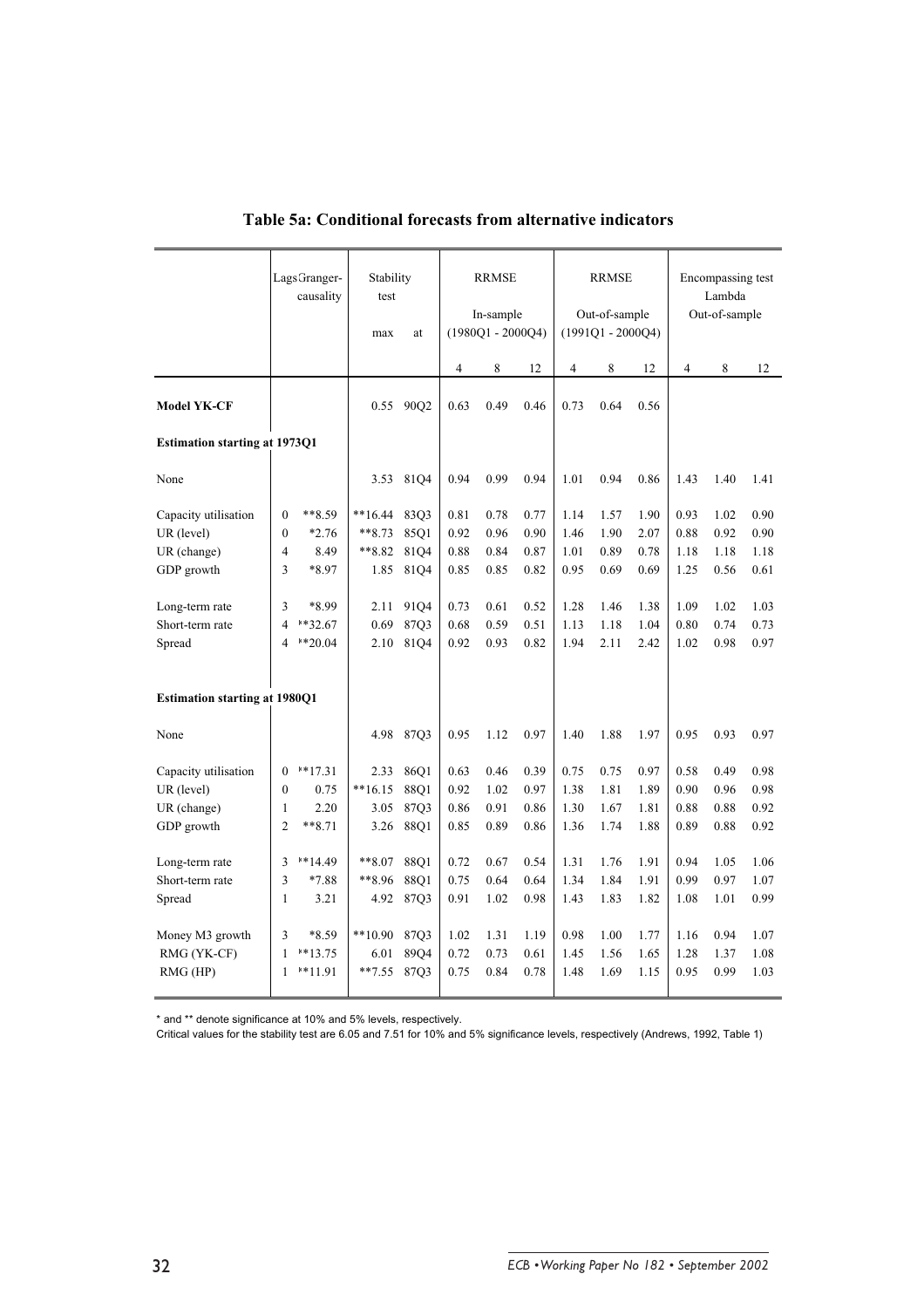**Table 5a: Conditional forecasts from alternative indicators**

| | Lags | Granger-causality | Stability test max | Stability test at | RRMSE In-sample (1980Q1 - 2000Q4) 4 | 8 | 12 | RRMSE Out-of-sample (1991Q1 - 2000Q4) 4 | 8 | 12 | Encompassing test Lambda Out-of-sample 4 | 8 | 12 |
|---|---|---|---|---|---|---|---|---|---|---|---|---|---|
| **Model YK-CF** | | | 0.55 | 90Q2 | 0.63 | 0.49 | 0.46 | 0.73 | 0.64 | 0.56 | | | |
| **Estimation starting at 1973Q1** | | | | | | | | | | | | | |
| None | | | 3.53 | 81Q4 | 0.94 | 0.99 | 0.94 | 1.01 | 0.94 | 0.86 | 1.43 | 1.40 | 1.41 |
| Capacity utilisation | 0 | **8.59 | **16.44 | 83Q3 | 0.81 | 0.78 | 0.77 | 1.14 | 1.57 | 1.90 | 0.93 | 1.02 | 0.90 |
| UR (level) | 0 | *2.76 | **8.73 | 85Q1 | 0.92 | 0.96 | 0.90 | 1.46 | 1.90 | 2.07 | 0.88 | 0.92 | 0.90 |
| UR (change) | 4 | 8.49 | **8.82 | 81Q4 | 0.88 | 0.84 | 0.87 | 1.01 | 0.89 | 0.78 | 1.18 | 1.18 | 1.18 |
| GDP growth | 3 | *8.97 | 1.85 | 81Q4 | 0.85 | 0.85 | 0.82 | 0.95 | 0.69 | 0.69 | 1.25 | 0.56 | 0.61 |
| Long-term rate | 3 | *8.99 | 2.11 | 91Q4 | 0.73 | 0.61 | 0.52 | 1.28 | 1.46 | 1.38 | 1.09 | 1.02 | 1.03 |
| Short-term rate | 4 | **32.67 | 0.69 | 87Q3 | 0.68 | 0.59 | 0.51 | 1.13 | 1.18 | 1.04 | 0.80 | 0.74 | 0.73 |
| Spread | 4 | **20.04 | 2.10 | 81Q4 | 0.92 | 0.93 | 0.82 | 1.94 | 2.11 | 2.42 | 1.02 | 0.98 | 0.97 |
| **Estimation starting at 1980Q1** | | | | | | | | | | | | | |
| None | | | 4.98 | 87Q3 | 0.95 | 1.12 | 0.97 | 1.40 | 1.88 | 1.97 | 0.95 | 0.93 | 0.97 |
| Capacity utilisation | 0 | **17.31 | 2.33 | 86Q1 | 0.63 | 0.46 | 0.39 | 0.75 | 0.75 | 0.97 | 0.58 | 0.49 | 0.98 |
| UR (level) | 0 | 0.75 | **16.15 | 88Q1 | 0.92 | 1.02 | 0.97 | 1.38 | 1.81 | 1.89 | 0.90 | 0.96 | 0.98 |
| UR (change) | 1 | 2.20 | 3.05 | 87Q3 | 0.86 | 0.91 | 0.86 | 1.30 | 1.67 | 1.81 | 0.88 | 0.88 | 0.92 |
| GDP growth | 2 | **8.71 | 3.26 | 88Q1 | 0.85 | 0.89 | 0.86 | 1.36 | 1.74 | 1.88 | 0.89 | 0.88 | 0.92 |
| Long-term rate | 3 | **14.49 | **8.07 | 88Q1 | 0.72 | 0.67 | 0.54 | 1.31 | 1.76 | 1.91 | 0.94 | 1.05 | 1.06 |
| Short-term rate | 3 | *7.88 | **8.96 | 88Q1 | 0.75 | 0.64 | 0.64 | 1.34 | 1.84 | 1.91 | 0.99 | 0.97 | 1.07 |
| Spread | 1 | 3.21 | 4.92 | 87Q3 | 0.91 | 1.02 | 0.98 | 1.43 | 1.83 | 1.82 | 1.08 | 1.01 | 0.99 |
| Money M3 growth | 3 | *8.59 | **10.90 | 87Q3 | 1.02 | 1.31 | 1.19 | 0.98 | 1.00 | 1.77 | 1.16 | 0.94 | 1.07 |
| RMG (YK-CF) | 1 | **13.75 | 6.01 | 89Q4 | 0.72 | 0.73 | 0.61 | 1.45 | 1.56 | 1.65 | 1.28 | 1.37 | 1.08 |
| RMG (HP) | 1 | **11.91 | **7.55 | 87Q3 | 0.75 | 0.84 | 0.78 | 1.48 | 1.69 | 1.15 | 0.95 | 0.99 | 1.03 |

\* and ** denote significance at 10% and 5% levels, respectively.

Critical values for the stability test are 6.05 and 7.51 for 10% and 5% significance levels, respectively (Andrews, 1992, Table 1)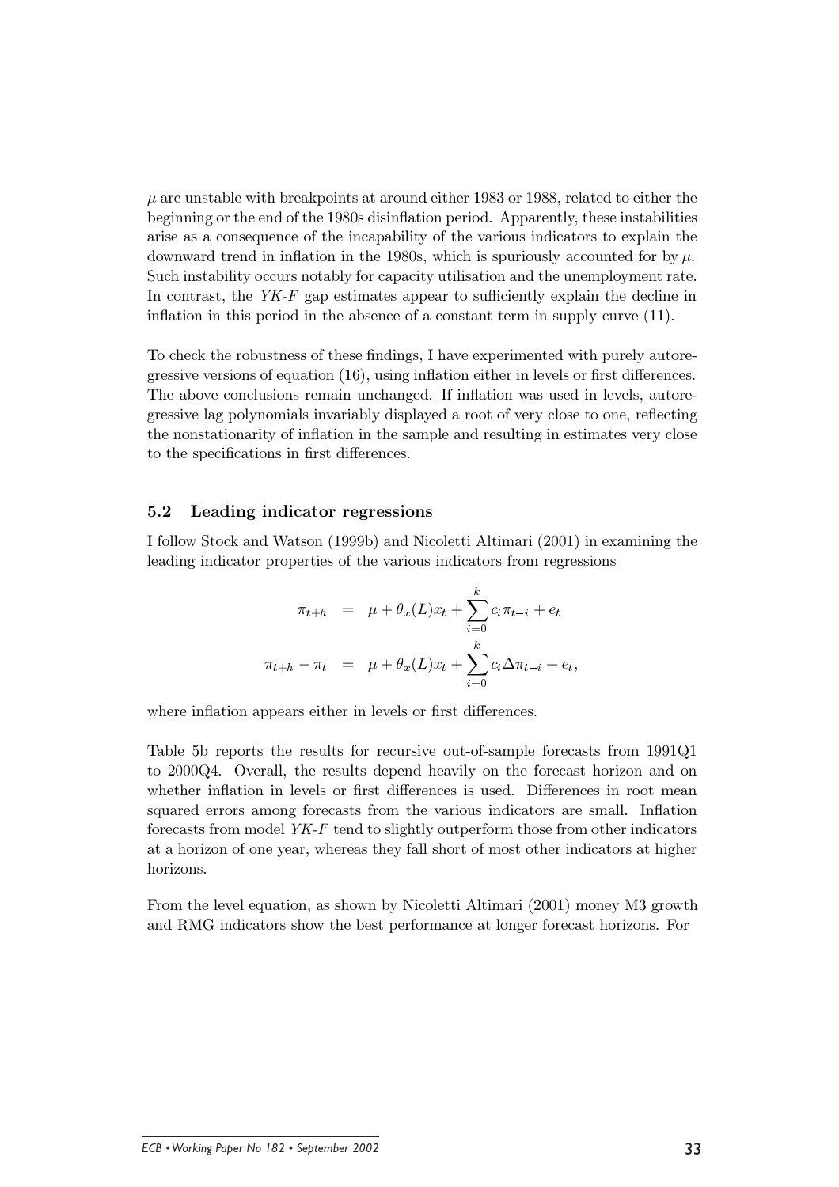$\mu$ are unstable with breakpoints at around either 1983 or 1988, related to either the beginning or the end of the 1980s disinflation period. Apparently, these instabilities arise as a consequence of the incapability of the various indicators to explain the downward trend in inflation in the 1980s, which is spuriously accounted for by $\mu$. Such instability occurs notably for capacity utilisation and the unemployment rate. In contrast, the *YK-F* gap estimates appear to sufficiently explain the decline in inflation in this period in the absence of a constant term in supply curve (11).

To check the robustness of these findings, I have experimented with purely autoregressive versions of equation (16), using inflation either in levels or first differences. The above conclusions remain unchanged. If inflation was used in levels, autoregressive lag polynomials invariably displayed a root of very close to one, reflecting the nonstationarity of inflation in the sample and resulting in estimates very close to the specifications in first differences.

## 5.2 Leading indicator regressions

I follow Stock and Watson (1999b) and Nicoletti Altimari (2001) in examining the leading indicator properties of the various indicators from regressions

$$
\begin{aligned}
\pi_{t+h} &= \mu + \theta_x(L)x_t + \sum_{i=0}^{k} c_i \pi_{t-i} + e_t \\
\pi_{t+h} - \pi_t &= \mu + \theta_x(L)x_t + \sum_{i=0}^{k} c_i \Delta\pi_{t-i} + e_t,
\end{aligned}
$$

where inflation appears either in levels or first differences.

Table 5b reports the results for recursive out-of-sample forecasts from 1991Q1 to 2000Q4. Overall, the results depend heavily on the forecast horizon and on whether inflation in levels or first differences is used. Differences in root mean squared errors among forecasts from the various indicators are small. Inflation forecasts from model *YK-F* tend to slightly outperform those from other indicators at a horizon of one year, whereas they fall short of most other indicators at higher horizons.

From the level equation, as shown by Nicoletti Altimari (2001) money M3 growth and RMG indicators show the best performance at longer forecast horizons. For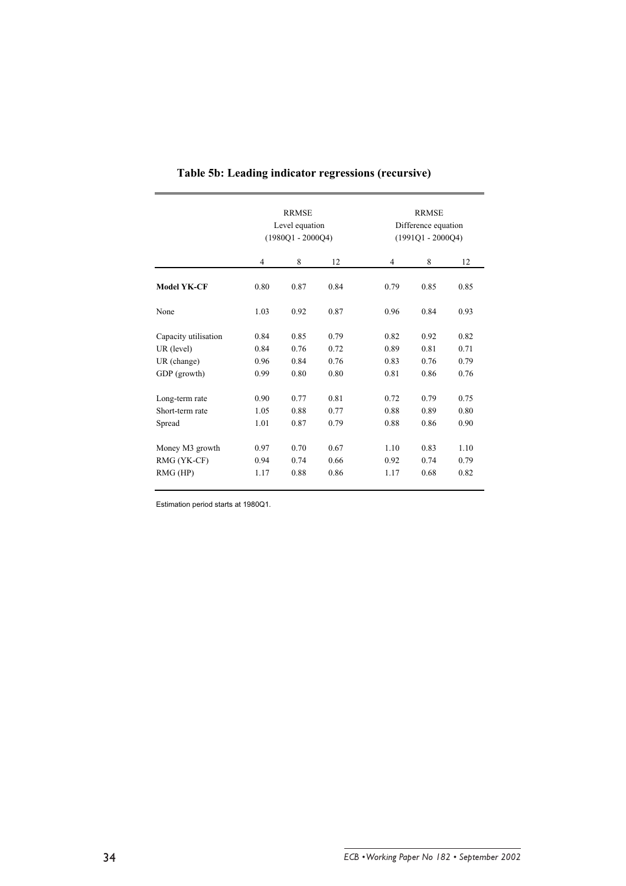**Table 5b: Leading indicator regressions (recursive)**

| | RRMSE Level equation (1980Q1 - 2000Q4) | | | RRMSE Difference equation (1991Q1 - 2000Q4) | | |
|---|---|---|---|---|---|---|
| | 4 | 8 | 12 | 4 | 8 | 12 |
| **Model YK-CF** | 0.80 | 0.87 | 0.84 | 0.79 | 0.85 | 0.85 |
| None | 1.03 | 0.92 | 0.87 | 0.96 | 0.84 | 0.93 |
| Capacity utilisation | 0.84 | 0.85 | 0.79 | 0.82 | 0.92 | 0.82 |
| UR (level) | 0.84 | 0.76 | 0.72 | 0.89 | 0.81 | 0.71 |
| UR (change) | 0.96 | 0.84 | 0.76 | 0.83 | 0.76 | 0.79 |
| GDP (growth) | 0.99 | 0.80 | 0.80 | 0.81 | 0.86 | 0.76 |
| Long-term rate | 0.90 | 0.77 | 0.81 | 0.72 | 0.79 | 0.75 |
| Short-term rate | 1.05 | 0.88 | 0.77 | 0.88 | 0.89 | 0.80 |
| Spread | 1.01 | 0.87 | 0.79 | 0.88 | 0.86 | 0.90 |
| Money M3 growth | 0.97 | 0.70 | 0.67 | 1.10 | 0.83 | 1.10 |
| RMG (YK-CF) | 0.94 | 0.74 | 0.66 | 0.92 | 0.74 | 0.79 |
| RMG (HP) | 1.17 | 0.88 | 0.86 | 1.17 | 0.68 | 0.82 |

Estimation period starts at 1980Q1.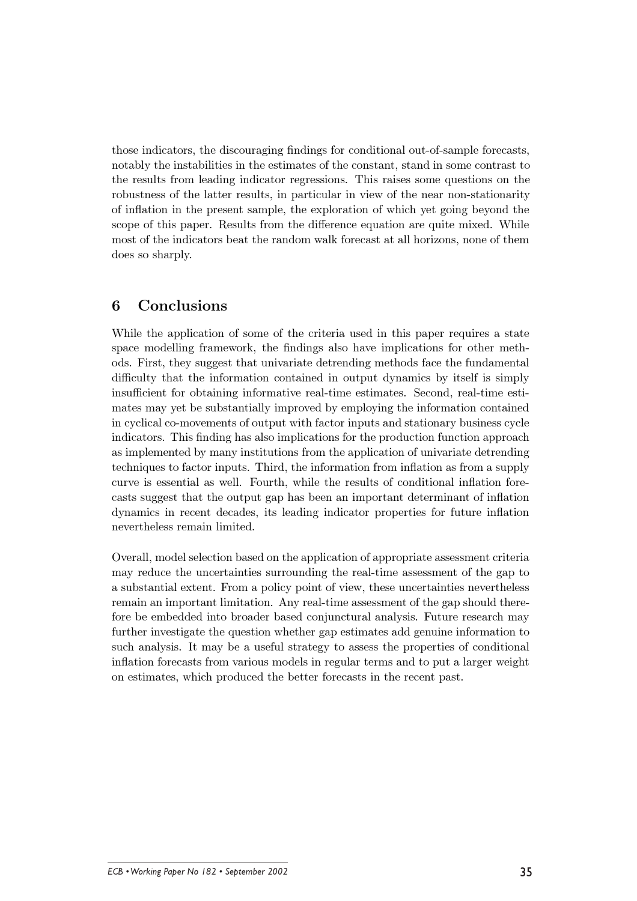those indicators, the discouraging findings for conditional out-of-sample forecasts, notably the instabilities in the estimates of the constant, stand in some contrast to the results from leading indicator regressions. This raises some questions on the robustness of the latter results, in particular in view of the near non-stationarity of inflation in the present sample, the exploration of which yet going beyond the scope of this paper. Results from the difference equation are quite mixed. While most of the indicators beat the random walk forecast at all horizons, none of them does so sharply.

## 6 Conclusions

While the application of some of the criteria used in this paper requires a state space modelling framework, the findings also have implications for other methods. First, they suggest that univariate detrending methods face the fundamental difficulty that the information contained in output dynamics by itself is simply insufficient for obtaining informative real-time estimates. Second, real-time estimates may yet be substantially improved by employing the information contained in cyclical co-movements of output with factor inputs and stationary business cycle indicators. This finding has also implications for the production function approach as implemented by many institutions from the application of univariate detrending techniques to factor inputs. Third, the information from inflation as from a supply curve is essential as well. Fourth, while the results of conditional inflation forecasts suggest that the output gap has been an important determinant of inflation dynamics in recent decades, its leading indicator properties for future inflation nevertheless remain limited.

Overall, model selection based on the application of appropriate assessment criteria may reduce the uncertainties surrounding the real-time assessment of the gap to a substantial extent. From a policy point of view, these uncertainties nevertheless remain an important limitation. Any real-time assessment of the gap should therefore be embedded into broader based conjunctural analysis. Future research may further investigate the question whether gap estimates add genuine information to such analysis. It may be a useful strategy to assess the properties of conditional inflation forecasts from various models in regular terms and to put a larger weight on estimates, which produced the better forecasts in the recent past.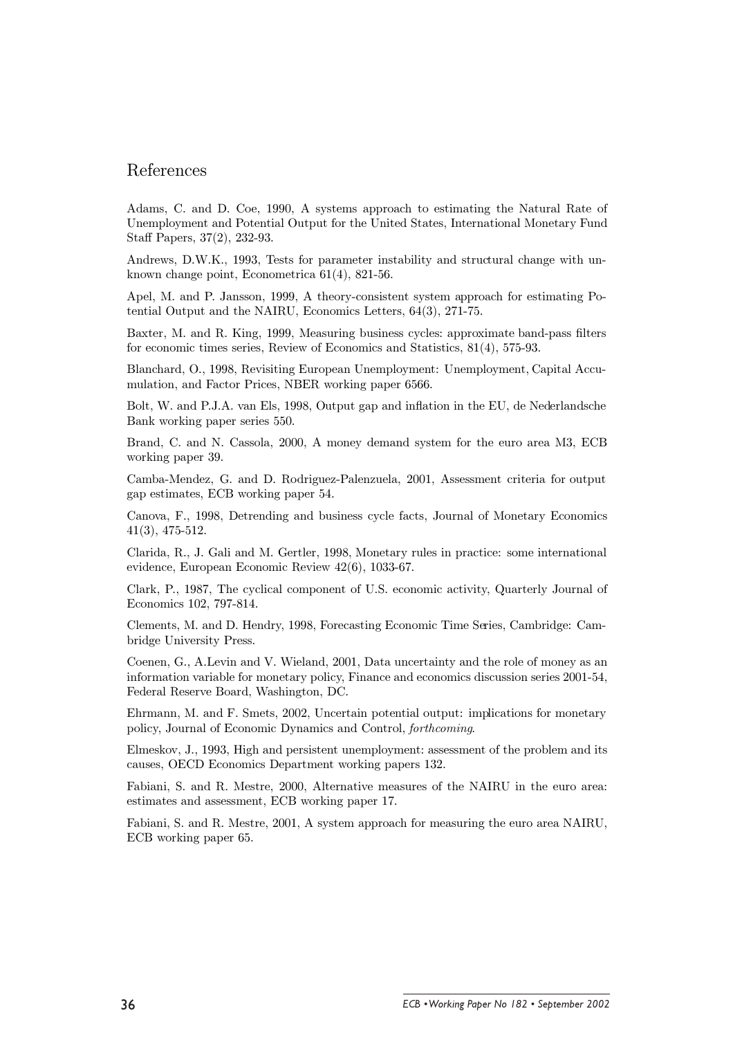# References

Adams, C. and D. Coe, 1990, A systems approach to estimating the Natural Rate of Unemployment and Potential Output for the United States, International Monetary Fund Staff Papers, 37(2), 232-93.

Andrews, D.W.K., 1993, Tests for parameter instability and structural change with unknown change point, Econometrica 61(4), 821-56.

Apel, M. and P. Jansson, 1999, A theory-consistent system approach for estimating Potential Output and the NAIRU, Economics Letters, 64(3), 271-75.

Baxter, M. and R. King, 1999, Measuring business cycles: approximate band-pass filters for economic times series, Review of Economics and Statistics, 81(4), 575-93.

Blanchard, O., 1998, Revisiting European Unemployment: Unemployment, Capital Accumulation, and Factor Prices, NBER working paper 6566.

Bolt, W. and P.J.A. van Els, 1998, Output gap and inflation in the EU, de Nederlandsche Bank working paper series 550.

Brand, C. and N. Cassola, 2000, A money demand system for the euro area M3, ECB working paper 39.

Camba-Mendez, G. and D. Rodriguez-Palenzuela, 2001, Assessment criteria for output gap estimates, ECB working paper 54.

Canova, F., 1998, Detrending and business cycle facts, Journal of Monetary Economics 41(3), 475-512.

Clarida, R., J. Gali and M. Gertler, 1998, Monetary rules in practice: some international evidence, European Economic Review 42(6), 1033-67.

Clark, P., 1987, The cyclical component of U.S. economic activity, Quarterly Journal of Economics 102, 797-814.

Clements, M. and D. Hendry, 1998, Forecasting Economic Time Series, Cambridge: Cambridge University Press.

Coenen, G., A.Levin and V. Wieland, 2001, Data uncertainty and the role of money as an information variable for monetary policy, Finance and economics discussion series 2001-54, Federal Reserve Board, Washington, DC.

Ehrmann, M. and F. Smets, 2002, Uncertain potential output: implications for monetary policy, Journal of Economic Dynamics and Control, *forthcoming*.

Elmeskov, J., 1993, High and persistent unemployment: assessment of the problem and its causes, OECD Economics Department working papers 132.

Fabiani, S. and R. Mestre, 2000, Alternative measures of the NAIRU in the euro area: estimates and assessment, ECB working paper 17.

Fabiani, S. and R. Mestre, 2001, A system approach for measuring the euro area NAIRU, ECB working paper 65.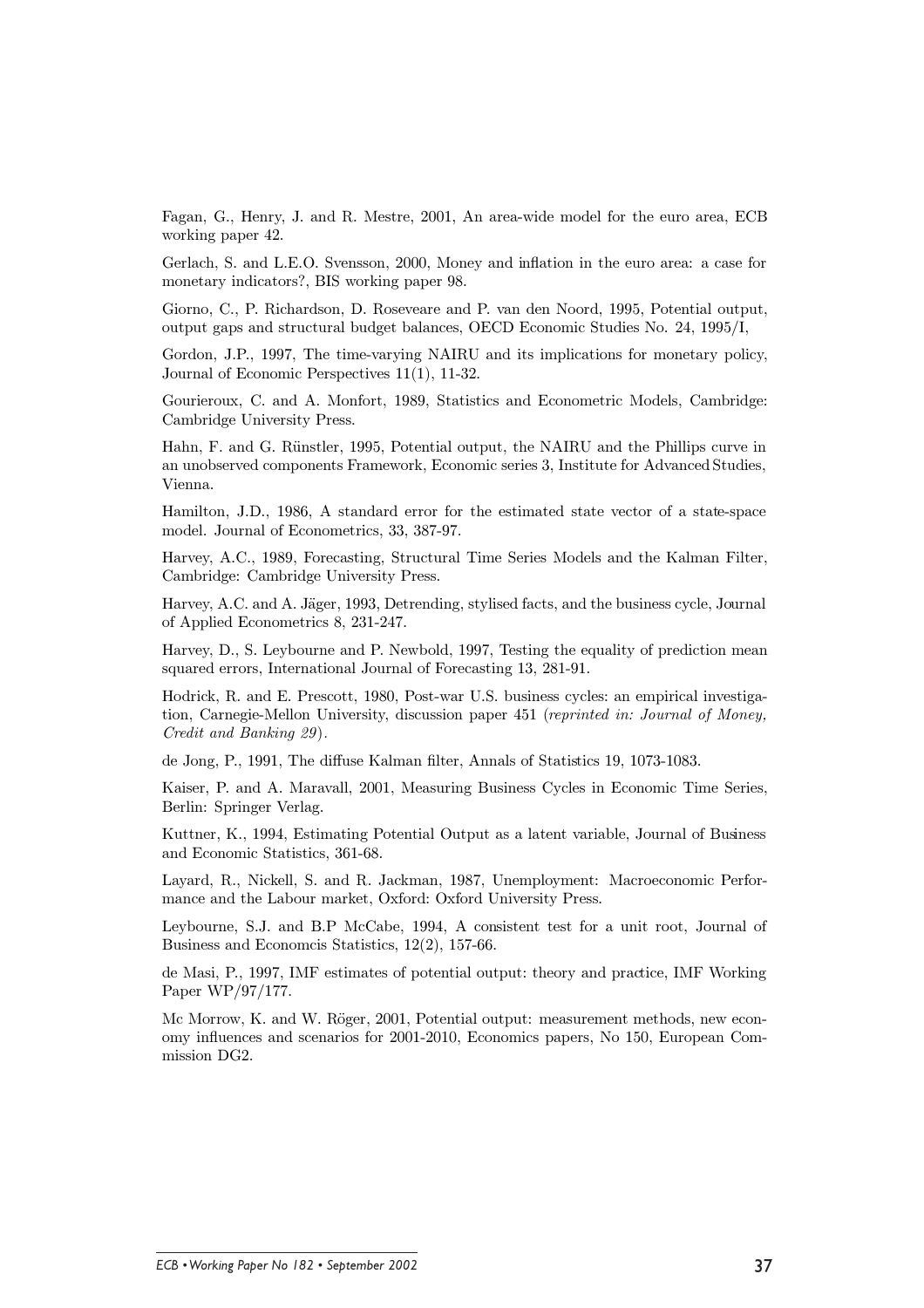Fagan, G., Henry, J. and R. Mestre, 2001, An area-wide model for the euro area, ECB working paper 42.

Gerlach, S. and L.E.O. Svensson, 2000, Money and inflation in the euro area: a case for monetary indicators?, BIS working paper 98.

Giorno, C., P. Richardson, D. Roseveare and P. van den Noord, 1995, Potential output, output gaps and structural budget balances, OECD Economic Studies No. 24, 1995/I,

Gordon, J.P., 1997, The time-varying NAIRU and its implications for monetary policy, Journal of Economic Perspectives 11(1), 11-32.

Gourieroux, C. and A. Monfort, 1989, Statistics and Econometric Models, Cambridge: Cambridge University Press.

Hahn, F. and G. Rünstler, 1995, Potential output, the NAIRU and the Phillips curve in an unobserved components Framework, Economic series 3, Institute for Advanced Studies, Vienna.

Hamilton, J.D., 1986, A standard error for the estimated state vector of a state-space model. Journal of Econometrics, 33, 387-97.

Harvey, A.C., 1989, Forecasting, Structural Time Series Models and the Kalman Filter, Cambridge: Cambridge University Press.

Harvey, A.C. and A. Jäger, 1993, Detrending, stylised facts, and the business cycle, Journal of Applied Econometrics 8, 231-247.

Harvey, D., S. Leybourne and P. Newbold, 1997, Testing the equality of prediction mean squared errors, International Journal of Forecasting 13, 281-91.

Hodrick, R. and E. Prescott, 1980, Post-war U.S. business cycles: an empirical investigation, Carnegie-Mellon University, discussion paper 451 (*reprinted in: Journal of Money, Credit and Banking 29*).

de Jong, P., 1991, The diffuse Kalman filter, Annals of Statistics 19, 1073-1083.

Kaiser, P. and A. Maravall, 2001, Measuring Business Cycles in Economic Time Series, Berlin: Springer Verlag.

Kuttner, K., 1994, Estimating Potential Output as a latent variable, Journal of Business and Economic Statistics, 361-68.

Layard, R., Nickell, S. and R. Jackman, 1987, Unemployment: Macroeconomic Performance and the Labour market, Oxford: Oxford University Press.

Leybourne, S.J. and B.P McCabe, 1994, A consistent test for a unit root, Journal of Business and Economcis Statistics, 12(2), 157-66.

de Masi, P., 1997, IMF estimates of potential output: theory and practice, IMF Working Paper WP/97/177.

Mc Morrow, K. and W. Röger, 2001, Potential output: measurement methods, new economy influences and scenarios for 2001-2010, Economics papers, No 150, European Commission DG2.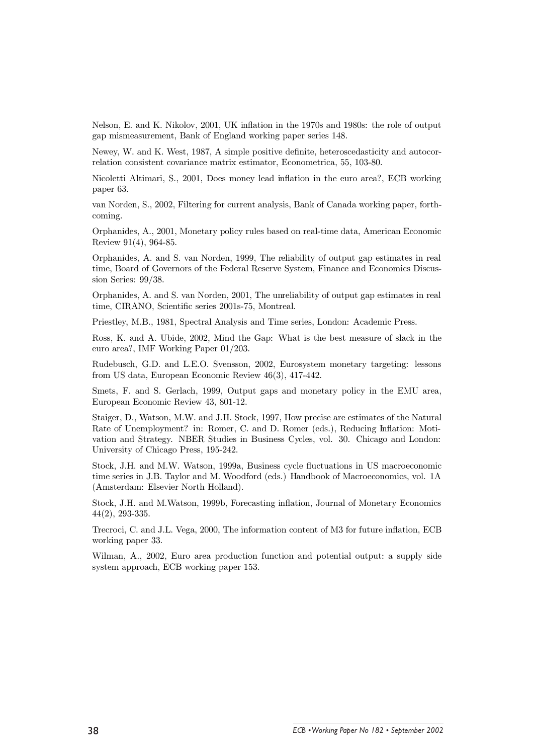Nelson, E. and K. Nikolov, 2001, UK inflation in the 1970s and 1980s: the role of output gap mismeasurement, Bank of England working paper series 148.

Newey, W. and K. West, 1987, A simple positive definite, heteroscedasticity and autocorrelation consistent covariance matrix estimator, Econometrica, 55, 103-80.

Nicoletti Altimari, S., 2001, Does money lead inflation in the euro area?, ECB working paper 63.

van Norden, S., 2002, Filtering for current analysis, Bank of Canada working paper, forthcoming.

Orphanides, A., 2001, Monetary policy rules based on real-time data, American Economic Review 91(4), 964-85.

Orphanides, A. and S. van Norden, 1999, The reliability of output gap estimates in real time, Board of Governors of the Federal Reserve System, Finance and Economics Discussion Series: 99/38.

Orphanides, A. and S. van Norden, 2001, The unreliability of output gap estimates in real time, CIRANO, Scientific series 2001s-75, Montreal.

Priestley, M.B., 1981, Spectral Analysis and Time series, London: Academic Press.

Ross, K. and A. Ubide, 2002, Mind the Gap: What is the best measure of slack in the euro area?, IMF Working Paper 01/203.

Rudebusch, G.D. and L.E.O. Svensson, 2002, Eurosystem monetary targeting: lessons from US data, European Economic Review 46(3), 417-442.

Smets, F. and S. Gerlach, 1999, Output gaps and monetary policy in the EMU area, European Economic Review 43, 801-12.

Staiger, D., Watson, M.W. and J.H. Stock, 1997, How precise are estimates of the Natural Rate of Unemployment? in: Romer, C. and D. Romer (eds.), Reducing Inflation: Motivation and Strategy. NBER Studies in Business Cycles, vol. 30. Chicago and London: University of Chicago Press, 195-242.

Stock, J.H. and M.W. Watson, 1999a, Business cycle fluctuations in US macroeconomic time series in J.B. Taylor and M. Woodford (eds.) Handbook of Macroeconomics, vol. 1A (Amsterdam: Elsevier North Holland).

Stock, J.H. and M.Watson, 1999b, Forecasting inflation, Journal of Monetary Economics 44(2), 293-335.

Trecroci, C. and J.L. Vega, 2000, The information content of M3 for future inflation, ECB working paper 33.

Wilman, A., 2002, Euro area production function and potential output: a supply side system approach, ECB working paper 153.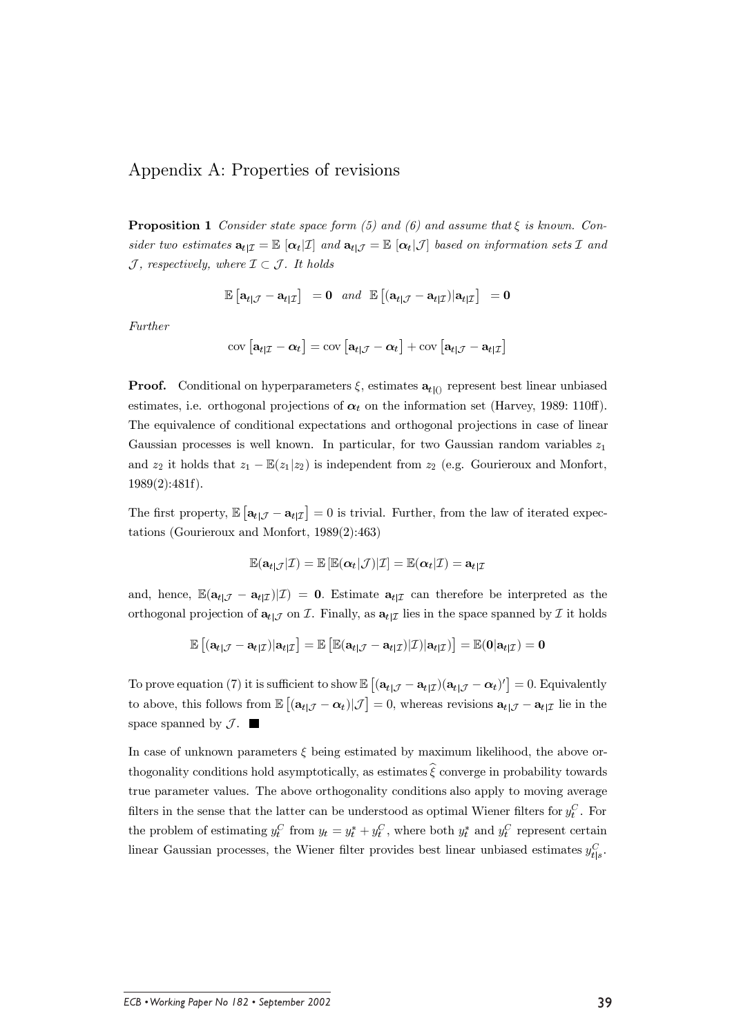## Appendix A: Properties of revisions

**Proposition 1** *Consider state space form (5) and (6) and assume that $\xi$ is known. Consider two estimates $\mathbf{a}_{t|\mathcal{I}} = \mathbb{E}\left[\boldsymbol{\alpha}_t|\mathcal{I}\right]$ and $\mathbf{a}_{t|\mathcal{J}} = \mathbb{E}\left[\boldsymbol{\alpha}_t|\mathcal{J}\right]$ based on information sets $\mathcal{I}$ and $\mathcal{J}$, respectively, where $\mathcal{I} \subset \mathcal{J}$. It holds*

$$\mathbb{E}\left[\mathbf{a}_{t|\mathcal{J}} - \mathbf{a}_{t|\mathcal{I}}\right] = \mathbf{0} \quad \text{and} \quad \mathbb{E}\left[(\mathbf{a}_{t|\mathcal{J}} - \mathbf{a}_{t|\mathcal{I}})|\mathbf{a}_{t|\mathcal{I}}\right] = \mathbf{0}$$

*Further*

$$\operatorname{cov}\left[\mathbf{a}_{t|\mathcal{I}} - \boldsymbol{\alpha}_t\right] = \operatorname{cov}\left[\mathbf{a}_{t|\mathcal{J}} - \boldsymbol{\alpha}_t\right] + \operatorname{cov}\left[\mathbf{a}_{t|\mathcal{J}} - \mathbf{a}_{t|\mathcal{I}}\right]$$

**Proof.** Conditional on hyperparameters $\xi$, estimates $\mathbf{a}_{t|()}$ represent best linear unbiased estimates, i.e. orthogonal projections of $\boldsymbol{\alpha}_t$ on the information set (Harvey, 1989: 110ff). The equivalence of conditional expectations and orthogonal projections in case of linear Gaussian processes is well known. In particular, for two Gaussian random variables $z_1$ and $z_2$ it holds that $z_1 - \mathbb{E}(z_1|z_2)$ is independent from $z_2$ (e.g. Gourieroux and Monfort, 1989(2):481f).

The first property, $\mathbb{E}\left[\mathbf{a}_{t|\mathcal{J}} - \mathbf{a}_{t|\mathcal{I}}\right] = 0$ is trivial. Further, from the law of iterated expectations (Gourieroux and Monfort, 1989(2):463)

$$\mathbb{E}(\mathbf{a}_{t|\mathcal{J}}|\mathcal{I}) = \mathbb{E}\left[\mathbb{E}(\boldsymbol{\alpha}_t|\mathcal{J})|\mathcal{I}\right] = \mathbb{E}(\boldsymbol{\alpha}_t|\mathcal{I}) = \mathbf{a}_{t|\mathcal{I}}$$

and, hence, $\mathbb{E}(\mathbf{a}_{t|\mathcal{J}} - \mathbf{a}_{t|\mathcal{I}})|\mathcal{I}) = \mathbf{0}$. Estimate $\mathbf{a}_{t|\mathcal{I}}$ can therefore be interpreted as the orthogonal projection of $\mathbf{a}_{t|\mathcal{J}}$ on $\mathcal{I}$. Finally, as $\mathbf{a}_{t|\mathcal{I}}$ lies in the space spanned by $\mathcal{I}$ it holds

$$\mathbb{E}\left[(\mathbf{a}_{t|\mathcal{J}} - \mathbf{a}_{t|\mathcal{I}})|\mathbf{a}_{t|\mathcal{I}}\right] = \mathbb{E}\left[\mathbb{E}(\mathbf{a}_{t|\mathcal{J}} - \mathbf{a}_{t|\mathcal{I}})|\mathcal{I})|\mathbf{a}_{t|\mathcal{I}})\right] = \mathbb{E}(\mathbf{0}|\mathbf{a}_{t|\mathcal{I}}) = \mathbf{0}$$

To prove equation (7) it is sufficient to show $\mathbb{E}\left[(\mathbf{a}_{t|\mathcal{J}} - \mathbf{a}_{t|\mathcal{I}})(\mathbf{a}_{t|\mathcal{J}} - \boldsymbol{\alpha}_t)'\right] = 0$. Equivalently to above, this follows from $\mathbb{E}\left[(\mathbf{a}_{t|\mathcal{J}} - \boldsymbol{\alpha}_t)|\mathcal{J}\right] = 0$, whereas revisions $\mathbf{a}_{t|\mathcal{J}} - \mathbf{a}_{t|\mathcal{I}}$ lie in the space spanned by $\mathcal{J}$. ■

In case of unknown parameters $\xi$ being estimated by maximum likelihood, the above orthogonality conditions hold asymptotically, as estimates $\widehat{\xi}$ converge in probability towards true parameter values. The above orthogonality conditions also apply to moving average filters in the sense that the latter can be understood as optimal Wiener filters for $y_t^C$. For the problem of estimating $y_t^C$ from $y_t = y_t^* + y_t^C$, where both $y_t^*$ and $y_t^C$ represent certain linear Gaussian processes, the Wiener filter provides best linear unbiased estimates $y_{t|s}^C$.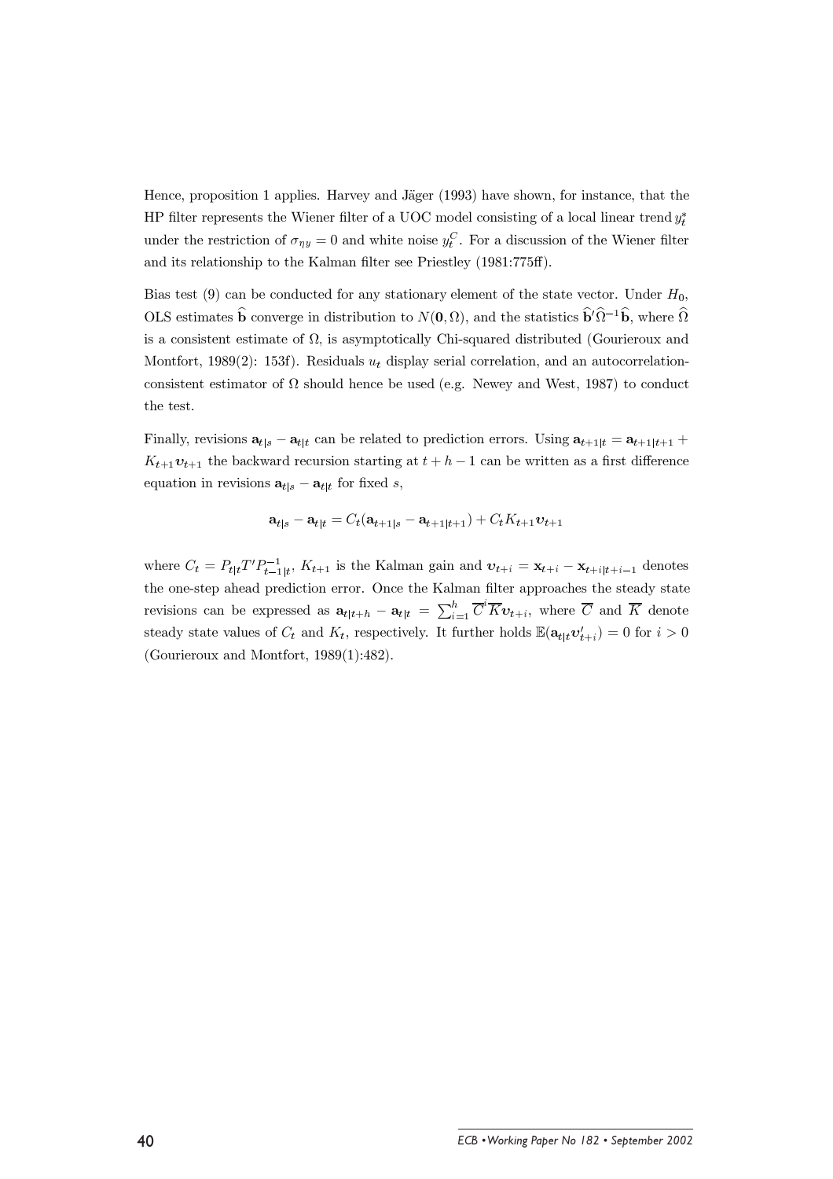Hence, proposition 1 applies. Harvey and Jäger (1993) have shown, for instance, that the HP filter represents the Wiener filter of a UOC model consisting of a local linear trend $y_t^*$ under the restriction of $\sigma_{\eta y} = 0$ and white noise $y_t^C$. For a discussion of the Wiener filter and its relationship to the Kalman filter see Priestley (1981:775ff).

Bias test (9) can be conducted for any stationary element of the state vector. Under $H_0$, OLS estimates $\widehat{\mathbf{b}}$ converge in distribution to $N(\mathbf{0}, \Omega)$, and the statistics $\widehat{\mathbf{b}}'\widehat{\Omega}^{-1}\widehat{\mathbf{b}}$, where $\widehat{\Omega}$ is a consistent estimate of $\Omega$, is asymptotically Chi-squared distributed (Gourieroux and Montfort, 1989(2): 153f). Residuals $u_t$ display serial correlation, and an autocorrelation-consistent estimator of $\Omega$ should hence be used (e.g. Newey and West, 1987) to conduct the test.

Finally, revisions $\mathbf{a}_{t|s} - \mathbf{a}_{t|t}$ can be related to prediction errors. Using $\mathbf{a}_{t+1|t} = \mathbf{a}_{t+1|t+1} + K_{t+1}\boldsymbol{v}_{t+1}$ the backward recursion starting at $t+h-1$ can be written as a first difference equation in revisions $\mathbf{a}_{t|s} - \mathbf{a}_{t|t}$ for fixed $s$,

$$\mathbf{a}_{t|s} - \mathbf{a}_{t|t} = C_t(\mathbf{a}_{t+1|s} - \mathbf{a}_{t+1|t+1}) + C_t K_{t+1}\boldsymbol{v}_{t+1}$$

where $C_t = P_{t|t}T'P_{t-1|t}^{-1}$, $K_{t+1}$ is the Kalman gain and $\boldsymbol{v}_{t+i} = \mathbf{x}_{t+i} - \mathbf{x}_{t+i|t+i-1}$ denotes the one-step ahead prediction error. Once the Kalman filter approaches the steady state revisions can be expressed as $\mathbf{a}_{t|t+h} - \mathbf{a}_{t|t} = \sum_{i=1}^{h} \overline{C}^i \overline{K} \boldsymbol{v}_{t+i}$, where $\overline{C}$ and $\overline{K}$ denote steady state values of $C_t$ and $K_t$, respectively. It further holds $\mathbb{E}(\mathbf{a}_{t|t}\boldsymbol{v}'_{t+i}) = 0$ for $i > 0$ (Gourieroux and Montfort, 1989(1):482).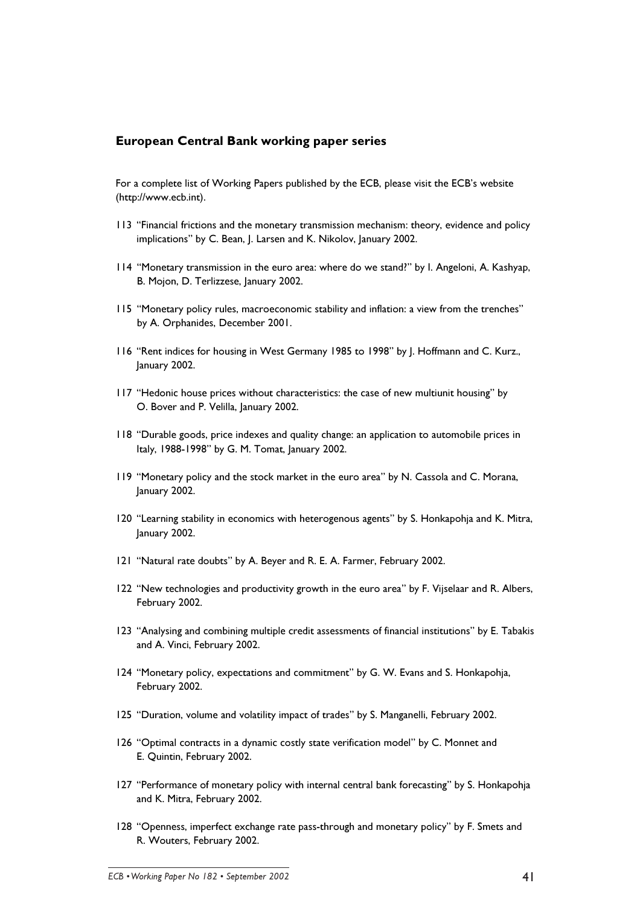## European Central Bank working paper series

For a complete list of Working Papers published by the ECB, please visit the ECB's website (http://www.ecb.int).

113 "Financial frictions and the monetary transmission mechanism: theory, evidence and policy implications" by C. Bean, J. Larsen and K. Nikolov, January 2002.

114 "Monetary transmission in the euro area: where do we stand?" by I. Angeloni, A. Kashyap, B. Mojon, D. Terlizzese, January 2002.

115 "Monetary policy rules, macroeconomic stability and inflation: a view from the trenches" by A. Orphanides, December 2001.

116 "Rent indices for housing in West Germany 1985 to 1998" by J. Hoffmann and C. Kurz., January 2002.

117 "Hedonic house prices without characteristics: the case of new multiunit housing" by O. Bover and P. Velilla, January 2002.

118 "Durable goods, price indexes and quality change: an application to automobile prices in Italy, 1988-1998" by G. M. Tomat, January 2002.

119 "Monetary policy and the stock market in the euro area" by N. Cassola and C. Morana, January 2002.

120 "Learning stability in economics with heterogenous agents" by S. Honkapohja and K. Mitra, January 2002.

121 "Natural rate doubts" by A. Beyer and R. E. A. Farmer, February 2002.

122 "New technologies and productivity growth in the euro area" by F. Vijselaar and R. Albers, February 2002.

123 "Analysing and combining multiple credit assessments of financial institutions" by E. Tabakis and A. Vinci, February 2002.

124 "Monetary policy, expectations and commitment" by G. W. Evans and S. Honkapohja, February 2002.

125 "Duration, volume and volatility impact of trades" by S. Manganelli, February 2002.

126 "Optimal contracts in a dynamic costly state verification model" by C. Monnet and E. Quintin, February 2002.

127 "Performance of monetary policy with internal central bank forecasting" by S. Honkapohja and K. Mitra, February 2002.

128 "Openness, imperfect exchange rate pass-through and monetary policy" by F. Smets and R. Wouters, February 2002.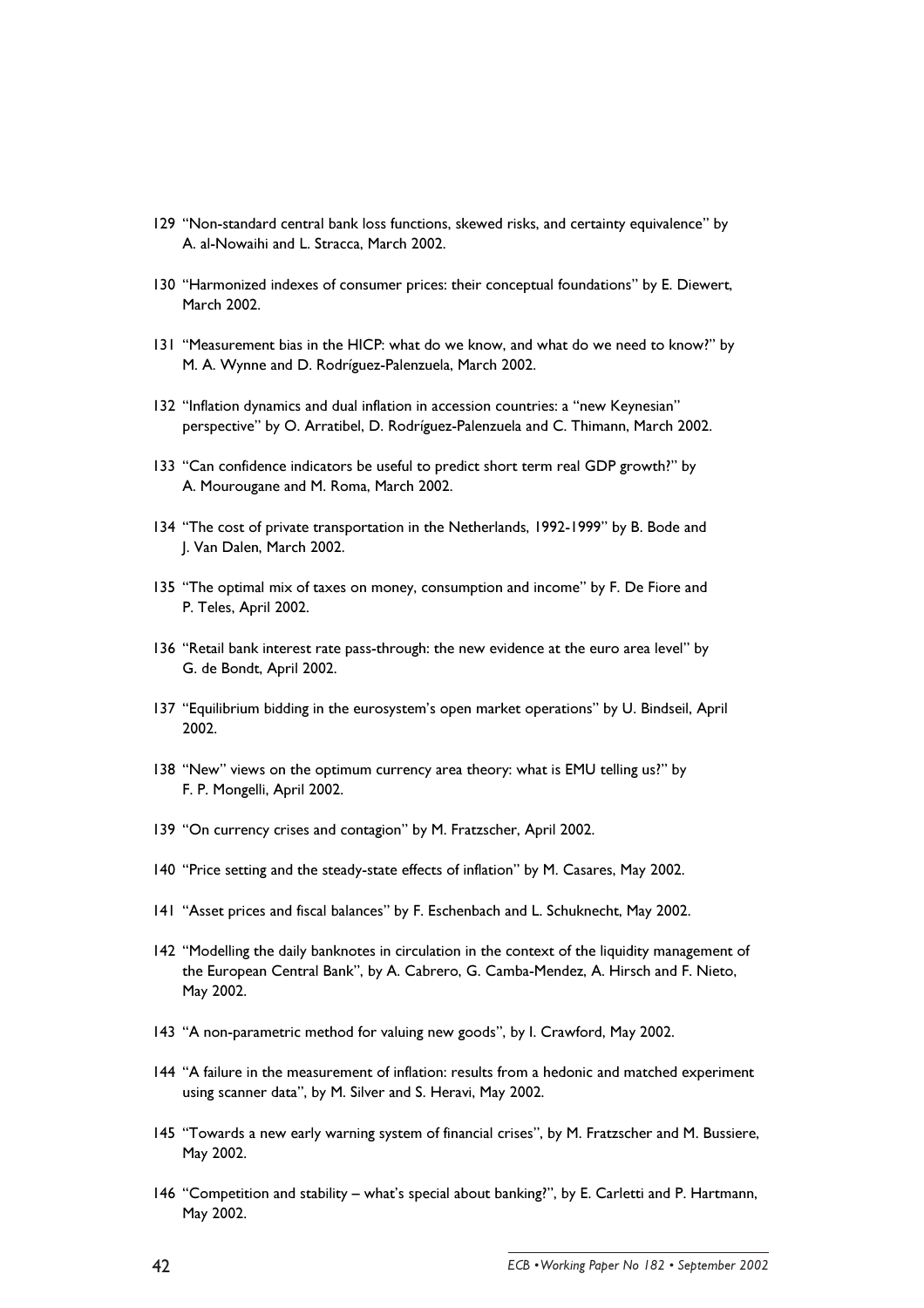129 "Non-standard central bank loss functions, skewed risks, and certainty equivalence" by A. al-Nowaihi and L. Stracca, March 2002.

130 "Harmonized indexes of consumer prices: their conceptual foundations" by E. Diewert, March 2002.

131 "Measurement bias in the HICP: what do we know, and what do we need to know?" by M. A. Wynne and D. Rodríguez-Palenzuela, March 2002.

132 "Inflation dynamics and dual inflation in accession countries: a "new Keynesian" perspective" by O. Arratibel, D. Rodríguez-Palenzuela and C. Thimann, March 2002.

133 "Can confidence indicators be useful to predict short term real GDP growth?" by A. Mourougane and M. Roma, March 2002.

134 "The cost of private transportation in the Netherlands, 1992-1999" by B. Bode and J. Van Dalen, March 2002.

135 "The optimal mix of taxes on money, consumption and income" by F. De Fiore and P. Teles, April 2002.

136 "Retail bank interest rate pass-through: the new evidence at the euro area level" by G. de Bondt, April 2002.

137 "Equilibrium bidding in the eurosystem's open market operations" by U. Bindseil, April 2002.

138 "New" views on the optimum currency area theory: what is EMU telling us?" by F. P. Mongelli, April 2002.

139 "On currency crises and contagion" by M. Fratzscher, April 2002.

140 "Price setting and the steady-state effects of inflation" by M. Casares, May 2002.

141 "Asset prices and fiscal balances" by F. Eschenbach and L. Schuknecht, May 2002.

142 "Modelling the daily banknotes in circulation in the context of the liquidity management of the European Central Bank", by A. Cabrero, G. Camba-Mendez, A. Hirsch and F. Nieto, May 2002.

143 "A non-parametric method for valuing new goods", by I. Crawford, May 2002.

144 "A failure in the measurement of inflation: results from a hedonic and matched experiment using scanner data", by M. Silver and S. Heravi, May 2002.

145 "Towards a new early warning system of financial crises", by M. Fratzscher and M. Bussiere, May 2002.

146 "Competition and stability – what's special about banking?", by E. Carletti and P. Hartmann, May 2002.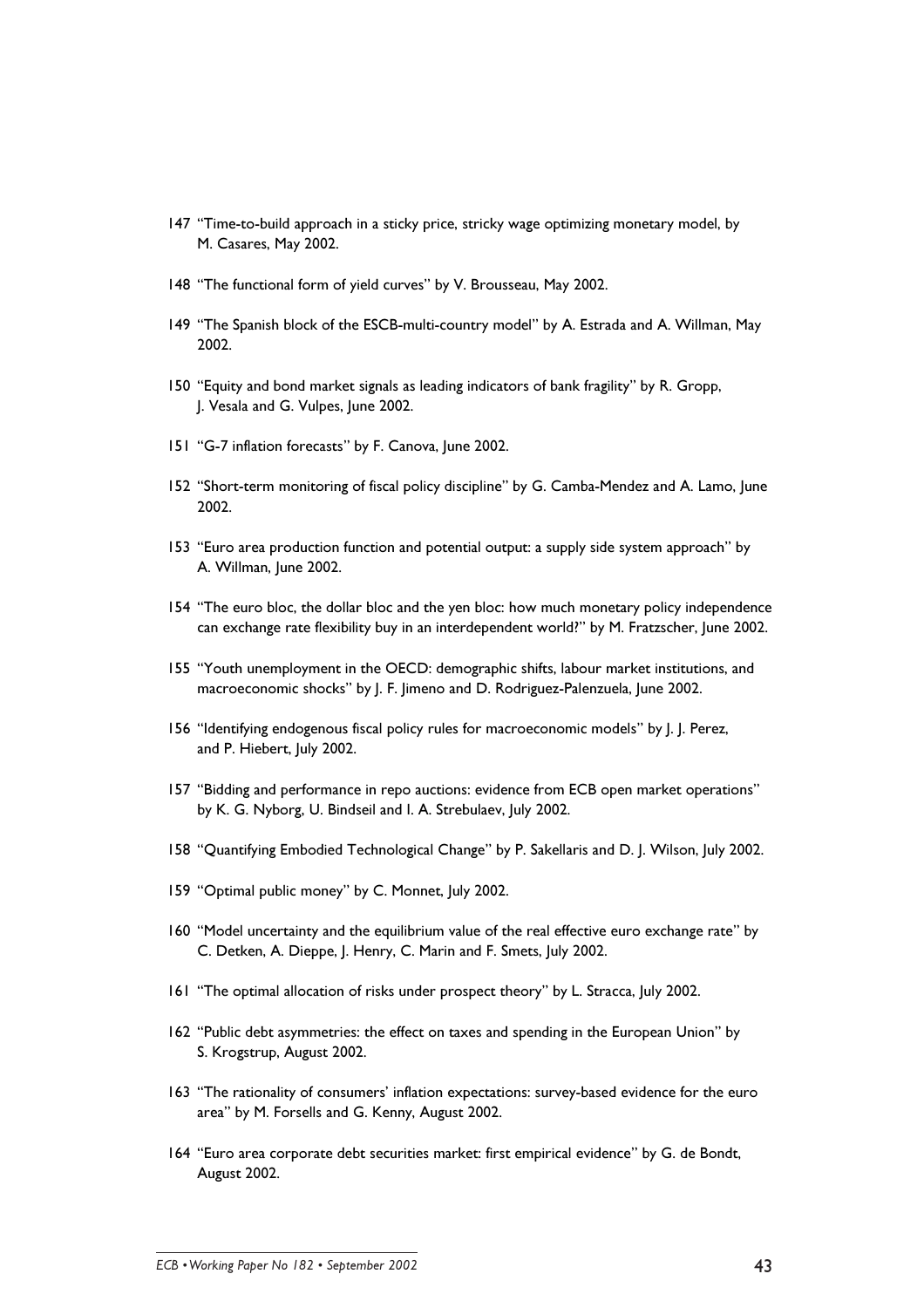147 "Time-to-build approach in a sticky price, stricky wage optimizing monetary model, by M. Casares, May 2002.

148 "The functional form of yield curves" by V. Brousseau, May 2002.

149 "The Spanish block of the ESCB-multi-country model" by A. Estrada and A. Willman, May 2002.

150 "Equity and bond market signals as leading indicators of bank fragility" by R. Gropp, J. Vesala and G. Vulpes, June 2002.

151 "G-7 inflation forecasts" by F. Canova, June 2002.

152 "Short-term monitoring of fiscal policy discipline" by G. Camba-Mendez and A. Lamo, June 2002.

153 "Euro area production function and potential output: a supply side system approach" by A. Willman, June 2002.

154 "The euro bloc, the dollar bloc and the yen bloc: how much monetary policy independence can exchange rate flexibility buy in an interdependent world?" by M. Fratzscher, June 2002.

155 "Youth unemployment in the OECD: demographic shifts, labour market institutions, and macroeconomic shocks" by J. F. Jimeno and D. Rodriguez-Palenzuela, June 2002.

156 "Identifying endogenous fiscal policy rules for macroeconomic models" by J. J. Perez, and P. Hiebert, July 2002.

157 "Bidding and performance in repo auctions: evidence from ECB open market operations" by K. G. Nyborg, U. Bindseil and I. A. Strebulaev, July 2002.

158 "Quantifying Embodied Technological Change" by P. Sakellaris and D. J. Wilson, July 2002.

159 "Optimal public money" by C. Monnet, July 2002.

160 "Model uncertainty and the equilibrium value of the real effective euro exchange rate" by C. Detken, A. Dieppe, J. Henry, C. Marin and F. Smets, July 2002.

161 "The optimal allocation of risks under prospect theory" by L. Stracca, July 2002.

162 "Public debt asymmetries: the effect on taxes and spending in the European Union" by S. Krogstrup, August 2002.

163 "The rationality of consumers' inflation expectations: survey-based evidence for the euro area" by M. Forsells and G. Kenny, August 2002.

164 "Euro area corporate debt securities market: first empirical evidence" by G. de Bondt, August 2002.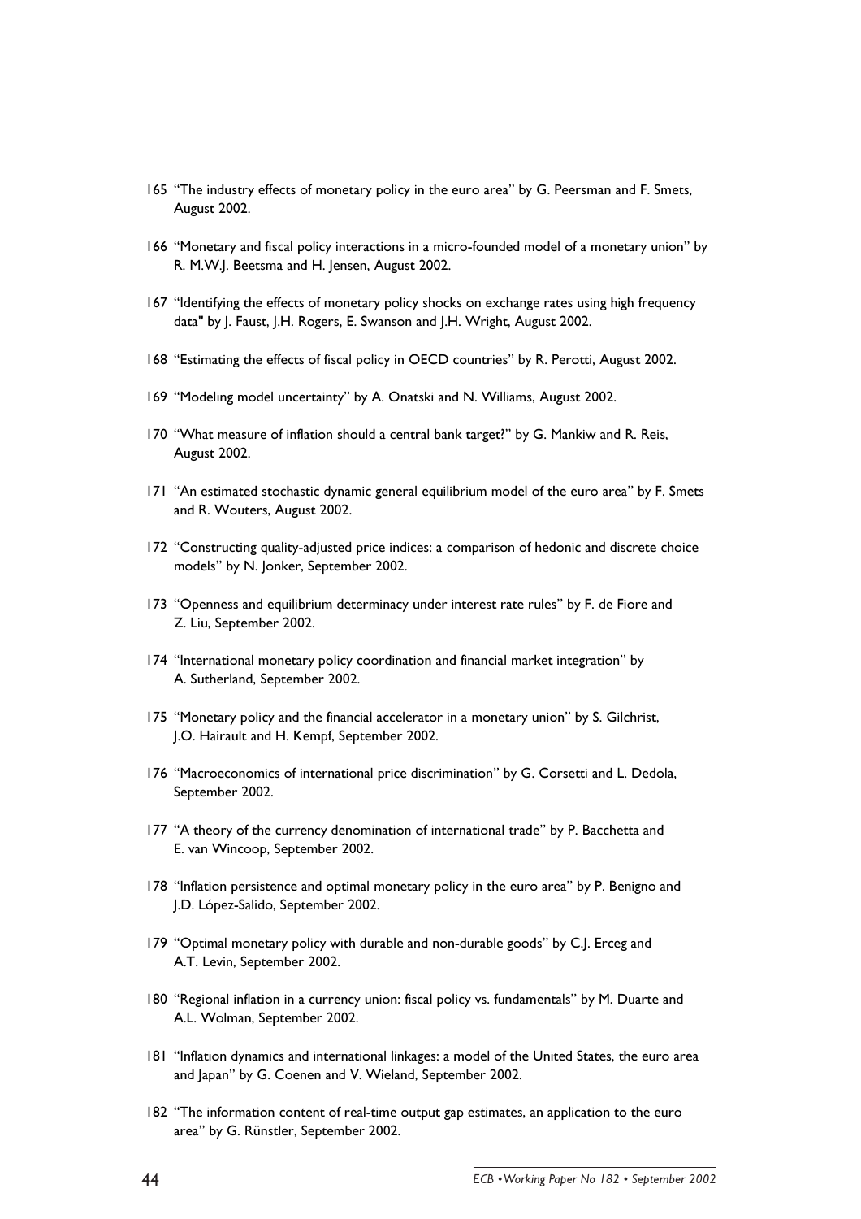165 "The industry effects of monetary policy in the euro area" by G. Peersman and F. Smets, August 2002.

166 "Monetary and fiscal policy interactions in a micro-founded model of a monetary union" by R. M.W.J. Beetsma and H. Jensen, August 2002.

167 "Identifying the effects of monetary policy shocks on exchange rates using high frequency data" by J. Faust, J.H. Rogers, E. Swanson and J.H. Wright, August 2002.

168 "Estimating the effects of fiscal policy in OECD countries" by R. Perotti, August 2002.

169 "Modeling model uncertainty" by A. Onatski and N. Williams, August 2002.

170 "What measure of inflation should a central bank target?" by G. Mankiw and R. Reis, August 2002.

171 "An estimated stochastic dynamic general equilibrium model of the euro area" by F. Smets and R. Wouters, August 2002.

172 "Constructing quality-adjusted price indices: a comparison of hedonic and discrete choice models" by N. Jonker, September 2002.

173 "Openness and equilibrium determinacy under interest rate rules" by F. de Fiore and Z. Liu, September 2002.

174 "International monetary policy coordination and financial market integration" by A. Sutherland, September 2002.

175 "Monetary policy and the financial accelerator in a monetary union" by S. Gilchrist, J.O. Hairault and H. Kempf, September 2002.

176 "Macroeconomics of international price discrimination" by G. Corsetti and L. Dedola, September 2002.

177 "A theory of the currency denomination of international trade" by P. Bacchetta and E. van Wincoop, September 2002.

178 "Inflation persistence and optimal monetary policy in the euro area" by P. Benigno and J.D. López-Salido, September 2002.

179 "Optimal monetary policy with durable and non-durable goods" by C.J. Erceg and A.T. Levin, September 2002.

180 "Regional inflation in a currency union: fiscal policy vs. fundamentals" by M. Duarte and A.L. Wolman, September 2002.

181 "Inflation dynamics and international linkages: a model of the United States, the euro area and Japan" by G. Coenen and V. Wieland, September 2002.

182 "The information content of real-time output gap estimates, an application to the euro area" by G. Rünstler, September 2002.